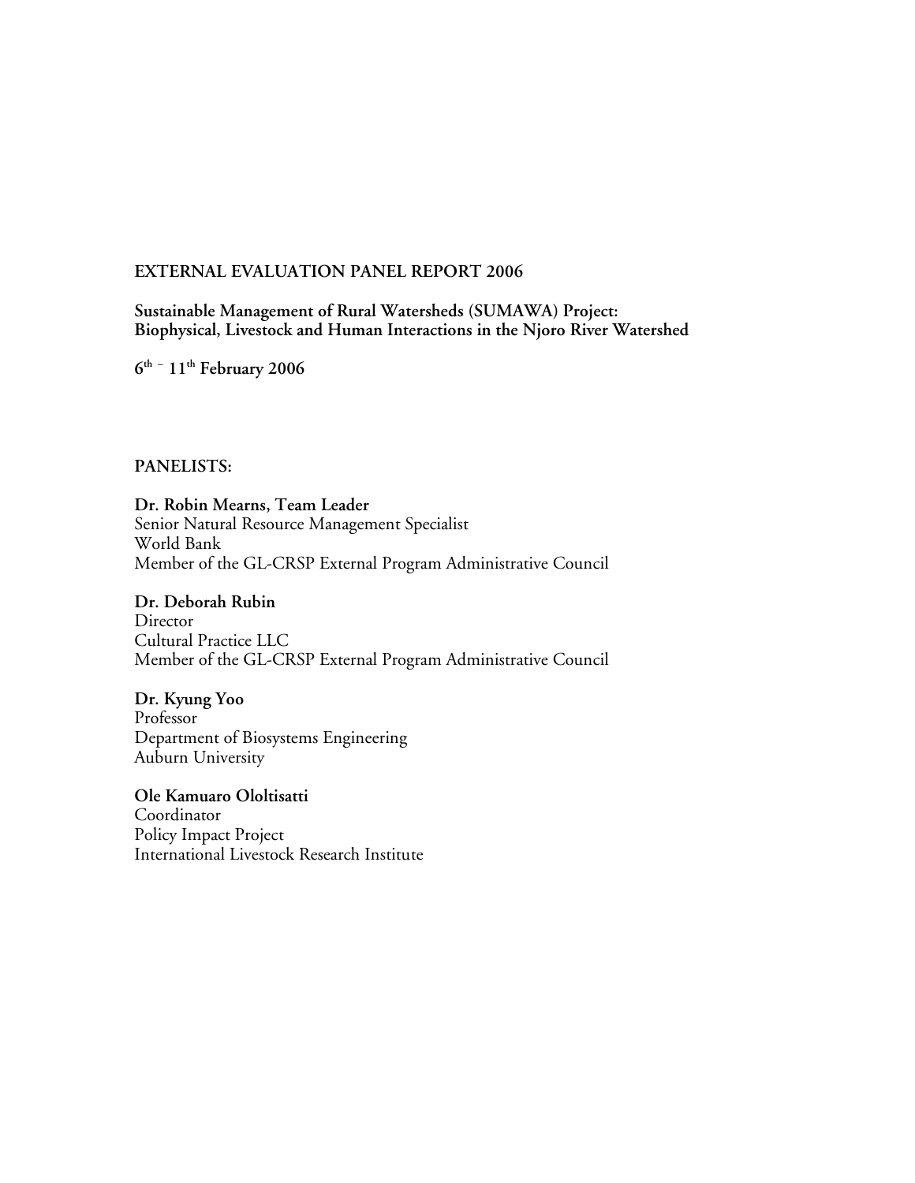# EXTERNAL EVALUATION PANEL REPORT 2006

## Sustainable Management of Rural Watersheds (SUMAWA) Project: Biophysical, Livestock and Human Interactions in the Njoro River Watershed

**6th – 11th February 2006**

**PANELISTS:**

**Dr. Robin Mearns, Team Leader**
Senior Natural Resource Management Specialist
World Bank
Member of the GL-CRSP External Program Administrative Council

**Dr. Deborah Rubin**
Director
Cultural Practice LLC
Member of the GL-CRSP External Program Administrative Council

**Dr. Kyung Yoo**
Professor
Department of Biosystems Engineering
Auburn University

**Ole Kamuaro Ololtisatti**
Coordinator
Policy Impact Project
International Livestock Research Institute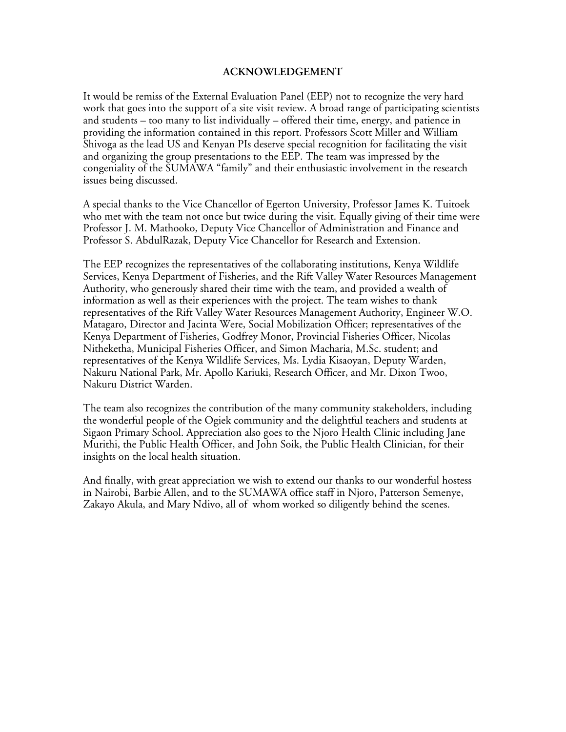## ACKNOWLEDGEMENT

It would be remiss of the External Evaluation Panel (EEP) not to recognize the very hard work that goes into the support of a site visit review. A broad range of participating scientists and students – too many to list individually – offered their time, energy, and patience in providing the information contained in this report. Professors Scott Miller and William Shivoga as the lead US and Kenyan PIs deserve special recognition for facilitating the visit and organizing the group presentations to the EEP. The team was impressed by the congeniality of the SUMAWA "family" and their enthusiastic involvement in the research issues being discussed.

A special thanks to the Vice Chancellor of Egerton University, Professor James K. Tuitoek who met with the team not once but twice during the visit. Equally giving of their time were Professor J. M. Mathooko, Deputy Vice Chancellor of Administration and Finance and Professor S. AbdulRazak, Deputy Vice Chancellor for Research and Extension.

The EEP recognizes the representatives of the collaborating institutions, Kenya Wildlife Services, Kenya Department of Fisheries, and the Rift Valley Water Resources Management Authority, who generously shared their time with the team, and provided a wealth of information as well as their experiences with the project. The team wishes to thank representatives of the Rift Valley Water Resources Management Authority, Engineer W.O. Matagaro, Director and Jacinta Were, Social Mobilization Officer; representatives of the Kenya Department of Fisheries, Godfrey Monor, Provincial Fisheries Officer, Nicolas Nitheketha, Municipal Fisheries Officer, and Simon Macharia, M.Sc. student; and representatives of the Kenya Wildlife Services, Ms. Lydia Kisaoyan, Deputy Warden, Nakuru National Park, Mr. Apollo Kariuki, Research Officer, and Mr. Dixon Twoo, Nakuru District Warden.

The team also recognizes the contribution of the many community stakeholders, including the wonderful people of the Ogiek community and the delightful teachers and students at Sigaon Primary School. Appreciation also goes to the Njoro Health Clinic including Jane Murithi, the Public Health Officer, and John Soik, the Public Health Clinician, for their insights on the local health situation.

And finally, with great appreciation we wish to extend our thanks to our wonderful hostess in Nairobi, Barbie Allen, and to the SUMAWA office staff in Njoro, Patterson Semenye, Zakayo Akula, and Mary Ndivo, all of whom worked so diligently behind the scenes.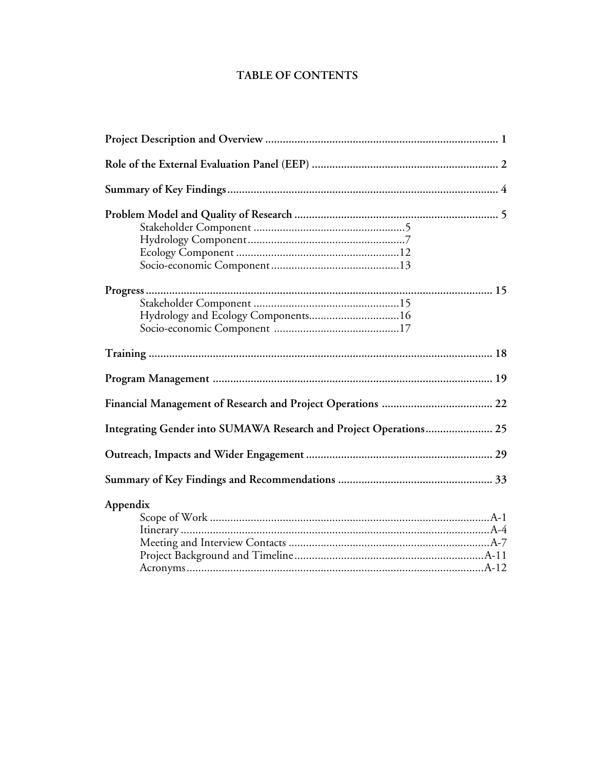# TABLE OF CONTENTS

**Project Description and Overview** ................................................................................ 1

**Role of the External Evaluation Panel (EEP)** ................................................................ 2

**Summary of Key Findings** ............................................................................................ 4

**Problem Model and Quality of Research** ..................................................................... 5
- Stakeholder Component ....................................................5
- Hydrology Component......................................................7
- Ecology Component ........................................................12
- Socio-economic Component............................................13

**Progress** ...................................................................................................................... 15
- Stakeholder Component ..................................................15
- Hydrology and Ecology Components...............................16
- Socio-economic Component ...........................................17

**Training** ..................................................................................................................... 18

**Program Management** ............................................................................................... 19

**Financial Management of Research and Project Operations** ...................................... 22

**Integrating Gender into SUMAWA Research and Project Operations**....................... 25

**Outreach, Impacts and Wider Engagement** ............................................................... 29

**Summary of Key Findings and Recommendations** .................................................... 33

**Appendix**
- Scope of Work ...............................................................................................A-1
- Itinerary .........................................................................................................A-4
- Meeting and Interview Contacts .....................................................................A-7
- Project Background and Timeline.................................................................A-11
- Acronyms......................................................................................................A-12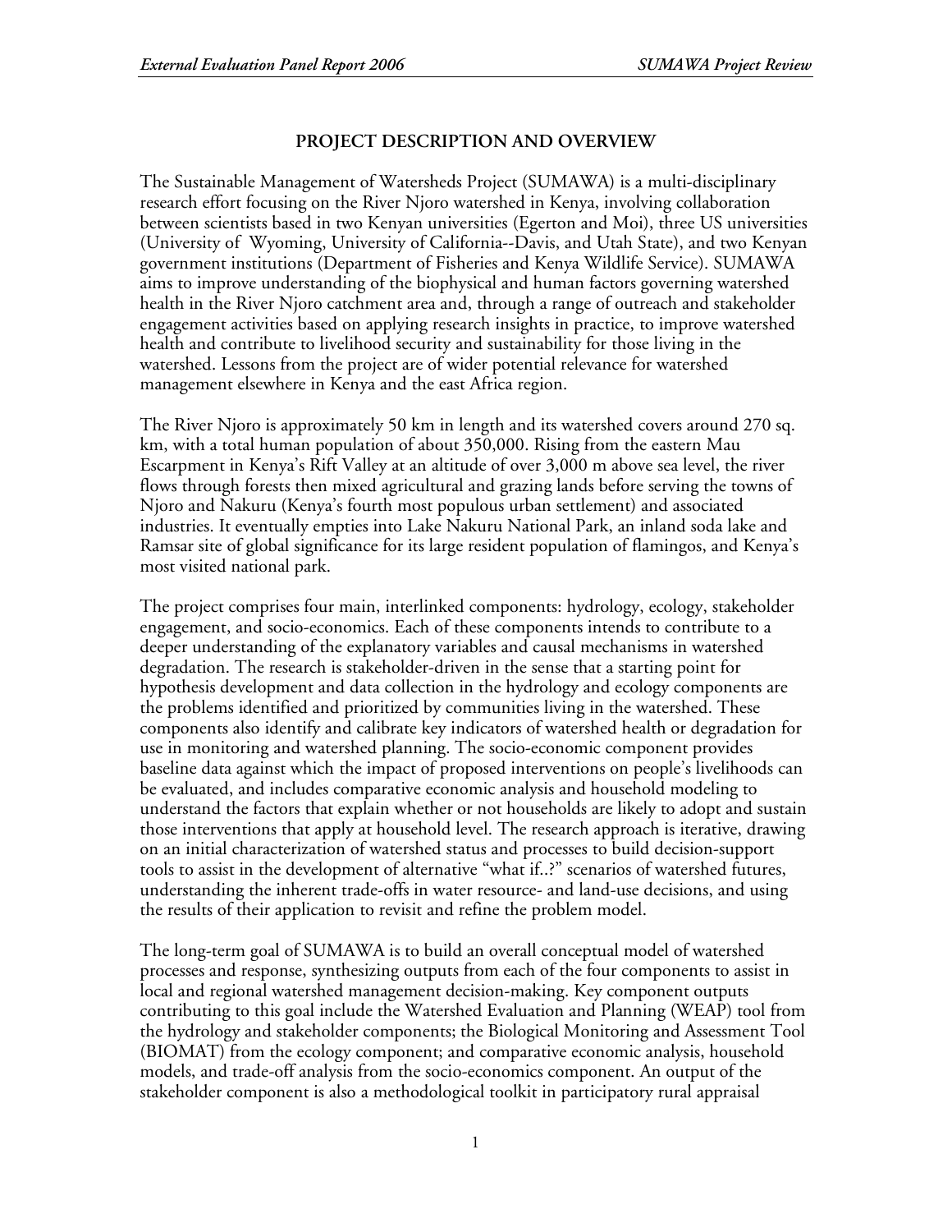## PROJECT DESCRIPTION AND OVERVIEW

The Sustainable Management of Watersheds Project (SUMAWA) is a multi-disciplinary research effort focusing on the River Njoro watershed in Kenya, involving collaboration between scientists based in two Kenyan universities (Egerton and Moi), three US universities (University of Wyoming, University of California--Davis, and Utah State), and two Kenyan government institutions (Department of Fisheries and Kenya Wildlife Service). SUMAWA aims to improve understanding of the biophysical and human factors governing watershed health in the River Njoro catchment area and, through a range of outreach and stakeholder engagement activities based on applying research insights in practice, to improve watershed health and contribute to livelihood security and sustainability for those living in the watershed. Lessons from the project are of wider potential relevance for watershed management elsewhere in Kenya and the east Africa region.

The River Njoro is approximately 50 km in length and its watershed covers around 270 sq. km, with a total human population of about 350,000. Rising from the eastern Mau Escarpment in Kenya's Rift Valley at an altitude of over 3,000 m above sea level, the river flows through forests then mixed agricultural and grazing lands before serving the towns of Njoro and Nakuru (Kenya's fourth most populous urban settlement) and associated industries. It eventually empties into Lake Nakuru National Park, an inland soda lake and Ramsar site of global significance for its large resident population of flamingos, and Kenya's most visited national park.

The project comprises four main, interlinked components: hydrology, ecology, stakeholder engagement, and socio-economics. Each of these components intends to contribute to a deeper understanding of the explanatory variables and causal mechanisms in watershed degradation. The research is stakeholder-driven in the sense that a starting point for hypothesis development and data collection in the hydrology and ecology components are the problems identified and prioritized by communities living in the watershed. These components also identify and calibrate key indicators of watershed health or degradation for use in monitoring and watershed planning. The socio-economic component provides baseline data against which the impact of proposed interventions on people's livelihoods can be evaluated, and includes comparative economic analysis and household modeling to understand the factors that explain whether or not households are likely to adopt and sustain those interventions that apply at household level. The research approach is iterative, drawing on an initial characterization of watershed status and processes to build decision-support tools to assist in the development of alternative "what if..?" scenarios of watershed futures, understanding the inherent trade-offs in water resource- and land-use decisions, and using the results of their application to revisit and refine the problem model.

The long-term goal of SUMAWA is to build an overall conceptual model of watershed processes and response, synthesizing outputs from each of the four components to assist in local and regional watershed management decision-making. Key component outputs contributing to this goal include the Watershed Evaluation and Planning (WEAP) tool from the hydrology and stakeholder components; the Biological Monitoring and Assessment Tool (BIOMAT) from the ecology component; and comparative economic analysis, household models, and trade-off analysis from the socio-economics component. An output of the stakeholder component is also a methodological toolkit in participatory rural appraisal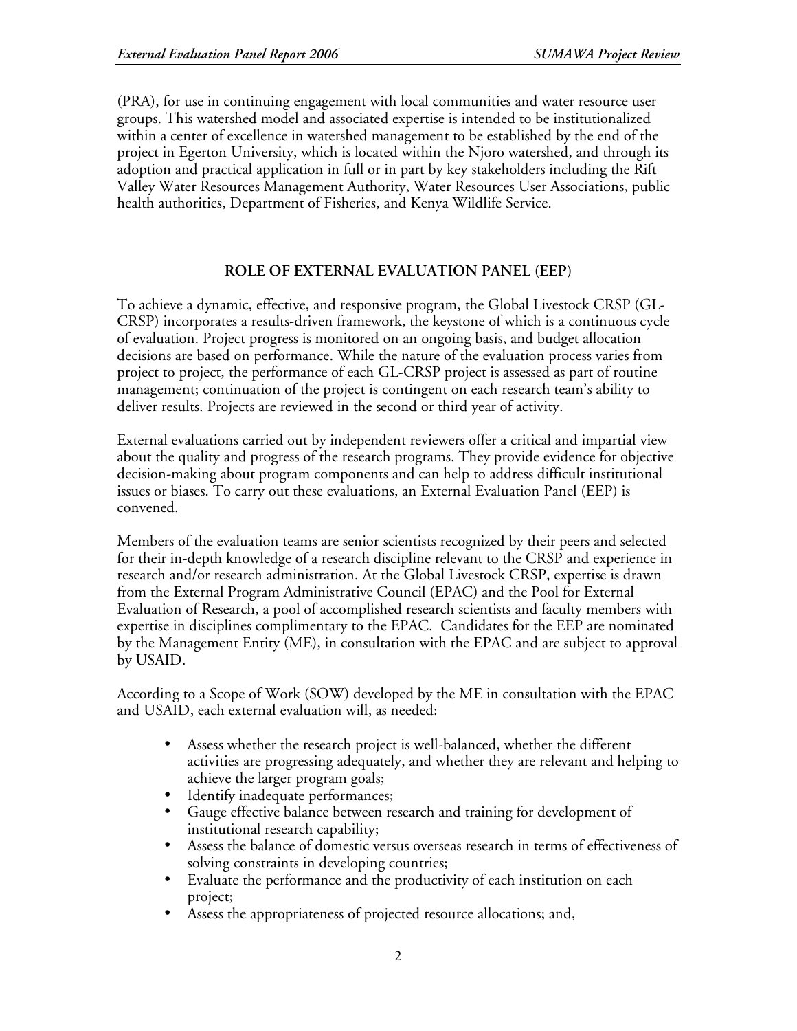(PRA), for use in continuing engagement with local communities and water resource user groups. This watershed model and associated expertise is intended to be institutionalized within a center of excellence in watershed management to be established by the end of the project in Egerton University, which is located within the Njoro watershed, and through its adoption and practical application in full or in part by key stakeholders including the Rift Valley Water Resources Management Authority, Water Resources User Associations, public health authorities, Department of Fisheries, and Kenya Wildlife Service.

## ROLE OF EXTERNAL EVALUATION PANEL (EEP)

To achieve a dynamic, effective, and responsive program, the Global Livestock CRSP (GL-CRSP) incorporates a results-driven framework, the keystone of which is a continuous cycle of evaluation. Project progress is monitored on an ongoing basis, and budget allocation decisions are based on performance. While the nature of the evaluation process varies from project to project, the performance of each GL-CRSP project is assessed as part of routine management; continuation of the project is contingent on each research team's ability to deliver results. Projects are reviewed in the second or third year of activity.

External evaluations carried out by independent reviewers offer a critical and impartial view about the quality and progress of the research programs. They provide evidence for objective decision-making about program components and can help to address difficult institutional issues or biases. To carry out these evaluations, an External Evaluation Panel (EEP) is convened.

Members of the evaluation teams are senior scientists recognized by their peers and selected for their in-depth knowledge of a research discipline relevant to the CRSP and experience in research and/or research administration. At the Global Livestock CRSP, expertise is drawn from the External Program Administrative Council (EPAC) and the Pool for External Evaluation of Research, a pool of accomplished research scientists and faculty members with expertise in disciplines complimentary to the EPAC. Candidates for the EEP are nominated by the Management Entity (ME), in consultation with the EPAC and are subject to approval by USAID.

According to a Scope of Work (SOW) developed by the ME in consultation with the EPAC and USAID, each external evaluation will, as needed:

- Assess whether the research project is well-balanced, whether the different activities are progressing adequately, and whether they are relevant and helping to achieve the larger program goals;
- Identify inadequate performances;
- Gauge effective balance between research and training for development of institutional research capability;
- Assess the balance of domestic versus overseas research in terms of effectiveness of solving constraints in developing countries;
- Evaluate the performance and the productivity of each institution on each project;
- Assess the appropriateness of projected resource allocations; and,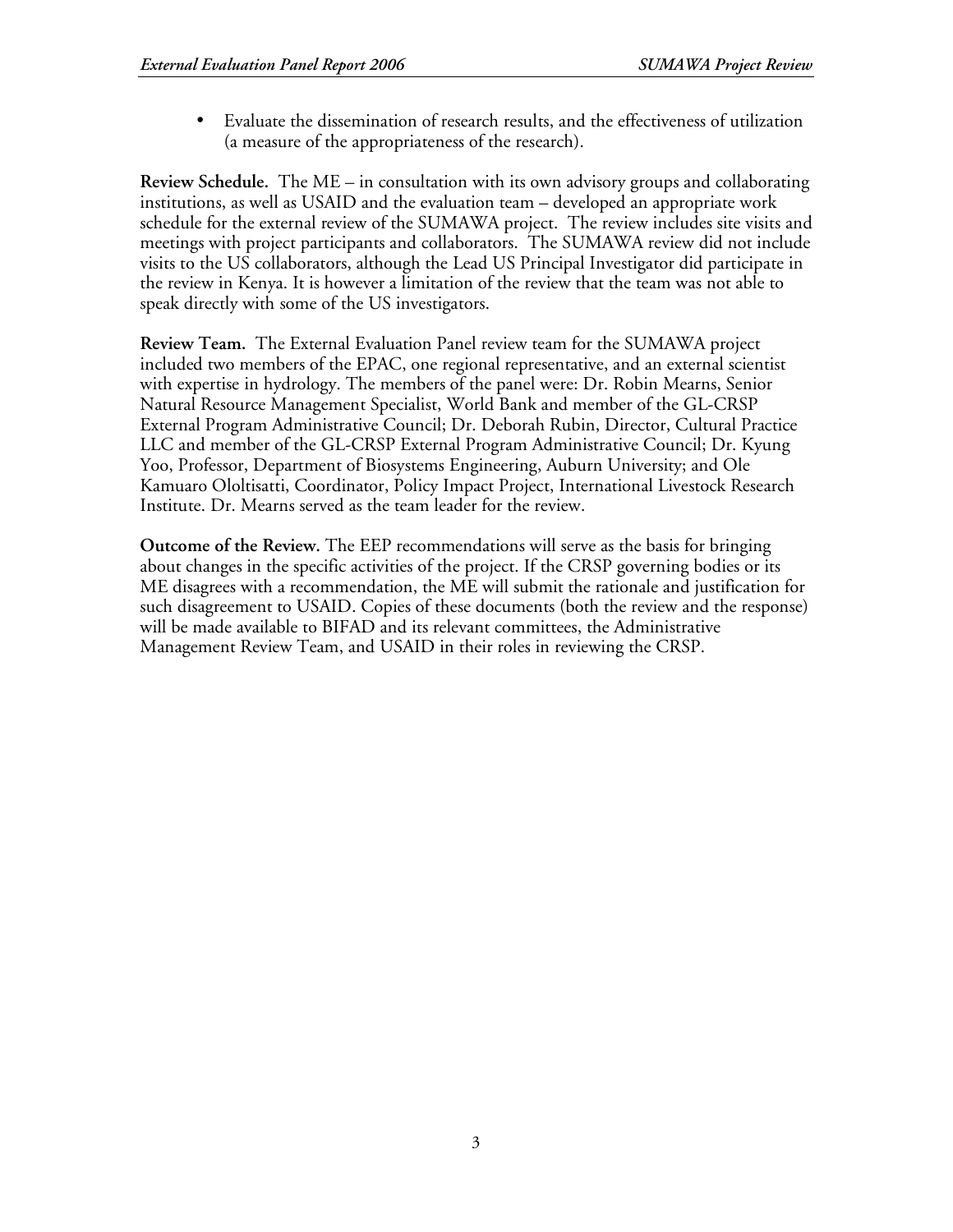- Evaluate the dissemination of research results, and the effectiveness of utilization (a measure of the appropriateness of the research).

**Review Schedule.** The ME – in consultation with its own advisory groups and collaborating institutions, as well as USAID and the evaluation team – developed an appropriate work schedule for the external review of the SUMAWA project. The review includes site visits and meetings with project participants and collaborators. The SUMAWA review did not include visits to the US collaborators, although the Lead US Principal Investigator did participate in the review in Kenya. It is however a limitation of the review that the team was not able to speak directly with some of the US investigators.

**Review Team.** The External Evaluation Panel review team for the SUMAWA project included two members of the EPAC, one regional representative, and an external scientist with expertise in hydrology. The members of the panel were: Dr. Robin Mearns, Senior Natural Resource Management Specialist, World Bank and member of the GL-CRSP External Program Administrative Council; Dr. Deborah Rubin, Director, Cultural Practice LLC and member of the GL-CRSP External Program Administrative Council; Dr. Kyung Yoo, Professor, Department of Biosystems Engineering, Auburn University; and Ole Kamuaro Ololtisatti, Coordinator, Policy Impact Project, International Livestock Research Institute. Dr. Mearns served as the team leader for the review.

**Outcome of the Review.** The EEP recommendations will serve as the basis for bringing about changes in the specific activities of the project. If the CRSP governing bodies or its ME disagrees with a recommendation, the ME will submit the rationale and justification for such disagreement to USAID. Copies of these documents (both the review and the response) will be made available to BIFAD and its relevant committees, the Administrative Management Review Team, and USAID in their roles in reviewing the CRSP.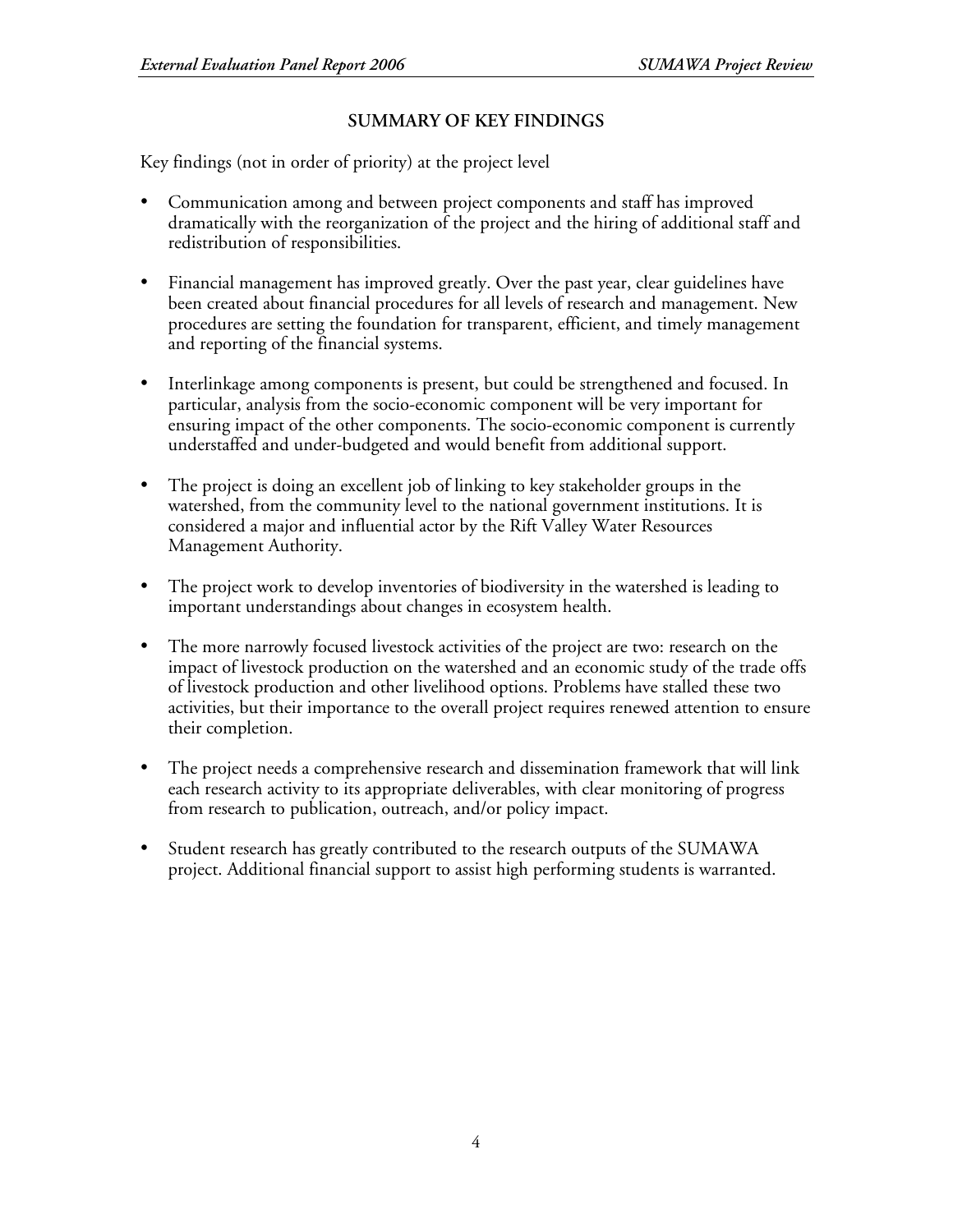## SUMMARY OF KEY FINDINGS

Key findings (not in order of priority) at the project level

- Communication among and between project components and staff has improved dramatically with the reorganization of the project and the hiring of additional staff and redistribution of responsibilities.

- Financial management has improved greatly. Over the past year, clear guidelines have been created about financial procedures for all levels of research and management. New procedures are setting the foundation for transparent, efficient, and timely management and reporting of the financial systems.

- Interlinkage among components is present, but could be strengthened and focused. In particular, analysis from the socio-economic component will be very important for ensuring impact of the other components. The socio-economic component is currently understaffed and under-budgeted and would benefit from additional support.

- The project is doing an excellent job of linking to key stakeholder groups in the watershed, from the community level to the national government institutions. It is considered a major and influential actor by the Rift Valley Water Resources Management Authority.

- The project work to develop inventories of biodiversity in the watershed is leading to important understandings about changes in ecosystem health.

- The more narrowly focused livestock activities of the project are two: research on the impact of livestock production on the watershed and an economic study of the trade offs of livestock production and other livelihood options. Problems have stalled these two activities, but their importance to the overall project requires renewed attention to ensure their completion.

- The project needs a comprehensive research and dissemination framework that will link each research activity to its appropriate deliverables, with clear monitoring of progress from research to publication, outreach, and/or policy impact.

- Student research has greatly contributed to the research outputs of the SUMAWA project. Additional financial support to assist high performing students is warranted.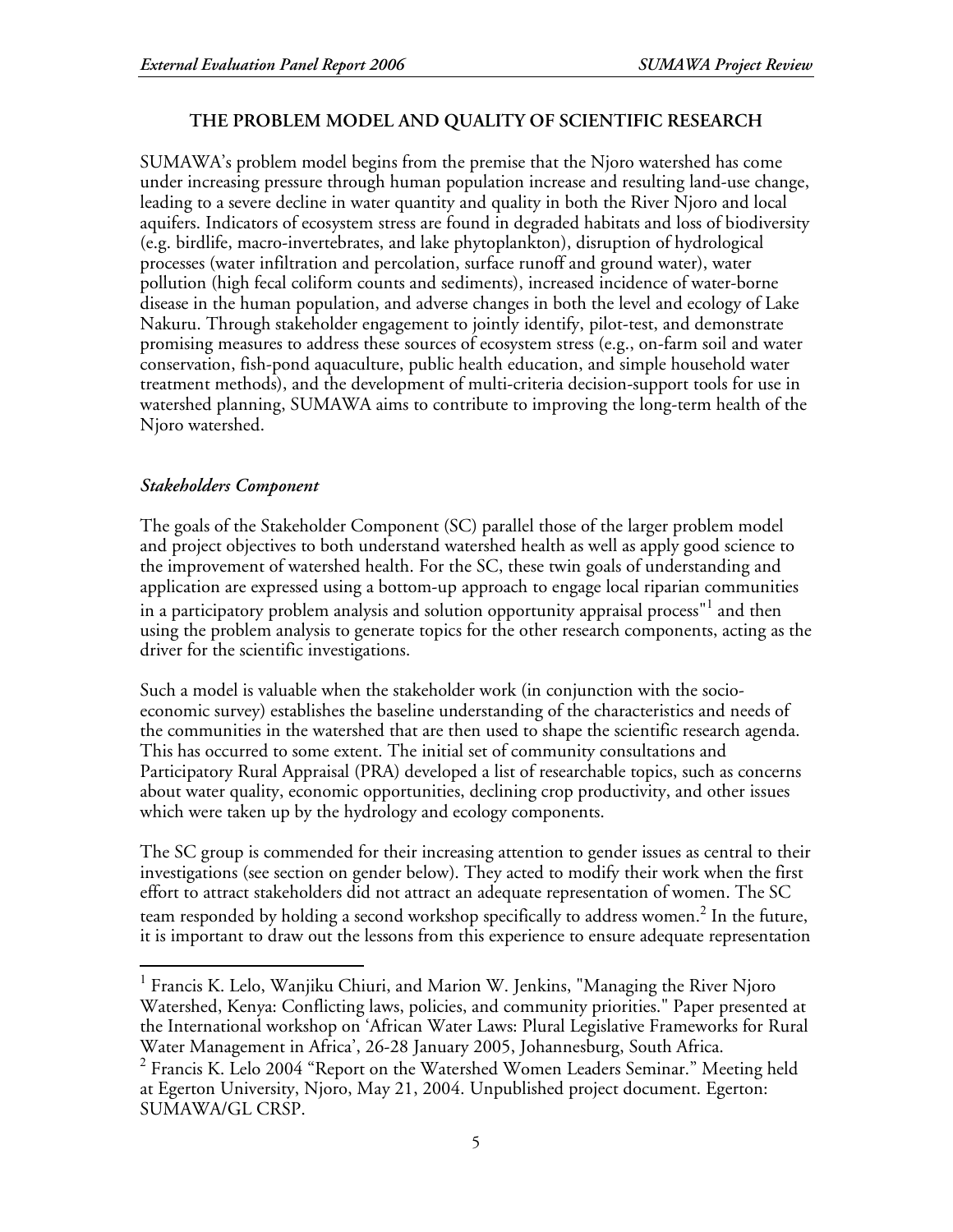## THE PROBLEM MODEL AND QUALITY OF SCIENTIFIC RESEARCH

SUMAWA's problem model begins from the premise that the Njoro watershed has come under increasing pressure through human population increase and resulting land-use change, leading to a severe decline in water quantity and quality in both the River Njoro and local aquifers. Indicators of ecosystem stress are found in degraded habitats and loss of biodiversity (e.g. birdlife, macro-invertebrates, and lake phytoplankton), disruption of hydrological processes (water infiltration and percolation, surface runoff and ground water), water pollution (high fecal coliform counts and sediments), increased incidence of water-borne disease in the human population, and adverse changes in both the level and ecology of Lake Nakuru. Through stakeholder engagement to jointly identify, pilot-test, and demonstrate promising measures to address these sources of ecosystem stress (e.g., on-farm soil and water conservation, fish-pond aquaculture, public health education, and simple household water treatment methods), and the development of multi-criteria decision-support tools for use in watershed planning, SUMAWA aims to contribute to improving the long-term health of the Njoro watershed.

### *Stakeholders Component*

The goals of the Stakeholder Component (SC) parallel those of the larger problem model and project objectives to both understand watershed health as well as apply good science to the improvement of watershed health. For the SC, these twin goals of understanding and application are expressed using a bottom-up approach to engage local riparian communities in a participatory problem analysis and solution opportunity appraisal process"[1] and then using the problem analysis to generate topics for the other research components, acting as the driver for the scientific investigations.

Such a model is valuable when the stakeholder work (in conjunction with the socio-economic survey) establishes the baseline understanding of the characteristics and needs of the communities in the watershed that are then used to shape the scientific research agenda. This has occurred to some extent. The initial set of community consultations and Participatory Rural Appraisal (PRA) developed a list of researchable topics, such as concerns about water quality, economic opportunities, declining crop productivity, and other issues which were taken up by the hydrology and ecology components.

The SC group is commended for their increasing attention to gender issues as central to their investigations (see section on gender below). They acted to modify their work when the first effort to attract stakeholders did not attract an adequate representation of women. The SC team responded by holding a second workshop specifically to address women.[2] In the future, it is important to draw out the lessons from this experience to ensure adequate representation

---

[1] Francis K. Lelo, Wanjiku Chiuri, and Marion W. Jenkins, "Managing the River Njoro Watershed, Kenya: Conflicting laws, policies, and community priorities." Paper presented at the International workshop on 'African Water Laws: Plural Legislative Frameworks for Rural Water Management in Africa', 26-28 January 2005, Johannesburg, South Africa.

[2] Francis K. Lelo 2004 "Report on the Watershed Women Leaders Seminar." Meeting held at Egerton University, Njoro, May 21, 2004. Unpublished project document. Egerton: SUMAWA/GL CRSP.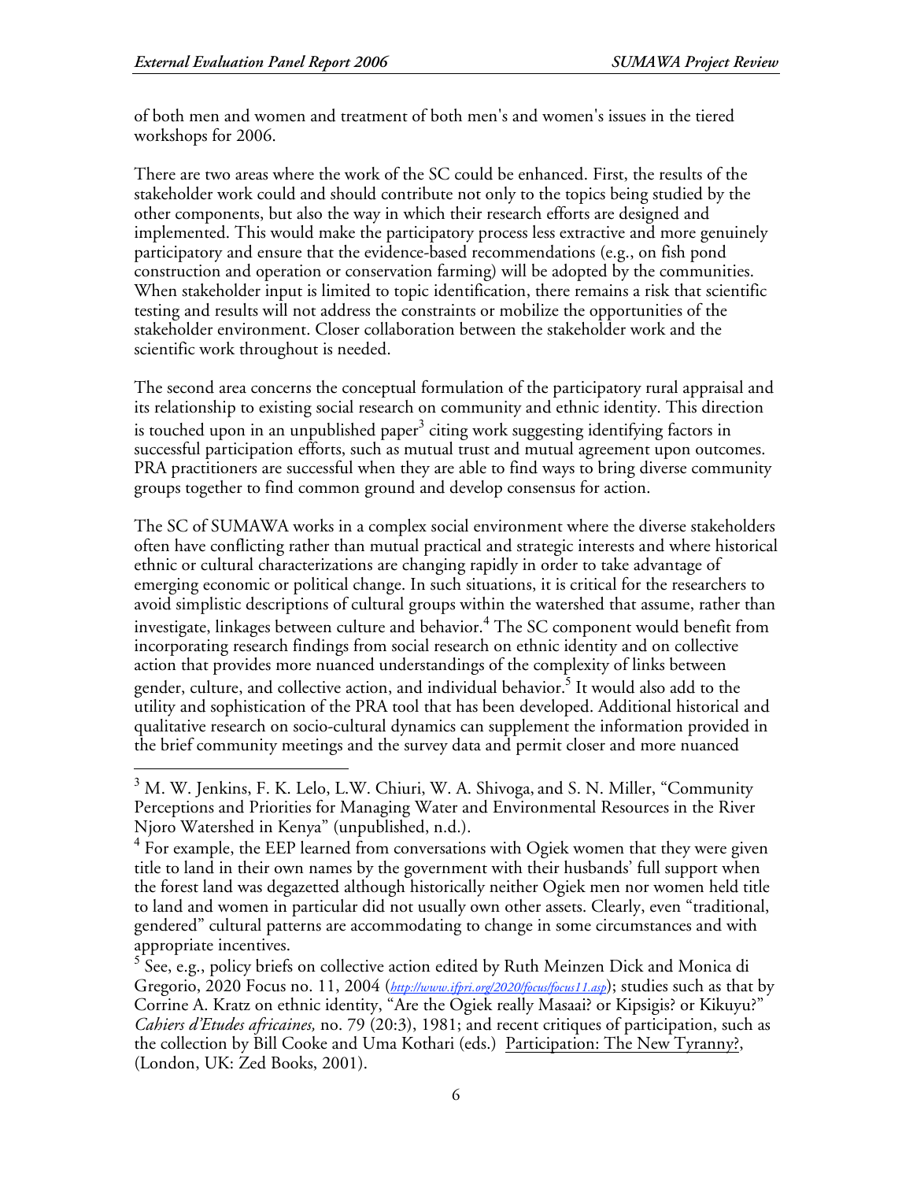of both men and women and treatment of both men's and women's issues in the tiered workshops for 2006.

There are two areas where the work of the SC could be enhanced. First, the results of the stakeholder work could and should contribute not only to the topics being studied by the other components, but also the way in which their research efforts are designed and implemented. This would make the participatory process less extractive and more genuinely participatory and ensure that the evidence-based recommendations (e.g., on fish pond construction and operation or conservation farming) will be adopted by the communities. When stakeholder input is limited to topic identification, there remains a risk that scientific testing and results will not address the constraints or mobilize the opportunities of the stakeholder environment. Closer collaboration between the stakeholder work and the scientific work throughout is needed.

The second area concerns the conceptual formulation of the participatory rural appraisal and its relationship to existing social research on community and ethnic identity. This direction is touched upon in an unpublished paper[3] citing work suggesting identifying factors in successful participation efforts, such as mutual trust and mutual agreement upon outcomes. PRA practitioners are successful when they are able to find ways to bring diverse community groups together to find common ground and develop consensus for action.

The SC of SUMAWA works in a complex social environment where the diverse stakeholders often have conflicting rather than mutual practical and strategic interests and where historical ethnic or cultural characterizations are changing rapidly in order to take advantage of emerging economic or political change. In such situations, it is critical for the researchers to avoid simplistic descriptions of cultural groups within the watershed that assume, rather than investigate, linkages between culture and behavior.[4] The SC component would benefit from incorporating research findings from social research on ethnic identity and on collective action that provides more nuanced understandings of the complexity of links between gender, culture, and collective action, and individual behavior.[5] It would also add to the utility and sophistication of the PRA tool that has been developed. Additional historical and qualitative research on socio-cultural dynamics can supplement the information provided in the brief community meetings and the survey data and permit closer and more nuanced

---

[3] M. W. Jenkins, F. K. Lelo, L.W. Chiuri, W. A. Shivoga, and S. N. Miller, "Community Perceptions and Priorities for Managing Water and Environmental Resources in the River Njoro Watershed in Kenya" (unpublished, n.d.).

[4] For example, the EEP learned from conversations with Ogiek women that they were given title to land in their own names by the government with their husbands' full support when the forest land was degazetted although historically neither Ogiek men nor women held title to land and women in particular did not usually own other assets. Clearly, even "traditional, gendered" cultural patterns are accommodating to change in some circumstances and with appropriate incentives.

[5] See, e.g., policy briefs on collective action edited by Ruth Meinzen Dick and Monica di Gregorio, 2020 Focus no. 11, 2004 (http://www.ifpri.org/2020/focus/focus11.asp); studies such as that by Corrine A. Kratz on ethnic identity, "Are the Ogiek really Masaai? or Kipsigis? or Kikuyu?" *Cahiers d'Etudes africaines,* no. 79 (20:3), 1981; and recent critiques of participation, such as the collection by Bill Cooke and Uma Kothari (eds.) Participation: The New Tyranny?, (London, UK: Zed Books, 2001).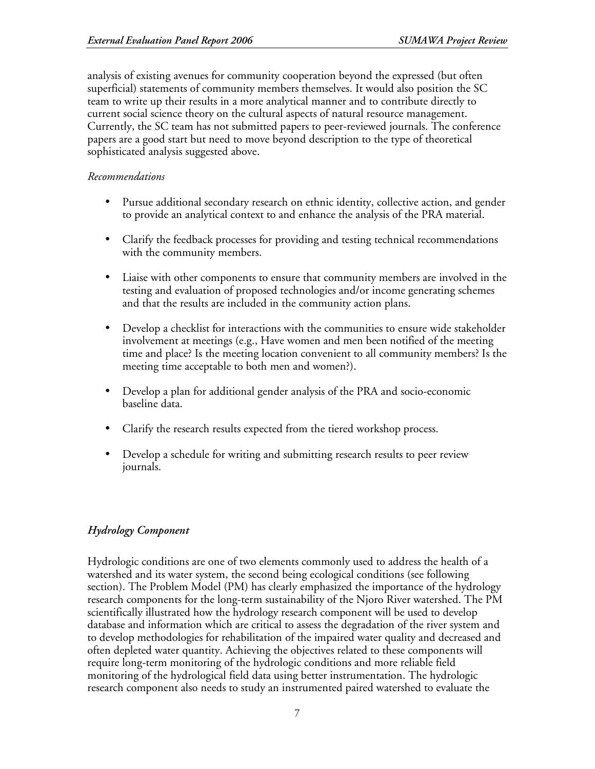analysis of existing avenues for community cooperation beyond the expressed (but often superficial) statements of community members themselves. It would also position the SC team to write up their results in a more analytical manner and to contribute directly to current social science theory on the cultural aspects of natural resource management. Currently, the SC team has not submitted papers to peer-reviewed journals. The conference papers are a good start but need to move beyond description to the type of theoretical sophisticated analysis suggested above.

*Recommendations*

- Pursue additional secondary research on ethnic identity, collective action, and gender to provide an analytical context to and enhance the analysis of the PRA material.
- Clarify the feedback processes for providing and testing technical recommendations with the community members.
- Liaise with other components to ensure that community members are involved in the testing and evaluation of proposed technologies and/or income generating schemes and that the results are included in the community action plans.
- Develop a checklist for interactions with the communities to ensure wide stakeholder involvement at meetings (e.g., Have women and men been notified of the meeting time and place? Is the meeting location convenient to all community members? Is the meeting time acceptable to both men and women?).
- Develop a plan for additional gender analysis of the PRA and socio-economic baseline data.
- Clarify the research results expected from the tiered workshop process.
- Develop a schedule for writing and submitting research results to peer review journals.

### *Hydrology Component*

Hydrologic conditions are one of two elements commonly used to address the health of a watershed and its water system, the second being ecological conditions (see following section). The Problem Model (PM) has clearly emphasized the importance of the hydrology research components for the long-term sustainability of the Njoro River watershed. The PM scientifically illustrated how the hydrology research component will be used to develop database and information which are critical to assess the degradation of the river system and to develop methodologies for rehabilitation of the impaired water quality and decreased and often depleted water quantity. Achieving the objectives related to these components will require long-term monitoring of the hydrologic conditions and more reliable field monitoring of the hydrological field data using better instrumentation. The hydrologic research component also needs to study an instrumented paired watershed to evaluate the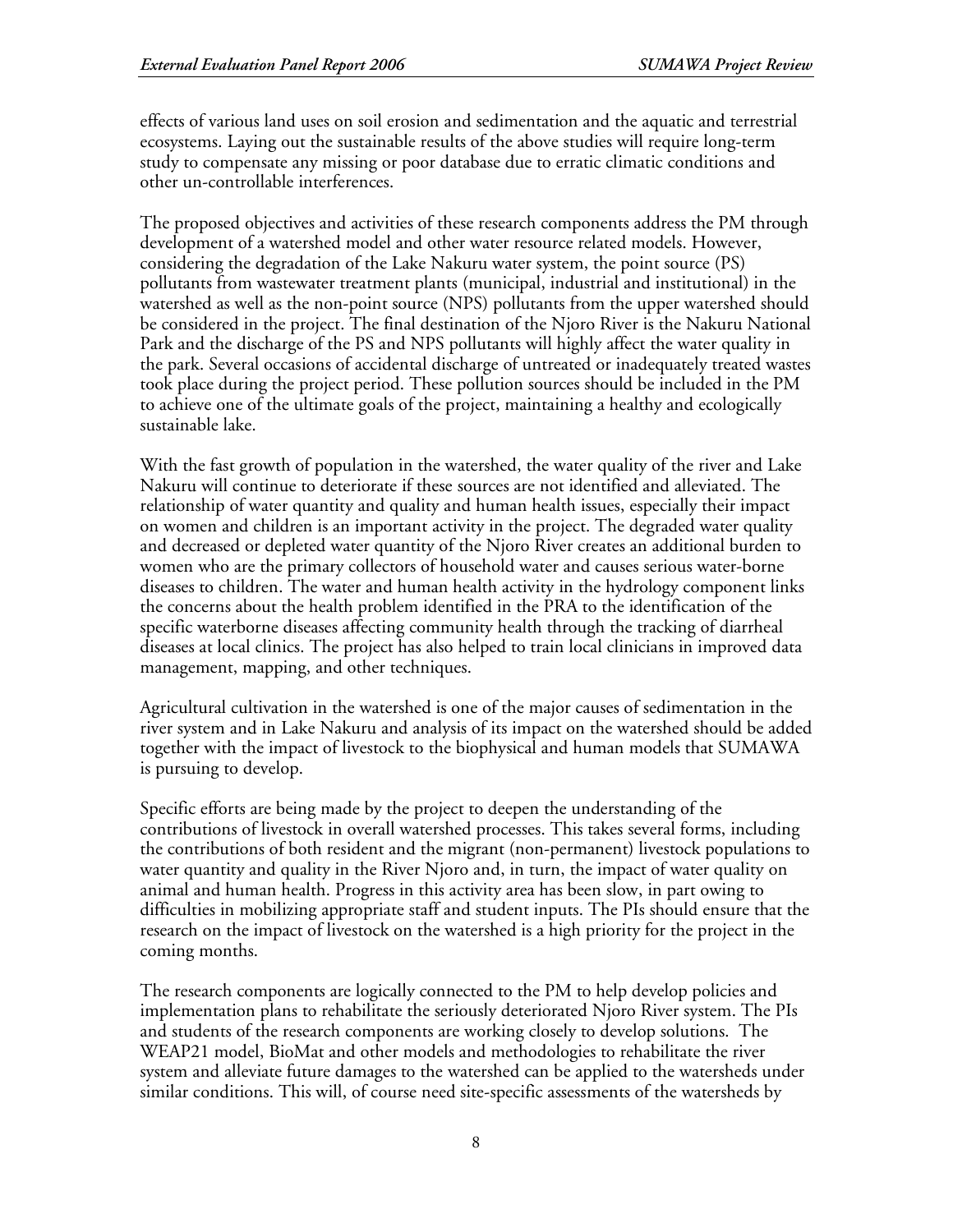effects of various land uses on soil erosion and sedimentation and the aquatic and terrestrial ecosystems. Laying out the sustainable results of the above studies will require long-term study to compensate any missing or poor database due to erratic climatic conditions and other un-controllable interferences.

The proposed objectives and activities of these research components address the PM through development of a watershed model and other water resource related models. However, considering the degradation of the Lake Nakuru water system, the point source (PS) pollutants from wastewater treatment plants (municipal, industrial and institutional) in the watershed as well as the non-point source (NPS) pollutants from the upper watershed should be considered in the project. The final destination of the Njoro River is the Nakuru National Park and the discharge of the PS and NPS pollutants will highly affect the water quality in the park. Several occasions of accidental discharge of untreated or inadequately treated wastes took place during the project period. These pollution sources should be included in the PM to achieve one of the ultimate goals of the project, maintaining a healthy and ecologically sustainable lake.

With the fast growth of population in the watershed, the water quality of the river and Lake Nakuru will continue to deteriorate if these sources are not identified and alleviated. The relationship of water quantity and quality and human health issues, especially their impact on women and children is an important activity in the project. The degraded water quality and decreased or depleted water quantity of the Njoro River creates an additional burden to women who are the primary collectors of household water and causes serious water-borne diseases to children. The water and human health activity in the hydrology component links the concerns about the health problem identified in the PRA to the identification of the specific waterborne diseases affecting community health through the tracking of diarrheal diseases at local clinics. The project has also helped to train local clinicians in improved data management, mapping, and other techniques.

Agricultural cultivation in the watershed is one of the major causes of sedimentation in the river system and in Lake Nakuru and analysis of its impact on the watershed should be added together with the impact of livestock to the biophysical and human models that SUMAWA is pursuing to develop.

Specific efforts are being made by the project to deepen the understanding of the contributions of livestock in overall watershed processes. This takes several forms, including the contributions of both resident and the migrant (non-permanent) livestock populations to water quantity and quality in the River Njoro and, in turn, the impact of water quality on animal and human health. Progress in this activity area has been slow, in part owing to difficulties in mobilizing appropriate staff and student inputs. The PIs should ensure that the research on the impact of livestock on the watershed is a high priority for the project in the coming months.

The research components are logically connected to the PM to help develop policies and implementation plans to rehabilitate the seriously deteriorated Njoro River system. The PIs and students of the research components are working closely to develop solutions. The WEAP21 model, BioMat and other models and methodologies to rehabilitate the river system and alleviate future damages to the watershed can be applied to the watersheds under similar conditions. This will, of course need site-specific assessments of the watersheds by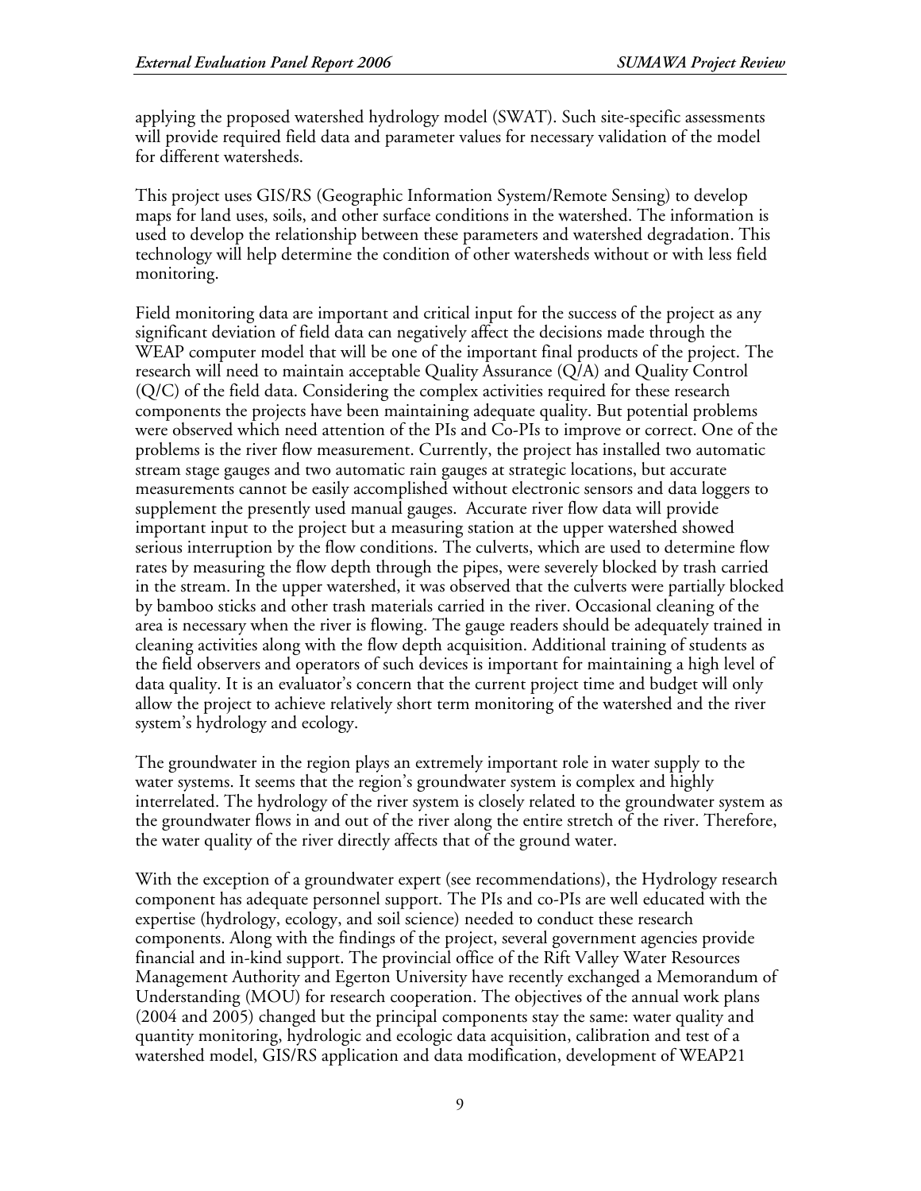applying the proposed watershed hydrology model (SWAT). Such site-specific assessments will provide required field data and parameter values for necessary validation of the model for different watersheds.

This project uses GIS/RS (Geographic Information System/Remote Sensing) to develop maps for land uses, soils, and other surface conditions in the watershed. The information is used to develop the relationship between these parameters and watershed degradation. This technology will help determine the condition of other watersheds without or with less field monitoring.

Field monitoring data are important and critical input for the success of the project as any significant deviation of field data can negatively affect the decisions made through the WEAP computer model that will be one of the important final products of the project. The research will need to maintain acceptable Quality Assurance (Q/A) and Quality Control (Q/C) of the field data. Considering the complex activities required for these research components the projects have been maintaining adequate quality. But potential problems were observed which need attention of the PIs and Co-PIs to improve or correct. One of the problems is the river flow measurement. Currently, the project has installed two automatic stream stage gauges and two automatic rain gauges at strategic locations, but accurate measurements cannot be easily accomplished without electronic sensors and data loggers to supplement the presently used manual gauges. Accurate river flow data will provide important input to the project but a measuring station at the upper watershed showed serious interruption by the flow conditions. The culverts, which are used to determine flow rates by measuring the flow depth through the pipes, were severely blocked by trash carried in the stream. In the upper watershed, it was observed that the culverts were partially blocked by bamboo sticks and other trash materials carried in the river. Occasional cleaning of the area is necessary when the river is flowing. The gauge readers should be adequately trained in cleaning activities along with the flow depth acquisition. Additional training of students as the field observers and operators of such devices is important for maintaining a high level of data quality. It is an evaluator's concern that the current project time and budget will only allow the project to achieve relatively short term monitoring of the watershed and the river system's hydrology and ecology.

The groundwater in the region plays an extremely important role in water supply to the water systems. It seems that the region's groundwater system is complex and highly interrelated. The hydrology of the river system is closely related to the groundwater system as the groundwater flows in and out of the river along the entire stretch of the river. Therefore, the water quality of the river directly affects that of the ground water.

With the exception of a groundwater expert (see recommendations), the Hydrology research component has adequate personnel support. The PIs and co-PIs are well educated with the expertise (hydrology, ecology, and soil science) needed to conduct these research components. Along with the findings of the project, several government agencies provide financial and in-kind support. The provincial office of the Rift Valley Water Resources Management Authority and Egerton University have recently exchanged a Memorandum of Understanding (MOU) for research cooperation. The objectives of the annual work plans (2004 and 2005) changed but the principal components stay the same: water quality and quantity monitoring, hydrologic and ecologic data acquisition, calibration and test of a watershed model, GIS/RS application and data modification, development of WEAP21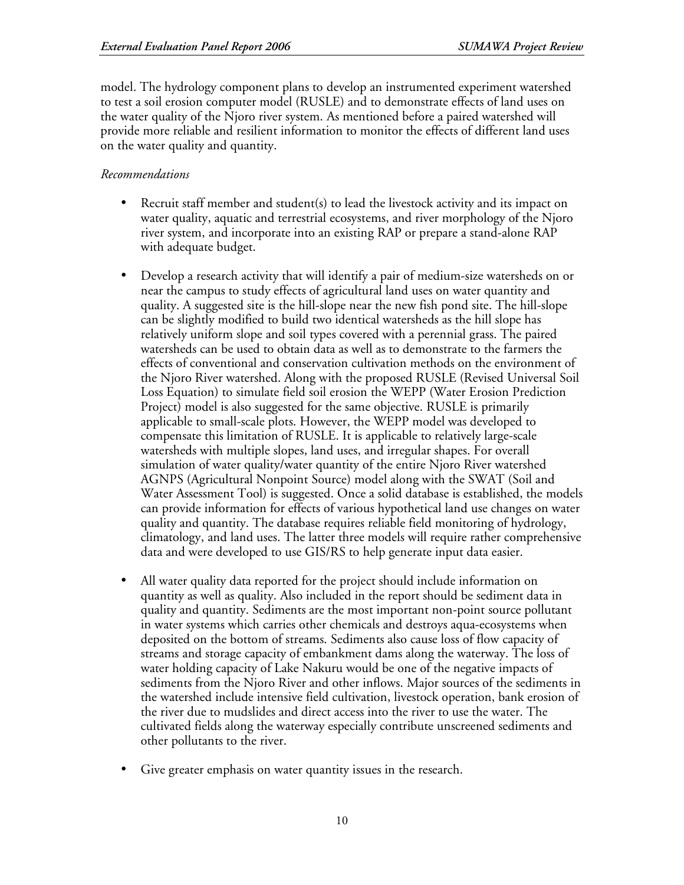model. The hydrology component plans to develop an instrumented experiment watershed to test a soil erosion computer model (RUSLE) and to demonstrate effects of land uses on the water quality of the Njoro river system. As mentioned before a paired watershed will provide more reliable and resilient information to monitor the effects of different land uses on the water quality and quantity.

*Recommendations*

- Recruit staff member and student(s) to lead the livestock activity and its impact on water quality, aquatic and terrestrial ecosystems, and river morphology of the Njoro river system, and incorporate into an existing RAP or prepare a stand-alone RAP with adequate budget.

- Develop a research activity that will identify a pair of medium-size watersheds on or near the campus to study effects of agricultural land uses on water quantity and quality. A suggested site is the hill-slope near the new fish pond site. The hill-slope can be slightly modified to build two identical watersheds as the hill slope has relatively uniform slope and soil types covered with a perennial grass. The paired watersheds can be used to obtain data as well as to demonstrate to the farmers the effects of conventional and conservation cultivation methods on the environment of the Njoro River watershed. Along with the proposed RUSLE (Revised Universal Soil Loss Equation) to simulate field soil erosion the WEPP (Water Erosion Prediction Project) model is also suggested for the same objective. RUSLE is primarily applicable to small-scale plots. However, the WEPP model was developed to compensate this limitation of RUSLE. It is applicable to relatively large-scale watersheds with multiple slopes, land uses, and irregular shapes. For overall simulation of water quality/water quantity of the entire Njoro River watershed AGNPS (Agricultural Nonpoint Source) model along with the SWAT (Soil and Water Assessment Tool) is suggested. Once a solid database is established, the models can provide information for effects of various hypothetical land use changes on water quality and quantity. The database requires reliable field monitoring of hydrology, climatology, and land uses. The latter three models will require rather comprehensive data and were developed to use GIS/RS to help generate input data easier.

- All water quality data reported for the project should include information on quantity as well as quality. Also included in the report should be sediment data in quality and quantity. Sediments are the most important non-point source pollutant in water systems which carries other chemicals and destroys aqua-ecosystems when deposited on the bottom of streams. Sediments also cause loss of flow capacity of streams and storage capacity of embankment dams along the waterway. The loss of water holding capacity of Lake Nakuru would be one of the negative impacts of sediments from the Njoro River and other inflows. Major sources of the sediments in the watershed include intensive field cultivation, livestock operation, bank erosion of the river due to mudslides and direct access into the river to use the water. The cultivated fields along the waterway especially contribute unscreened sediments and other pollutants to the river.

- Give greater emphasis on water quantity issues in the research.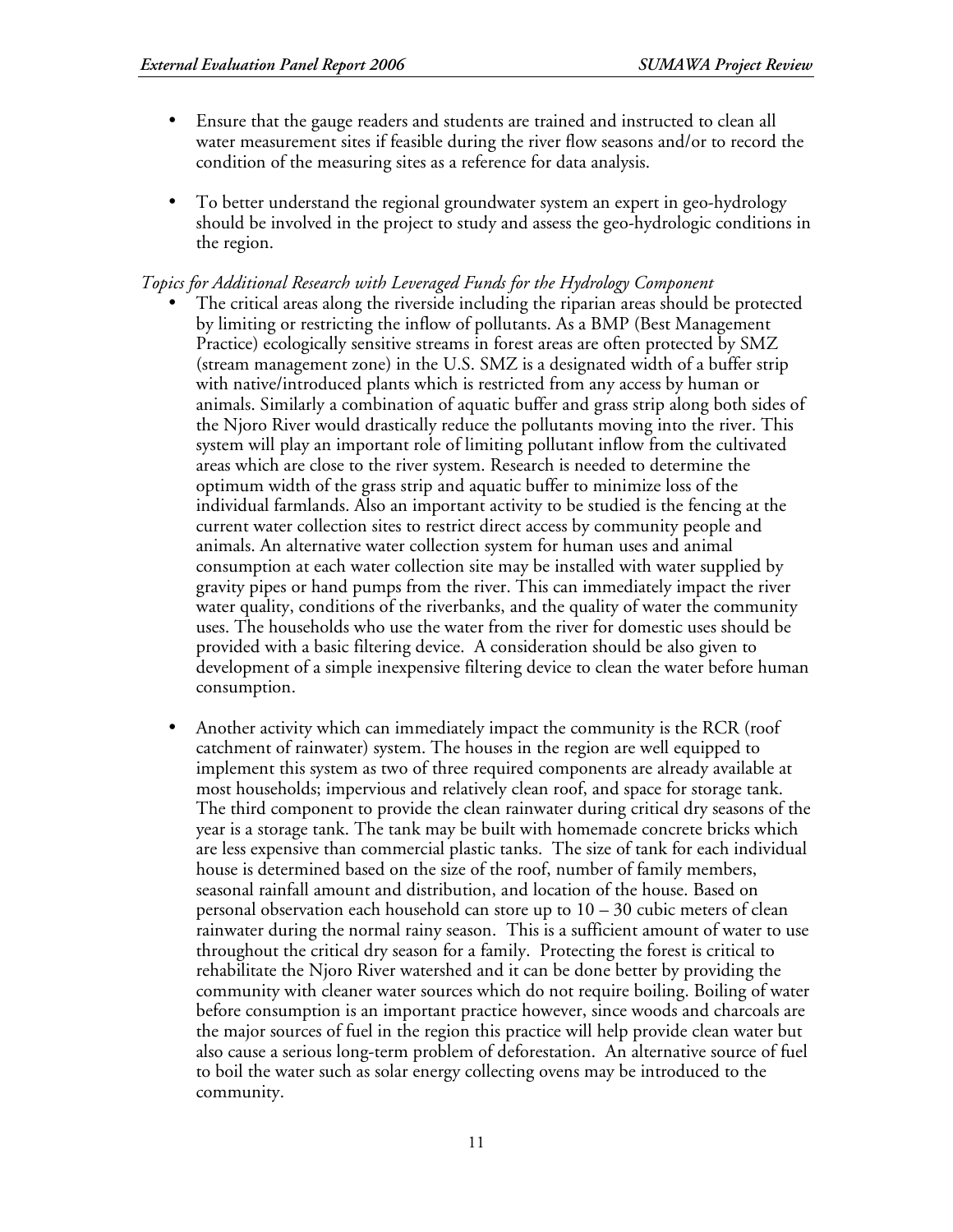- Ensure that the gauge readers and students are trained and instructed to clean all water measurement sites if feasible during the river flow seasons and/or to record the condition of the measuring sites as a reference for data analysis.

- To better understand the regional groundwater system an expert in geo-hydrology should be involved in the project to study and assess the geo-hydrologic conditions in the region.

*Topics for Additional Research with Leveraged Funds for the Hydrology Component*

- The critical areas along the riverside including the riparian areas should be protected by limiting or restricting the inflow of pollutants. As a BMP (Best Management Practice) ecologically sensitive streams in forest areas are often protected by SMZ (stream management zone) in the U.S. SMZ is a designated width of a buffer strip with native/introduced plants which is restricted from any access by human or animals. Similarly a combination of aquatic buffer and grass strip along both sides of the Njoro River would drastically reduce the pollutants moving into the river. This system will play an important role of limiting pollutant inflow from the cultivated areas which are close to the river system. Research is needed to determine the optimum width of the grass strip and aquatic buffer to minimize loss of the individual farmlands. Also an important activity to be studied is the fencing at the current water collection sites to restrict direct access by community people and animals. An alternative water collection system for human uses and animal consumption at each water collection site may be installed with water supplied by gravity pipes or hand pumps from the river. This can immediately impact the river water quality, conditions of the riverbanks, and the quality of water the community uses. The households who use the water from the river for domestic uses should be provided with a basic filtering device. A consideration should be also given to development of a simple inexpensive filtering device to clean the water before human consumption.

- Another activity which can immediately impact the community is the RCR (roof catchment of rainwater) system. The houses in the region are well equipped to implement this system as two of three required components are already available at most households; impervious and relatively clean roof, and space for storage tank. The third component to provide the clean rainwater during critical dry seasons of the year is a storage tank. The tank may be built with homemade concrete bricks which are less expensive than commercial plastic tanks. The size of tank for each individual house is determined based on the size of the roof, number of family members, seasonal rainfall amount and distribution, and location of the house. Based on personal observation each household can store up to 10 – 30 cubic meters of clean rainwater during the normal rainy season. This is a sufficient amount of water to use throughout the critical dry season for a family. Protecting the forest is critical to rehabilitate the Njoro River watershed and it can be done better by providing the community with cleaner water sources which do not require boiling. Boiling of water before consumption is an important practice however, since woods and charcoals are the major sources of fuel in the region this practice will help provide clean water but also cause a serious long-term problem of deforestation. An alternative source of fuel to boil the water such as solar energy collecting ovens may be introduced to the community.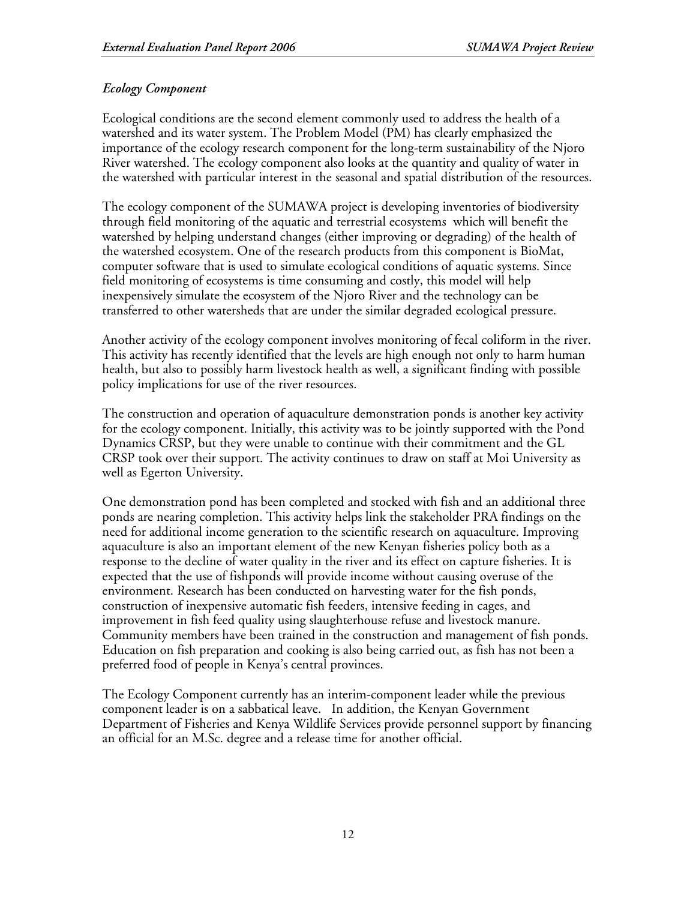### *Ecology Component*

Ecological conditions are the second element commonly used to address the health of a watershed and its water system. The Problem Model (PM) has clearly emphasized the importance of the ecology research component for the long-term sustainability of the Njoro River watershed. The ecology component also looks at the quantity and quality of water in the watershed with particular interest in the seasonal and spatial distribution of the resources.

The ecology component of the SUMAWA project is developing inventories of biodiversity through field monitoring of the aquatic and terrestrial ecosystems which will benefit the watershed by helping understand changes (either improving or degrading) of the health of the watershed ecosystem. One of the research products from this component is BioMat, computer software that is used to simulate ecological conditions of aquatic systems. Since field monitoring of ecosystems is time consuming and costly, this model will help inexpensively simulate the ecosystem of the Njoro River and the technology can be transferred to other watersheds that are under the similar degraded ecological pressure.

Another activity of the ecology component involves monitoring of fecal coliform in the river. This activity has recently identified that the levels are high enough not only to harm human health, but also to possibly harm livestock health as well, a significant finding with possible policy implications for use of the river resources.

The construction and operation of aquaculture demonstration ponds is another key activity for the ecology component. Initially, this activity was to be jointly supported with the Pond Dynamics CRSP, but they were unable to continue with their commitment and the GL CRSP took over their support. The activity continues to draw on staff at Moi University as well as Egerton University.

One demonstration pond has been completed and stocked with fish and an additional three ponds are nearing completion. This activity helps link the stakeholder PRA findings on the need for additional income generation to the scientific research on aquaculture. Improving aquaculture is also an important element of the new Kenyan fisheries policy both as a response to the decline of water quality in the river and its effect on capture fisheries. It is expected that the use of fishponds will provide income without causing overuse of the environment. Research has been conducted on harvesting water for the fish ponds, construction of inexpensive automatic fish feeders, intensive feeding in cages, and improvement in fish feed quality using slaughterhouse refuse and livestock manure. Community members have been trained in the construction and management of fish ponds. Education on fish preparation and cooking is also being carried out, as fish has not been a preferred food of people in Kenya's central provinces.

The Ecology Component currently has an interim-component leader while the previous component leader is on a sabbatical leave. In addition, the Kenyan Government Department of Fisheries and Kenya Wildlife Services provide personnel support by financing an official for an M.Sc. degree and a release time for another official.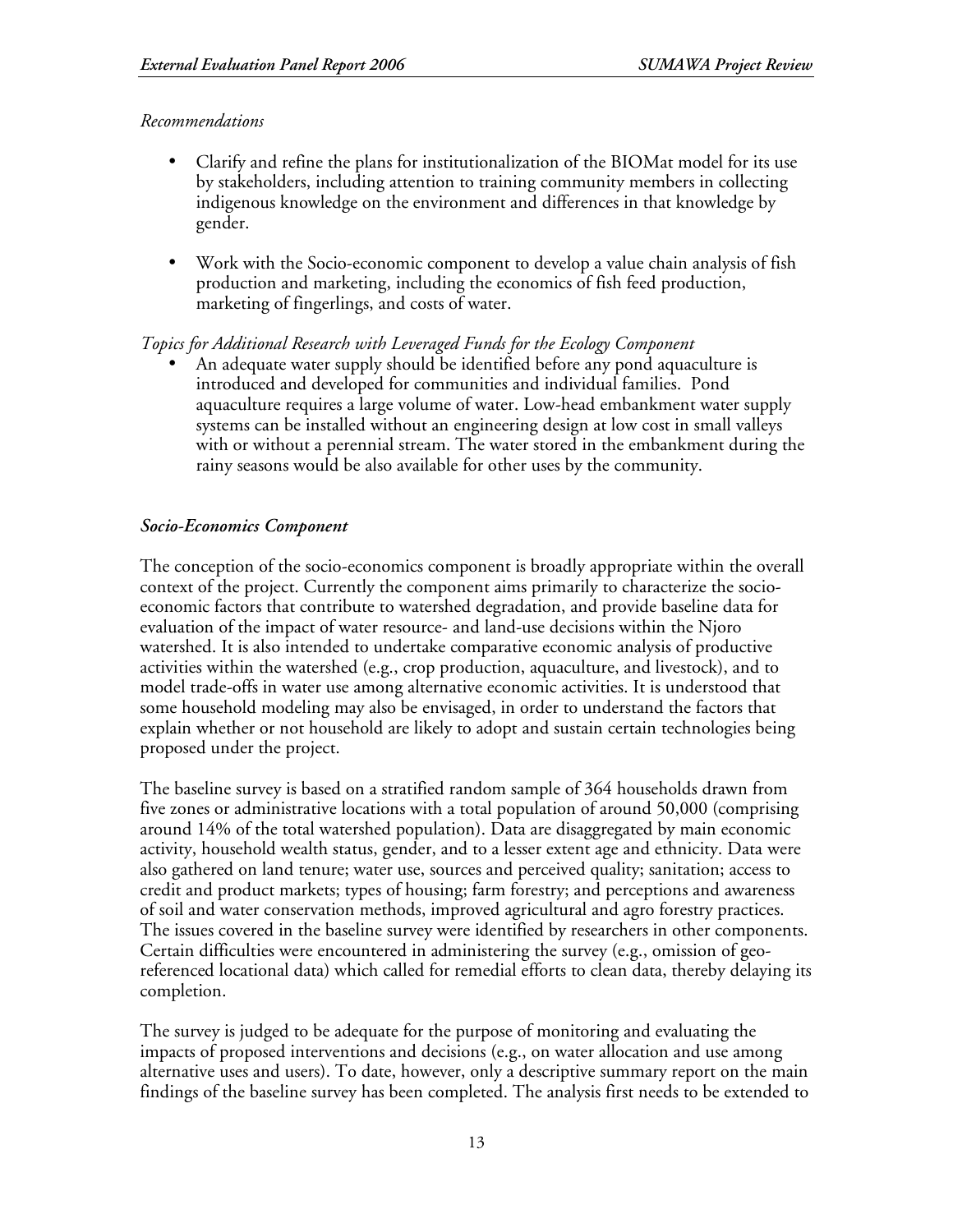*Recommendations*

- Clarify and refine the plans for institutionalization of the BIOMat model for its use by stakeholders, including attention to training community members in collecting indigenous knowledge on the environment and differences in that knowledge by gender.

- Work with the Socio-economic component to develop a value chain analysis of fish production and marketing, including the economics of fish feed production, marketing of fingerlings, and costs of water.

*Topics for Additional Research with Leveraged Funds for the Ecology Component*

- An adequate water supply should be identified before any pond aquaculture is introduced and developed for communities and individual families. Pond aquaculture requires a large volume of water. Low-head embankment water supply systems can be installed without an engineering design at low cost in small valleys with or without a perennial stream. The water stored in the embankment during the rainy seasons would be also available for other uses by the community.

***Socio-Economics Component***

The conception of the socio-economics component is broadly appropriate within the overall context of the project. Currently the component aims primarily to characterize the socio-economic factors that contribute to watershed degradation, and provide baseline data for evaluation of the impact of water resource- and land-use decisions within the Njoro watershed. It is also intended to undertake comparative economic analysis of productive activities within the watershed (e.g., crop production, aquaculture, and livestock), and to model trade-offs in water use among alternative economic activities. It is understood that some household modeling may also be envisaged, in order to understand the factors that explain whether or not household are likely to adopt and sustain certain technologies being proposed under the project.

The baseline survey is based on a stratified random sample of 364 households drawn from five zones or administrative locations with a total population of around 50,000 (comprising around 14% of the total watershed population). Data are disaggregated by main economic activity, household wealth status, gender, and to a lesser extent age and ethnicity. Data were also gathered on land tenure; water use, sources and perceived quality; sanitation; access to credit and product markets; types of housing; farm forestry; and perceptions and awareness of soil and water conservation methods, improved agricultural and agro forestry practices. The issues covered in the baseline survey were identified by researchers in other components. Certain difficulties were encountered in administering the survey (e.g., omission of geo-referenced locational data) which called for remedial efforts to clean data, thereby delaying its completion.

The survey is judged to be adequate for the purpose of monitoring and evaluating the impacts of proposed interventions and decisions (e.g., on water allocation and use among alternative uses and users). To date, however, only a descriptive summary report on the main findings of the baseline survey has been completed. The analysis first needs to be extended to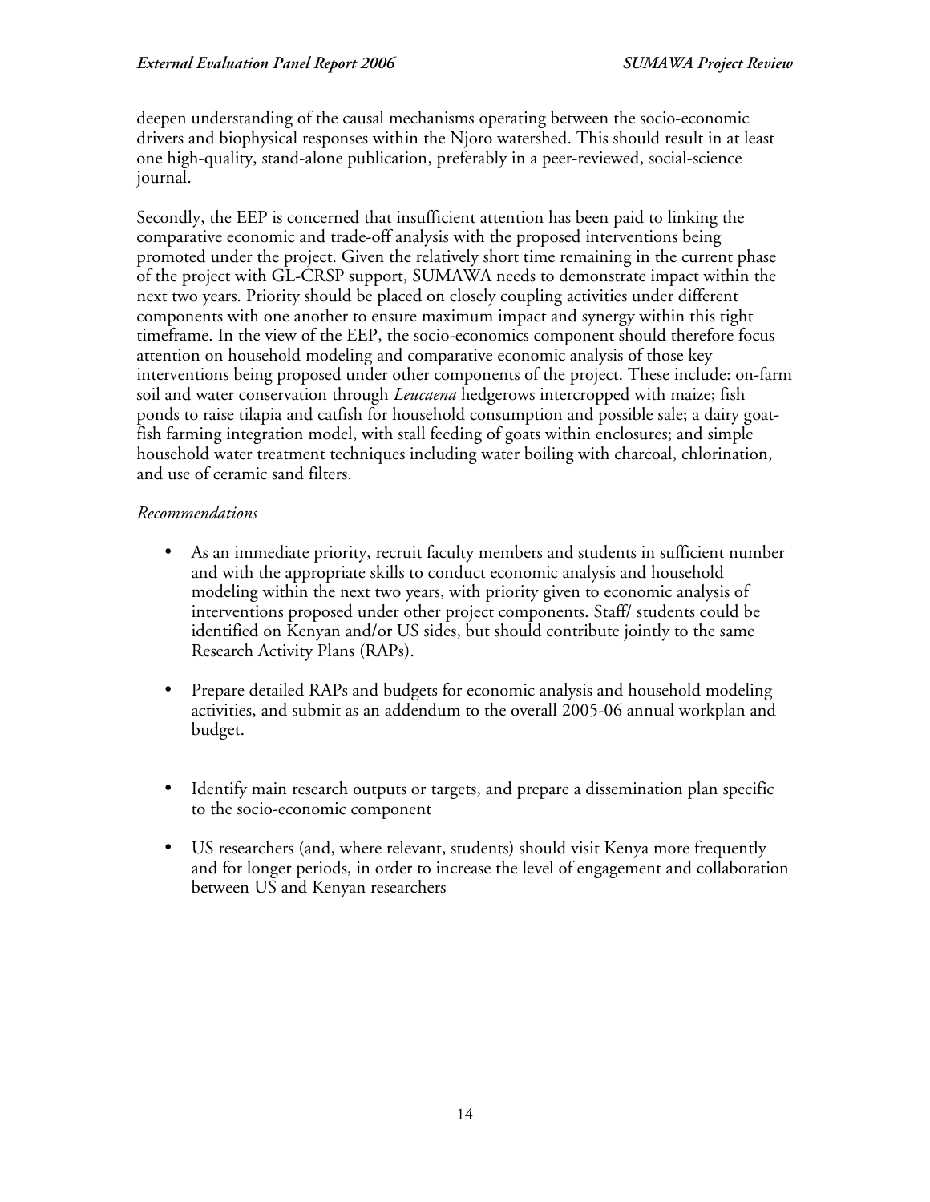deepen understanding of the causal mechanisms operating between the socio-economic drivers and biophysical responses within the Njoro watershed. This should result in at least one high-quality, stand-alone publication, preferably in a peer-reviewed, social-science journal.

Secondly, the EEP is concerned that insufficient attention has been paid to linking the comparative economic and trade-off analysis with the proposed interventions being promoted under the project. Given the relatively short time remaining in the current phase of the project with GL-CRSP support, SUMAWA needs to demonstrate impact within the next two years. Priority should be placed on closely coupling activities under different components with one another to ensure maximum impact and synergy within this tight timeframe. In the view of the EEP, the socio-economics component should therefore focus attention on household modeling and comparative economic analysis of those key interventions being proposed under other components of the project. These include: on-farm soil and water conservation through *Leucaena* hedgerows intercropped with maize; fish ponds to raise tilapia and catfish for household consumption and possible sale; a dairy goat-fish farming integration model, with stall feeding of goats within enclosures; and simple household water treatment techniques including water boiling with charcoal, chlorination, and use of ceramic sand filters.

*Recommendations*

- As an immediate priority, recruit faculty members and students in sufficient number and with the appropriate skills to conduct economic analysis and household modeling within the next two years, with priority given to economic analysis of interventions proposed under other project components. Staff/ students could be identified on Kenyan and/or US sides, but should contribute jointly to the same Research Activity Plans (RAPs).

- Prepare detailed RAPs and budgets for economic analysis and household modeling activities, and submit as an addendum to the overall 2005-06 annual workplan and budget.

- Identify main research outputs or targets, and prepare a dissemination plan specific to the socio-economic component

- US researchers (and, where relevant, students) should visit Kenya more frequently and for longer periods, in order to increase the level of engagement and collaboration between US and Kenyan researchers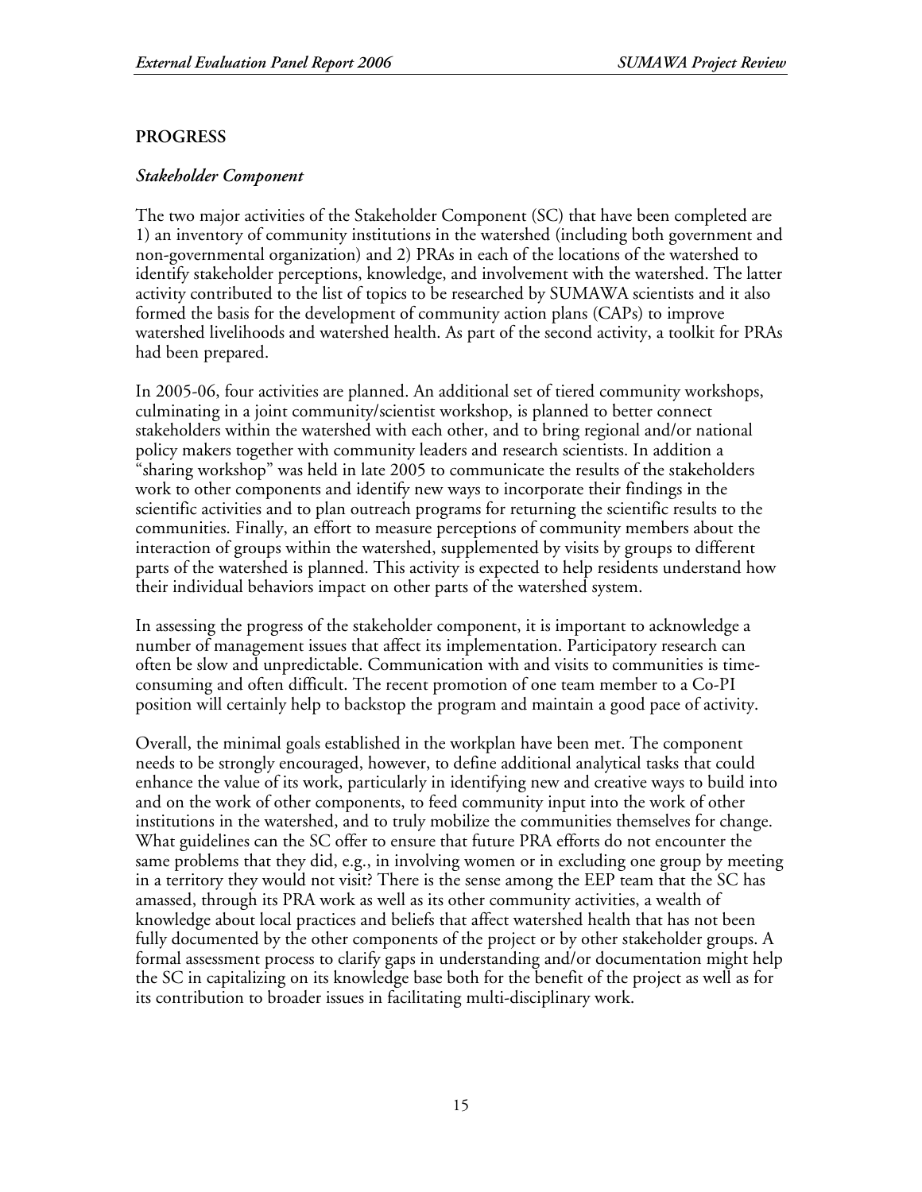## PROGRESS

### *Stakeholder Component*

The two major activities of the Stakeholder Component (SC) that have been completed are 1) an inventory of community institutions in the watershed (including both government and non-governmental organization) and 2) PRAs in each of the locations of the watershed to identify stakeholder perceptions, knowledge, and involvement with the watershed. The latter activity contributed to the list of topics to be researched by SUMAWA scientists and it also formed the basis for the development of community action plans (CAPs) to improve watershed livelihoods and watershed health. As part of the second activity, a toolkit for PRAs had been prepared.

In 2005-06, four activities are planned. An additional set of tiered community workshops, culminating in a joint community/scientist workshop, is planned to better connect stakeholders within the watershed with each other, and to bring regional and/or national policy makers together with community leaders and research scientists. In addition a "sharing workshop" was held in late 2005 to communicate the results of the stakeholders work to other components and identify new ways to incorporate their findings in the scientific activities and to plan outreach programs for returning the scientific results to the communities. Finally, an effort to measure perceptions of community members about the interaction of groups within the watershed, supplemented by visits by groups to different parts of the watershed is planned. This activity is expected to help residents understand how their individual behaviors impact on other parts of the watershed system.

In assessing the progress of the stakeholder component, it is important to acknowledge a number of management issues that affect its implementation. Participatory research can often be slow and unpredictable. Communication with and visits to communities is time-consuming and often difficult. The recent promotion of one team member to a Co-PI position will certainly help to backstop the program and maintain a good pace of activity.

Overall, the minimal goals established in the workplan have been met. The component needs to be strongly encouraged, however, to define additional analytical tasks that could enhance the value of its work, particularly in identifying new and creative ways to build into and on the work of other components, to feed community input into the work of other institutions in the watershed, and to truly mobilize the communities themselves for change. What guidelines can the SC offer to ensure that future PRA efforts do not encounter the same problems that they did, e.g., in involving women or in excluding one group by meeting in a territory they would not visit? There is the sense among the EEP team that the SC has amassed, through its PRA work as well as its other community activities, a wealth of knowledge about local practices and beliefs that affect watershed health that has not been fully documented by the other components of the project or by other stakeholder groups. A formal assessment process to clarify gaps in understanding and/or documentation might help the SC in capitalizing on its knowledge base both for the benefit of the project as well as for its contribution to broader issues in facilitating multi-disciplinary work.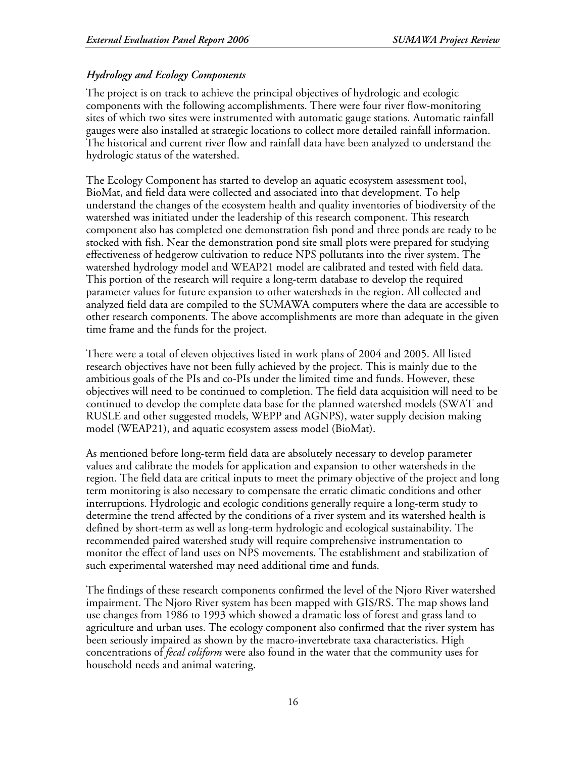### *Hydrology and Ecology Components*

The project is on track to achieve the principal objectives of hydrologic and ecologic components with the following accomplishments. There were four river flow-monitoring sites of which two sites were instrumented with automatic gauge stations. Automatic rainfall gauges were also installed at strategic locations to collect more detailed rainfall information. The historical and current river flow and rainfall data have been analyzed to understand the hydrologic status of the watershed.

The Ecology Component has started to develop an aquatic ecosystem assessment tool, BioMat, and field data were collected and associated into that development. To help understand the changes of the ecosystem health and quality inventories of biodiversity of the watershed was initiated under the leadership of this research component. This research component also has completed one demonstration fish pond and three ponds are ready to be stocked with fish. Near the demonstration pond site small plots were prepared for studying effectiveness of hedgerow cultivation to reduce NPS pollutants into the river system. The watershed hydrology model and WEAP21 model are calibrated and tested with field data. This portion of the research will require a long-term database to develop the required parameter values for future expansion to other watersheds in the region. All collected and analyzed field data are compiled to the SUMAWA computers where the data are accessible to other research components. The above accomplishments are more than adequate in the given time frame and the funds for the project.

There were a total of eleven objectives listed in work plans of 2004 and 2005. All listed research objectives have not been fully achieved by the project. This is mainly due to the ambitious goals of the PIs and co-PIs under the limited time and funds. However, these objectives will need to be continued to completion. The field data acquisition will need to be continued to develop the complete data base for the planned watershed models (SWAT and RUSLE and other suggested models, WEPP and AGNPS), water supply decision making model (WEAP21), and aquatic ecosystem assess model (BioMat).

As mentioned before long-term field data are absolutely necessary to develop parameter values and calibrate the models for application and expansion to other watersheds in the region. The field data are critical inputs to meet the primary objective of the project and long term monitoring is also necessary to compensate the erratic climatic conditions and other interruptions. Hydrologic and ecologic conditions generally require a long-term study to determine the trend affected by the conditions of a river system and its watershed health is defined by short-term as well as long-term hydrologic and ecological sustainability. The recommended paired watershed study will require comprehensive instrumentation to monitor the effect of land uses on NPS movements. The establishment and stabilization of such experimental watershed may need additional time and funds.

The findings of these research components confirmed the level of the Njoro River watershed impairment. The Njoro River system has been mapped with GIS/RS. The map shows land use changes from 1986 to 1993 which showed a dramatic loss of forest and grass land to agriculture and urban uses. The ecology component also confirmed that the river system has been seriously impaired as shown by the macro-invertebrate taxa characteristics. High concentrations of *fecal coliform* were also found in the water that the community uses for household needs and animal watering.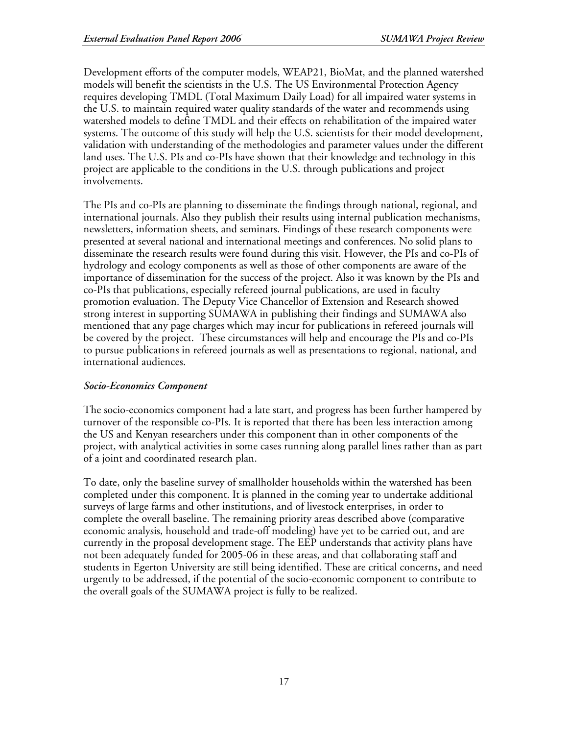Development efforts of the computer models, WEAP21, BioMat, and the planned watershed models will benefit the scientists in the U.S. The US Environmental Protection Agency requires developing TMDL (Total Maximum Daily Load) for all impaired water systems in the U.S. to maintain required water quality standards of the water and recommends using watershed models to define TMDL and their effects on rehabilitation of the impaired water systems. The outcome of this study will help the U.S. scientists for their model development, validation with understanding of the methodologies and parameter values under the different land uses. The U.S. PIs and co-PIs have shown that their knowledge and technology in this project are applicable to the conditions in the U.S. through publications and project involvements.

The PIs and co-PIs are planning to disseminate the findings through national, regional, and international journals. Also they publish their results using internal publication mechanisms, newsletters, information sheets, and seminars. Findings of these research components were presented at several national and international meetings and conferences. No solid plans to disseminate the research results were found during this visit. However, the PIs and co-PIs of hydrology and ecology components as well as those of other components are aware of the importance of dissemination for the success of the project. Also it was known by the PIs and co-PIs that publications, especially refereed journal publications, are used in faculty promotion evaluation. The Deputy Vice Chancellor of Extension and Research showed strong interest in supporting SUMAWA in publishing their findings and SUMAWA also mentioned that any page charges which may incur for publications in refereed journals will be covered by the project. These circumstances will help and encourage the PIs and co-PIs to pursue publications in refereed journals as well as presentations to regional, national, and international audiences.

### *Socio-Economics Component*

The socio-economics component had a late start, and progress has been further hampered by turnover of the responsible co-PIs. It is reported that there has been less interaction among the US and Kenyan researchers under this component than in other components of the project, with analytical activities in some cases running along parallel lines rather than as part of a joint and coordinated research plan.

To date, only the baseline survey of smallholder households within the watershed has been completed under this component. It is planned in the coming year to undertake additional surveys of large farms and other institutions, and of livestock enterprises, in order to complete the overall baseline. The remaining priority areas described above (comparative economic analysis, household and trade-off modeling) have yet to be carried out, and are currently in the proposal development stage. The EEP understands that activity plans have not been adequately funded for 2005-06 in these areas, and that collaborating staff and students in Egerton University are still being identified. These are critical concerns, and need urgently to be addressed, if the potential of the socio-economic component to contribute to the overall goals of the SUMAWA project is fully to be realized.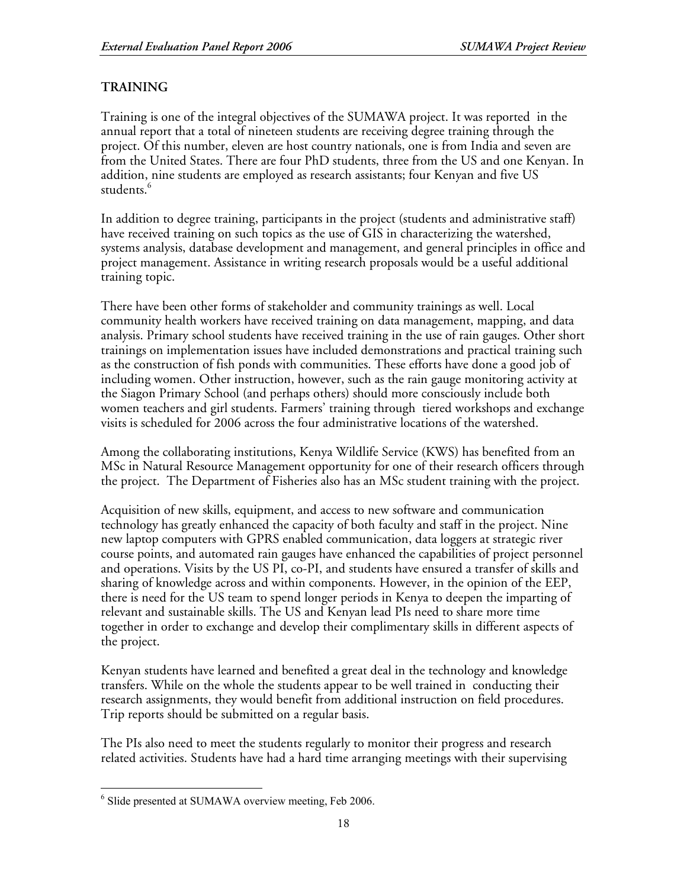## TRAINING

Training is one of the integral objectives of the SUMAWA project. It was reported in the annual report that a total of nineteen students are receiving degree training through the project. Of this number, eleven are host country nationals, one is from India and seven are from the United States. There are four PhD students, three from the US and one Kenyan. In addition, nine students are employed as research assistants; four Kenyan and five US students.[6]

In addition to degree training, participants in the project (students and administrative staff) have received training on such topics as the use of GIS in characterizing the watershed, systems analysis, database development and management, and general principles in office and project management. Assistance in writing research proposals would be a useful additional training topic.

There have been other forms of stakeholder and community trainings as well. Local community health workers have received training on data management, mapping, and data analysis. Primary school students have received training in the use of rain gauges. Other short trainings on implementation issues have included demonstrations and practical training such as the construction of fish ponds with communities. These efforts have done a good job of including women. Other instruction, however, such as the rain gauge monitoring activity at the Siagon Primary School (and perhaps others) should more consciously include both women teachers and girl students. Farmers' training through tiered workshops and exchange visits is scheduled for 2006 across the four administrative locations of the watershed.

Among the collaborating institutions, Kenya Wildlife Service (KWS) has benefited from an MSc in Natural Resource Management opportunity for one of their research officers through the project. The Department of Fisheries also has an MSc student training with the project.

Acquisition of new skills, equipment, and access to new software and communication technology has greatly enhanced the capacity of both faculty and staff in the project. Nine new laptop computers with GPRS enabled communication, data loggers at strategic river course points, and automated rain gauges have enhanced the capabilities of project personnel and operations. Visits by the US PI, co-PI, and students have ensured a transfer of skills and sharing of knowledge across and within components. However, in the opinion of the EEP, there is need for the US team to spend longer periods in Kenya to deepen the imparting of relevant and sustainable skills. The US and Kenyan lead PIs need to share more time together in order to exchange and develop their complimentary skills in different aspects of the project.

Kenyan students have learned and benefited a great deal in the technology and knowledge transfers. While on the whole the students appear to be well trained in conducting their research assignments, they would benefit from additional instruction on field procedures. Trip reports should be submitted on a regular basis.

The PIs also need to meet the students regularly to monitor their progress and research related activities. Students have had a hard time arranging meetings with their supervising

---

[6] Slide presented at SUMAWA overview meeting, Feb 2006.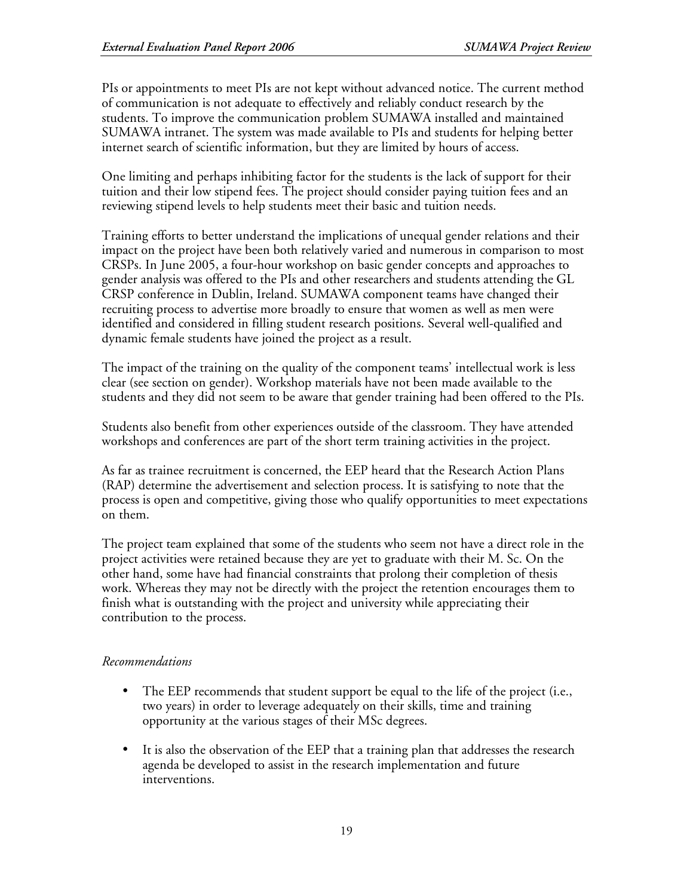PIs or appointments to meet PIs are not kept without advanced notice. The current method of communication is not adequate to effectively and reliably conduct research by the students. To improve the communication problem SUMAWA installed and maintained SUMAWA intranet. The system was made available to PIs and students for helping better internet search of scientific information, but they are limited by hours of access.

One limiting and perhaps inhibiting factor for the students is the lack of support for their tuition and their low stipend fees. The project should consider paying tuition fees and an reviewing stipend levels to help students meet their basic and tuition needs.

Training efforts to better understand the implications of unequal gender relations and their impact on the project have been both relatively varied and numerous in comparison to most CRSPs. In June 2005, a four-hour workshop on basic gender concepts and approaches to gender analysis was offered to the PIs and other researchers and students attending the GL CRSP conference in Dublin, Ireland. SUMAWA component teams have changed their recruiting process to advertise more broadly to ensure that women as well as men were identified and considered in filling student research positions. Several well-qualified and dynamic female students have joined the project as a result.

The impact of the training on the quality of the component teams' intellectual work is less clear (see section on gender). Workshop materials have not been made available to the students and they did not seem to be aware that gender training had been offered to the PIs.

Students also benefit from other experiences outside of the classroom. They have attended workshops and conferences are part of the short term training activities in the project.

As far as trainee recruitment is concerned, the EEP heard that the Research Action Plans (RAP) determine the advertisement and selection process. It is satisfying to note that the process is open and competitive, giving those who qualify opportunities to meet expectations on them.

The project team explained that some of the students who seem not have a direct role in the project activities were retained because they are yet to graduate with their M. Sc. On the other hand, some have had financial constraints that prolong their completion of thesis work. Whereas they may not be directly with the project the retention encourages them to finish what is outstanding with the project and university while appreciating their contribution to the process.

*Recommendations*

- The EEP recommends that student support be equal to the life of the project (i.e., two years) in order to leverage adequately on their skills, time and training opportunity at the various stages of their MSc degrees.

- It is also the observation of the EEP that a training plan that addresses the research agenda be developed to assist in the research implementation and future interventions.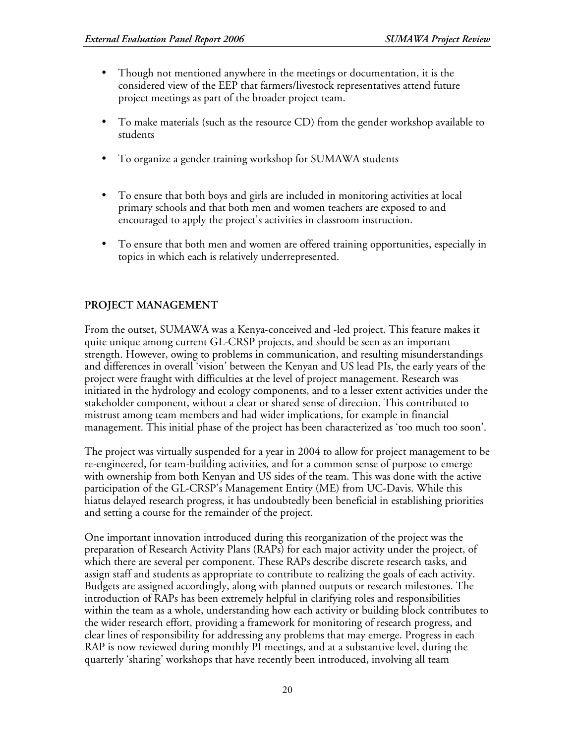- Though not mentioned anywhere in the meetings or documentation, it is the considered view of the EEP that farmers/livestock representatives attend future project meetings as part of the broader project team.

- To make materials (such as the resource CD) from the gender workshop available to students

- To organize a gender training workshop for SUMAWA students

- To ensure that both boys and girls are included in monitoring activities at local primary schools and that both men and women teachers are exposed to and encouraged to apply the project's activities in classroom instruction.

- To ensure that both men and women are offered training opportunities, especially in topics in which each is relatively underrepresented.

## PROJECT MANAGEMENT

From the outset, SUMAWA was a Kenya-conceived and -led project. This feature makes it quite unique among current GL-CRSP projects, and should be seen as an important strength. However, owing to problems in communication, and resulting misunderstandings and differences in overall 'vision' between the Kenyan and US lead PIs, the early years of the project were fraught with difficulties at the level of project management. Research was initiated in the hydrology and ecology components, and to a lesser extent activities under the stakeholder component, without a clear or shared sense of direction. This contributed to mistrust among team members and had wider implications, for example in financial management. This initial phase of the project has been characterized as 'too much too soon'.

The project was virtually suspended for a year in 2004 to allow for project management to be re-engineered, for team-building activities, and for a common sense of purpose to emerge with ownership from both Kenyan and US sides of the team. This was done with the active participation of the GL-CRSP's Management Entity (ME) from UC-Davis. While this hiatus delayed research progress, it has undoubtedly been beneficial in establishing priorities and setting a course for the remainder of the project.

One important innovation introduced during this reorganization of the project was the preparation of Research Activity Plans (RAPs) for each major activity under the project, of which there are several per component. These RAPs describe discrete research tasks, and assign staff and students as appropriate to contribute to realizing the goals of each activity. Budgets are assigned accordingly, along with planned outputs or research milestones. The introduction of RAPs has been extremely helpful in clarifying roles and responsibilities within the team as a whole, understanding how each activity or building block contributes to the wider research effort, providing a framework for monitoring of research progress, and clear lines of responsibility for addressing any problems that may emerge. Progress in each RAP is now reviewed during monthly PI meetings, and at a substantive level, during the quarterly 'sharing' workshops that have recently been introduced, involving all team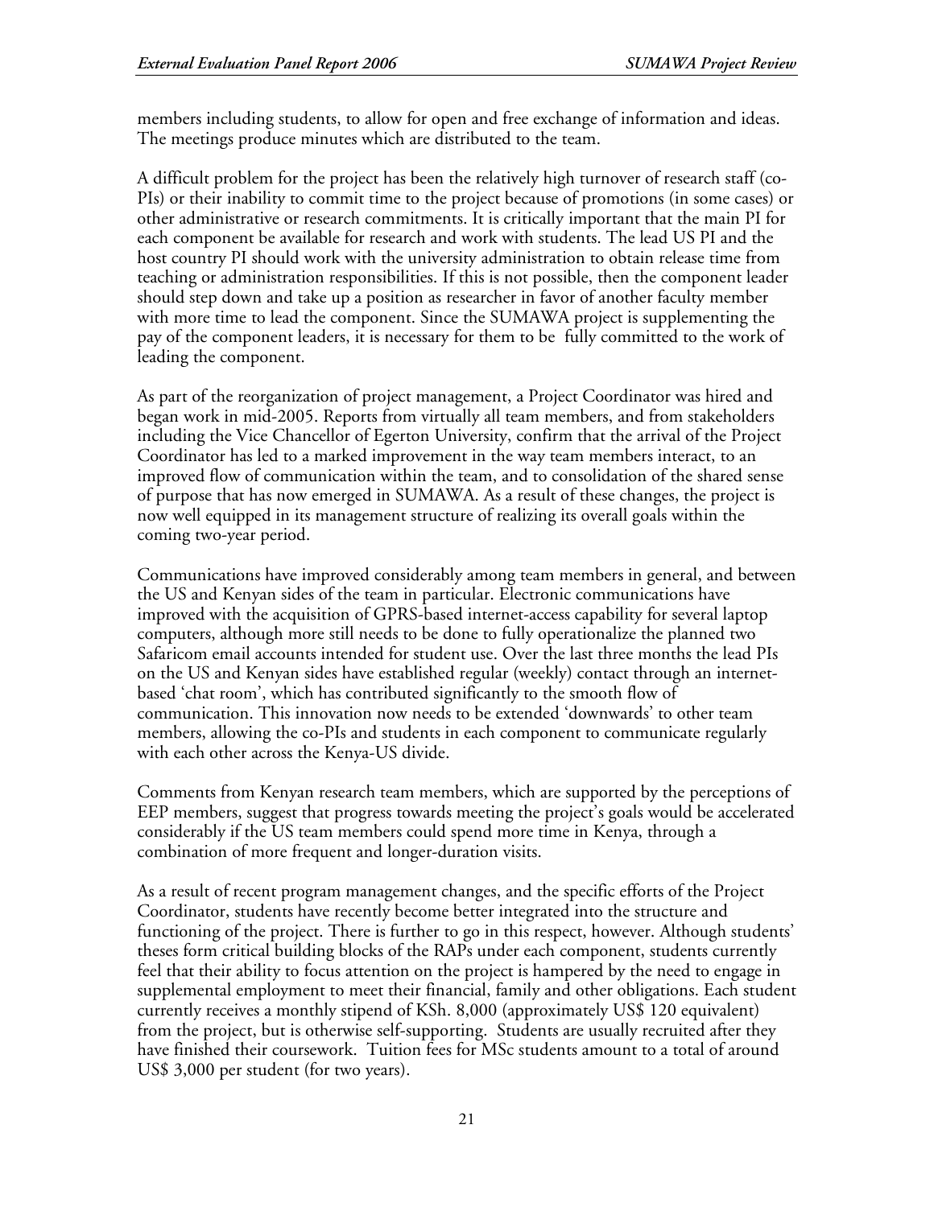members including students, to allow for open and free exchange of information and ideas. The meetings produce minutes which are distributed to the team.

A difficult problem for the project has been the relatively high turnover of research staff (co-PIs) or their inability to commit time to the project because of promotions (in some cases) or other administrative or research commitments. It is critically important that the main PI for each component be available for research and work with students. The lead US PI and the host country PI should work with the university administration to obtain release time from teaching or administration responsibilities. If this is not possible, then the component leader should step down and take up a position as researcher in favor of another faculty member with more time to lead the component. Since the SUMAWA project is supplementing the pay of the component leaders, it is necessary for them to be fully committed to the work of leading the component.

As part of the reorganization of project management, a Project Coordinator was hired and began work in mid-2005. Reports from virtually all team members, and from stakeholders including the Vice Chancellor of Egerton University, confirm that the arrival of the Project Coordinator has led to a marked improvement in the way team members interact, to an improved flow of communication within the team, and to consolidation of the shared sense of purpose that has now emerged in SUMAWA. As a result of these changes, the project is now well equipped in its management structure of realizing its overall goals within the coming two-year period.

Communications have improved considerably among team members in general, and between the US and Kenyan sides of the team in particular. Electronic communications have improved with the acquisition of GPRS-based internet-access capability for several laptop computers, although more still needs to be done to fully operationalize the planned two Safaricom email accounts intended for student use. Over the last three months the lead PIs on the US and Kenyan sides have established regular (weekly) contact through an internet-based 'chat room', which has contributed significantly to the smooth flow of communication. This innovation now needs to be extended 'downwards' to other team members, allowing the co-PIs and students in each component to communicate regularly with each other across the Kenya-US divide.

Comments from Kenyan research team members, which are supported by the perceptions of EEP members, suggest that progress towards meeting the project's goals would be accelerated considerably if the US team members could spend more time in Kenya, through a combination of more frequent and longer-duration visits.

As a result of recent program management changes, and the specific efforts of the Project Coordinator, students have recently become better integrated into the structure and functioning of the project. There is further to go in this respect, however. Although students' theses form critical building blocks of the RAPs under each component, students currently feel that their ability to focus attention on the project is hampered by the need to engage in supplemental employment to meet their financial, family and other obligations. Each student currently receives a monthly stipend of KSh. 8,000 (approximately US$ 120 equivalent) from the project, but is otherwise self-supporting. Students are usually recruited after they have finished their coursework. Tuition fees for MSc students amount to a total of around US$ 3,000 per student (for two years).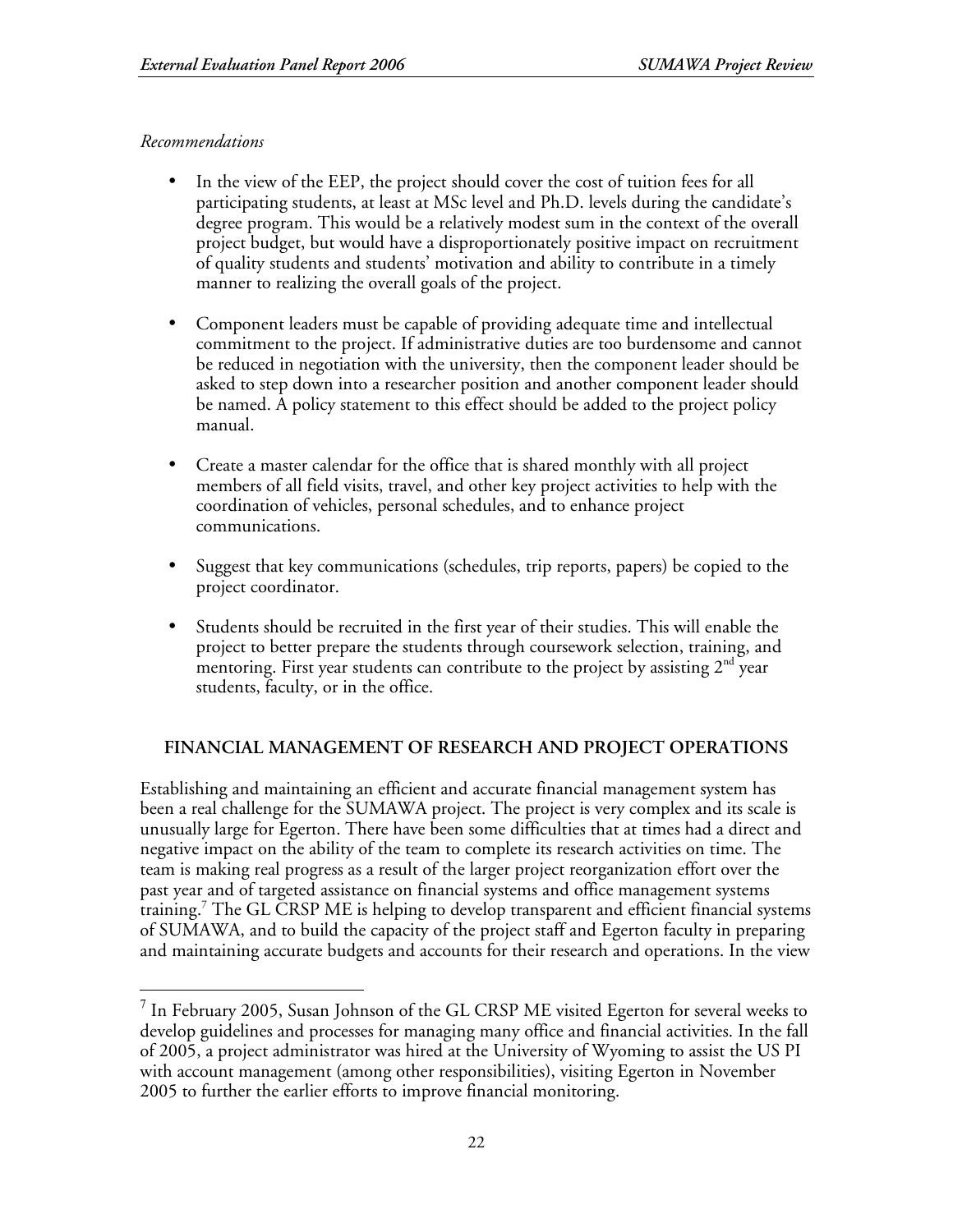*Recommendations*

- In the view of the EEP, the project should cover the cost of tuition fees for all participating students, at least at MSc level and Ph.D. levels during the candidate's degree program. This would be a relatively modest sum in the context of the overall project budget, but would have a disproportionately positive impact on recruitment of quality students and students' motivation and ability to contribute in a timely manner to realizing the overall goals of the project.

- Component leaders must be capable of providing adequate time and intellectual commitment to the project. If administrative duties are too burdensome and cannot be reduced in negotiation with the university, then the component leader should be asked to step down into a researcher position and another component leader should be named. A policy statement to this effect should be added to the project policy manual.

- Create a master calendar for the office that is shared monthly with all project members of all field visits, travel, and other key project activities to help with the coordination of vehicles, personal schedules, and to enhance project communications.

- Suggest that key communications (schedules, trip reports, papers) be copied to the project coordinator.

- Students should be recruited in the first year of their studies. This will enable the project to better prepare the students through coursework selection, training, and mentoring. First year students can contribute to the project by assisting 2nd year students, faculty, or in the office.

## FINANCIAL MANAGEMENT OF RESEARCH AND PROJECT OPERATIONS

Establishing and maintaining an efficient and accurate financial management system has been a real challenge for the SUMAWA project. The project is very complex and its scale is unusually large for Egerton. There have been some difficulties that at times had a direct and negative impact on the ability of the team to complete its research activities on time. The team is making real progress as a result of the larger project reorganization effort over the past year and of targeted assistance on financial systems and office management systems training.[7] The GL CRSP ME is helping to develop transparent and efficient financial systems of SUMAWA, and to build the capacity of the project staff and Egerton faculty in preparing and maintaining accurate budgets and accounts for their research and operations. In the view

[7] In February 2005, Susan Johnson of the GL CRSP ME visited Egerton for several weeks to develop guidelines and processes for managing many office and financial activities. In the fall of 2005, a project administrator was hired at the University of Wyoming to assist the US PI with account management (among other responsibilities), visiting Egerton in November 2005 to further the earlier efforts to improve financial monitoring.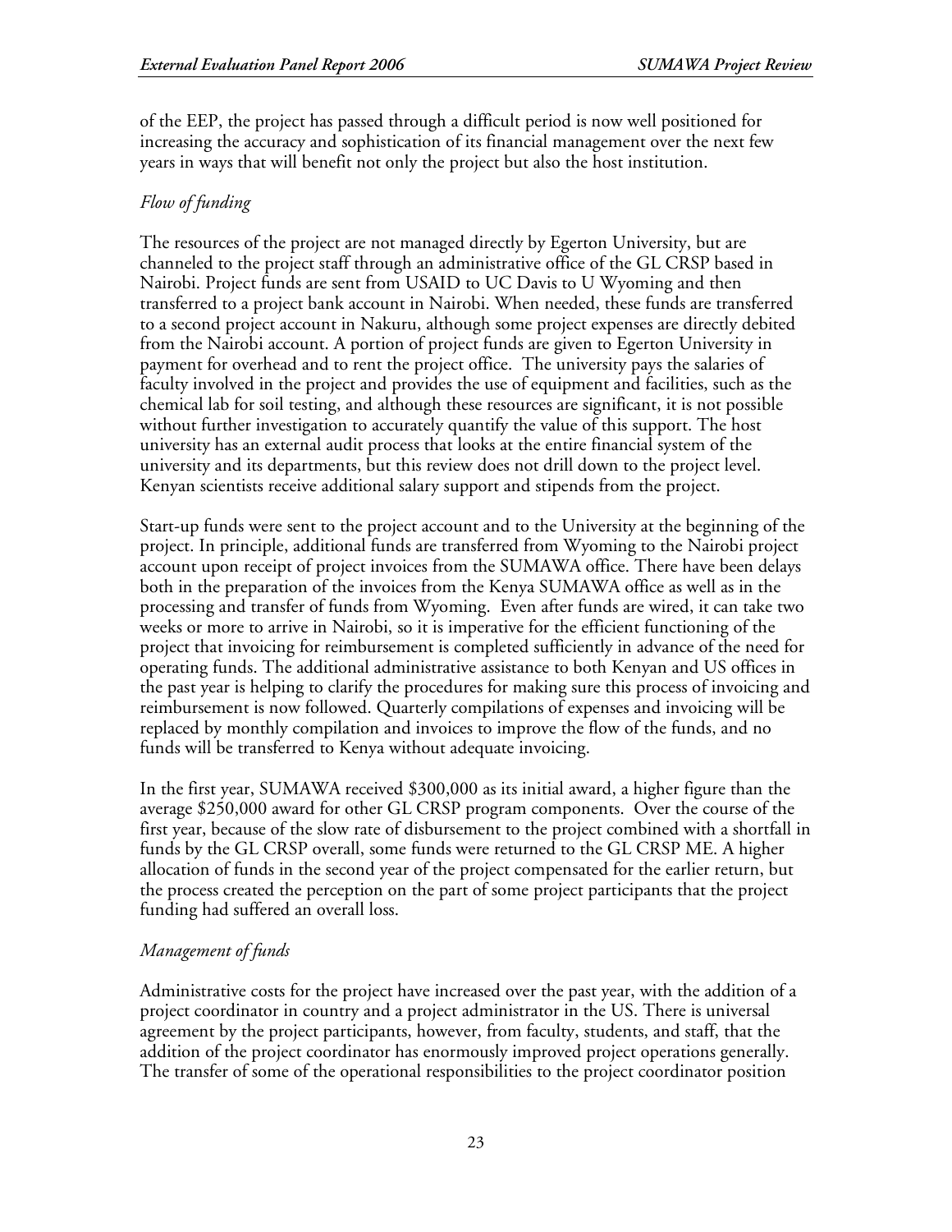of the EEP, the project has passed through a difficult period is now well positioned for increasing the accuracy and sophistication of its financial management over the next few years in ways that will benefit not only the project but also the host institution.

*Flow of funding*

The resources of the project are not managed directly by Egerton University, but are channeled to the project staff through an administrative office of the GL CRSP based in Nairobi. Project funds are sent from USAID to UC Davis to U Wyoming and then transferred to a project bank account in Nairobi. When needed, these funds are transferred to a second project account in Nakuru, although some project expenses are directly debited from the Nairobi account. A portion of project funds are given to Egerton University in payment for overhead and to rent the project office. The university pays the salaries of faculty involved in the project and provides the use of equipment and facilities, such as the chemical lab for soil testing, and although these resources are significant, it is not possible without further investigation to accurately quantify the value of this support. The host university has an external audit process that looks at the entire financial system of the university and its departments, but this review does not drill down to the project level. Kenyan scientists receive additional salary support and stipends from the project.

Start-up funds were sent to the project account and to the University at the beginning of the project. In principle, additional funds are transferred from Wyoming to the Nairobi project account upon receipt of project invoices from the SUMAWA office. There have been delays both in the preparation of the invoices from the Kenya SUMAWA office as well as in the processing and transfer of funds from Wyoming. Even after funds are wired, it can take two weeks or more to arrive in Nairobi, so it is imperative for the efficient functioning of the project that invoicing for reimbursement is completed sufficiently in advance of the need for operating funds. The additional administrative assistance to both Kenyan and US offices in the past year is helping to clarify the procedures for making sure this process of invoicing and reimbursement is now followed. Quarterly compilations of expenses and invoicing will be replaced by monthly compilation and invoices to improve the flow of the funds, and no funds will be transferred to Kenya without adequate invoicing.

In the first year, SUMAWA received $300,000 as its initial award, a higher figure than the average $250,000 award for other GL CRSP program components. Over the course of the first year, because of the slow rate of disbursement to the project combined with a shortfall in funds by the GL CRSP overall, some funds were returned to the GL CRSP ME. A higher allocation of funds in the second year of the project compensated for the earlier return, but the process created the perception on the part of some project participants that the project funding had suffered an overall loss.

*Management of funds*

Administrative costs for the project have increased over the past year, with the addition of a project coordinator in country and a project administrator in the US. There is universal agreement by the project participants, however, from faculty, students, and staff, that the addition of the project coordinator has enormously improved project operations generally. The transfer of some of the operational responsibilities to the project coordinator position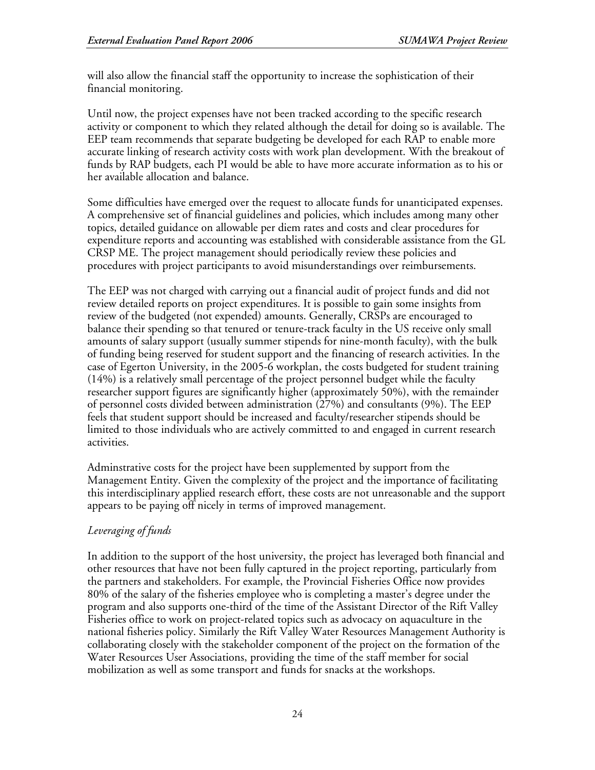will also allow the financial staff the opportunity to increase the sophistication of their financial monitoring.

Until now, the project expenses have not been tracked according to the specific research activity or component to which they related although the detail for doing so is available. The EEP team recommends that separate budgeting be developed for each RAP to enable more accurate linking of research activity costs with work plan development. With the breakout of funds by RAP budgets, each PI would be able to have more accurate information as to his or her available allocation and balance.

Some difficulties have emerged over the request to allocate funds for unanticipated expenses. A comprehensive set of financial guidelines and policies, which includes among many other topics, detailed guidance on allowable per diem rates and costs and clear procedures for expenditure reports and accounting was established with considerable assistance from the GL CRSP ME. The project management should periodically review these policies and procedures with project participants to avoid misunderstandings over reimbursements.

The EEP was not charged with carrying out a financial audit of project funds and did not review detailed reports on project expenditures. It is possible to gain some insights from review of the budgeted (not expended) amounts. Generally, CRSPs are encouraged to balance their spending so that tenured or tenure-track faculty in the US receive only small amounts of salary support (usually summer stipends for nine-month faculty), with the bulk of funding being reserved for student support and the financing of research activities. In the case of Egerton University, in the 2005-6 workplan, the costs budgeted for student training (14%) is a relatively small percentage of the project personnel budget while the faculty researcher support figures are significantly higher (approximately 50%), with the remainder of personnel costs divided between administration (27%) and consultants (9%). The EEP feels that student support should be increased and faculty/researcher stipends should be limited to those individuals who are actively committed to and engaged in current research activities.

Adminstrative costs for the project have been supplemented by support from the Management Entity. Given the complexity of the project and the importance of facilitating this interdisciplinary applied research effort, these costs are not unreasonable and the support appears to be paying off nicely in terms of improved management.

*Leveraging of funds*

In addition to the support of the host university, the project has leveraged both financial and other resources that have not been fully captured in the project reporting, particularly from the partners and stakeholders. For example, the Provincial Fisheries Office now provides 80% of the salary of the fisheries employee who is completing a master's degree under the program and also supports one-third of the time of the Assistant Director of the Rift Valley Fisheries office to work on project-related topics such as advocacy on aquaculture in the national fisheries policy. Similarly the Rift Valley Water Resources Management Authority is collaborating closely with the stakeholder component of the project on the formation of the Water Resources User Associations, providing the time of the staff member for social mobilization as well as some transport and funds for snacks at the workshops.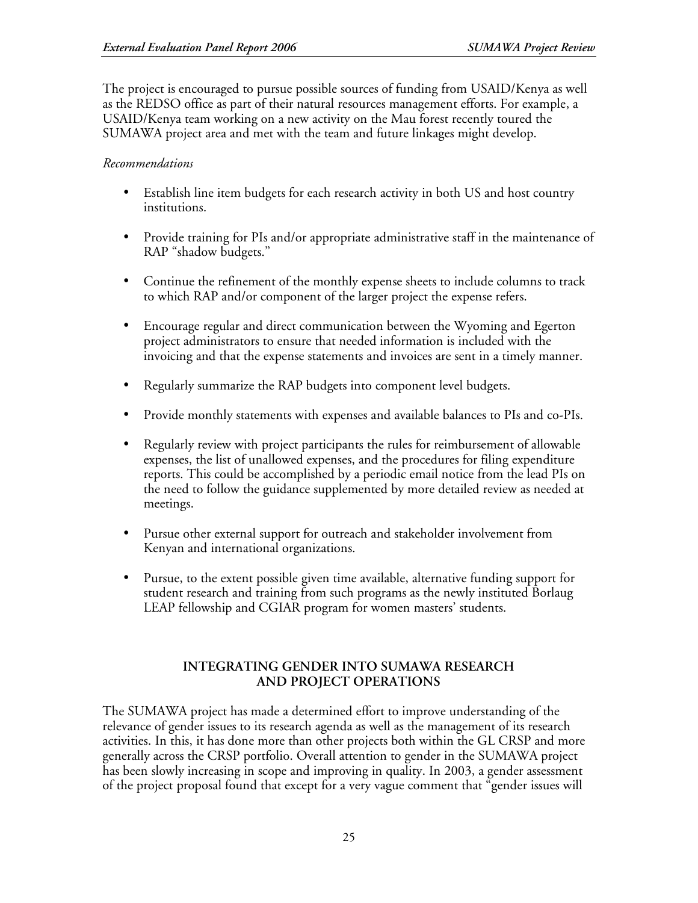The project is encouraged to pursue possible sources of funding from USAID/Kenya as well as the REDSO office as part of their natural resources management efforts. For example, a USAID/Kenya team working on a new activity on the Mau forest recently toured the SUMAWA project area and met with the team and future linkages might develop.

*Recommendations*

- Establish line item budgets for each research activity in both US and host country institutions.
- Provide training for PIs and/or appropriate administrative staff in the maintenance of RAP "shadow budgets."
- Continue the refinement of the monthly expense sheets to include columns to track to which RAP and/or component of the larger project the expense refers.
- Encourage regular and direct communication between the Wyoming and Egerton project administrators to ensure that needed information is included with the invoicing and that the expense statements and invoices are sent in a timely manner.
- Regularly summarize the RAP budgets into component level budgets.
- Provide monthly statements with expenses and available balances to PIs and co-PIs.
- Regularly review with project participants the rules for reimbursement of allowable expenses, the list of unallowed expenses, and the procedures for filing expenditure reports. This could be accomplished by a periodic email notice from the lead PIs on the need to follow the guidance supplemented by more detailed review as needed at meetings.
- Pursue other external support for outreach and stakeholder involvement from Kenyan and international organizations.
- Pursue, to the extent possible given time available, alternative funding support for student research and training from such programs as the newly instituted Borlaug LEAP fellowship and CGIAR program for women masters' students.

## INTEGRATING GENDER INTO SUMAWA RESEARCH AND PROJECT OPERATIONS

The SUMAWA project has made a determined effort to improve understanding of the relevance of gender issues to its research agenda as well as the management of its research activities. In this, it has done more than other projects both within the GL CRSP and more generally across the CRSP portfolio. Overall attention to gender in the SUMAWA project has been slowly increasing in scope and improving in quality. In 2003, a gender assessment of the project proposal found that except for a very vague comment that "gender issues will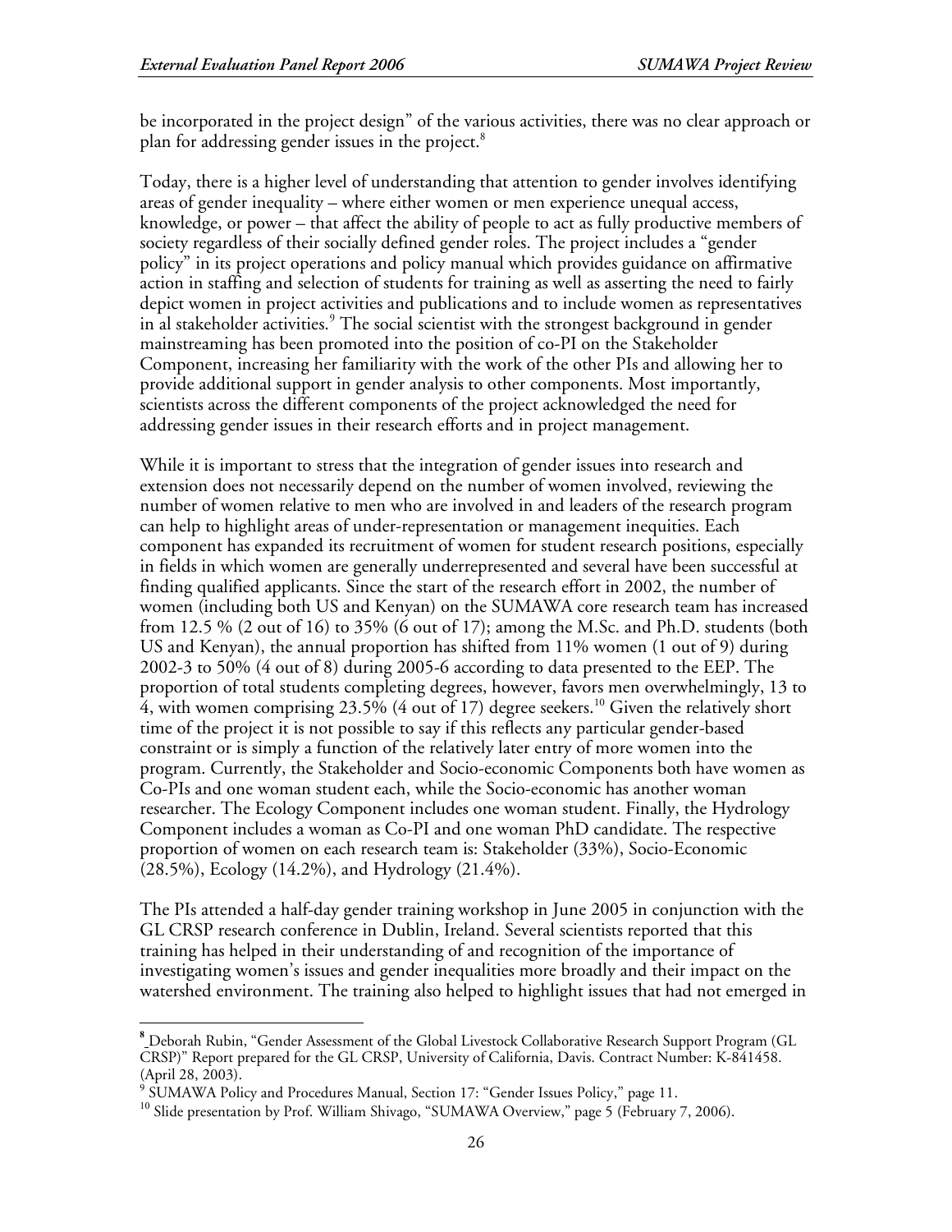be incorporated in the project design" of the various activities, there was no clear approach or plan for addressing gender issues in the project.[8]

Today, there is a higher level of understanding that attention to gender involves identifying areas of gender inequality – where either women or men experience unequal access, knowledge, or power – that affect the ability of people to act as fully productive members of society regardless of their socially defined gender roles. The project includes a "gender policy" in its project operations and policy manual which provides guidance on affirmative action in staffing and selection of students for training as well as asserting the need to fairly depict women in project activities and publications and to include women as representatives in al stakeholder activities.[9] The social scientist with the strongest background in gender mainstreaming has been promoted into the position of co-PI on the Stakeholder Component, increasing her familiarity with the work of the other PIs and allowing her to provide additional support in gender analysis to other components. Most importantly, scientists across the different components of the project acknowledged the need for addressing gender issues in their research efforts and in project management.

While it is important to stress that the integration of gender issues into research and extension does not necessarily depend on the number of women involved, reviewing the number of women relative to men who are involved in and leaders of the research program can help to highlight areas of under-representation or management inequities. Each component has expanded its recruitment of women for student research positions, especially in fields in which women are generally underrepresented and several have been successful at finding qualified applicants. Since the start of the research effort in 2002, the number of women (including both US and Kenyan) on the SUMAWA core research team has increased from 12.5 % (2 out of 16) to 35% (6 out of 17); among the M.Sc. and Ph.D. students (both US and Kenyan), the annual proportion has shifted from 11% women (1 out of 9) during 2002-3 to 50% (4 out of 8) during 2005-6 according to data presented to the EEP. The proportion of total students completing degrees, however, favors men overwhelmingly, 13 to 4, with women comprising 23.5% (4 out of 17) degree seekers.[10] Given the relatively short time of the project it is not possible to say if this reflects any particular gender-based constraint or is simply a function of the relatively later entry of more women into the program. Currently, the Stakeholder and Socio-economic Components both have women as Co-PIs and one woman student each, while the Socio-economic has another woman researcher. The Ecology Component includes one woman student. Finally, the Hydrology Component includes a woman as Co-PI and one woman PhD candidate. The respective proportion of women on each research team is: Stakeholder (33%), Socio-Economic (28.5%), Ecology (14.2%), and Hydrology (21.4%).

The PIs attended a half-day gender training workshop in June 2005 in conjunction with the GL CRSP research conference in Dublin, Ireland. Several scientists reported that this training has helped in their understanding of and recognition of the importance of investigating women's issues and gender inequalities more broadly and their impact on the watershed environment. The training also helped to highlight issues that had not emerged in

---

[8] Deborah Rubin, "Gender Assessment of the Global Livestock Collaborative Research Support Program (GL CRSP)" Report prepared for the GL CRSP, University of California, Davis. Contract Number: K-841458. (April 28, 2003).

[9] SUMAWA Policy and Procedures Manual, Section 17: "Gender Issues Policy," page 11.

[10] Slide presentation by Prof. William Shivago, "SUMAWA Overview," page 5 (February 7, 2006).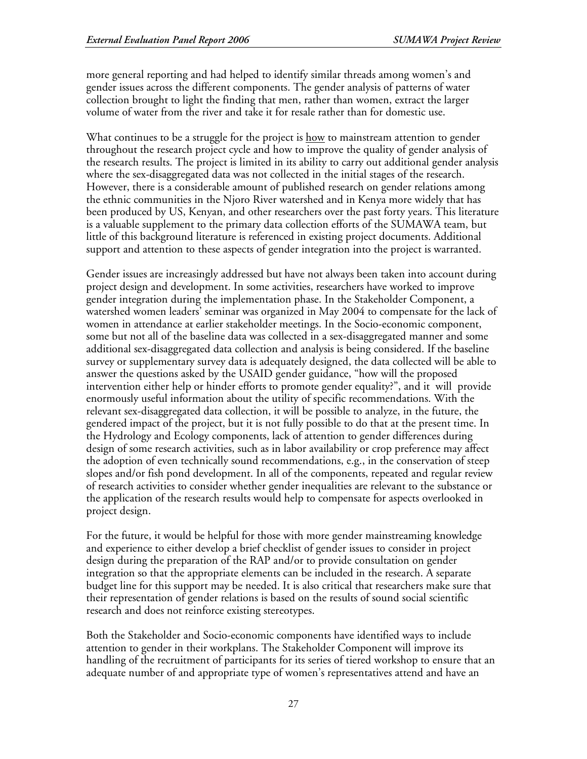more general reporting and had helped to identify similar threads among women's and gender issues across the different components. The gender analysis of patterns of water collection brought to light the finding that men, rather than women, extract the larger volume of water from the river and take it for resale rather than for domestic use.

What continues to be a struggle for the project is how to mainstream attention to gender throughout the research project cycle and how to improve the quality of gender analysis of the research results. The project is limited in its ability to carry out additional gender analysis where the sex-disaggregated data was not collected in the initial stages of the research. However, there is a considerable amount of published research on gender relations among the ethnic communities in the Njoro River watershed and in Kenya more widely that has been produced by US, Kenyan, and other researchers over the past forty years. This literature is a valuable supplement to the primary data collection efforts of the SUMAWA team, but little of this background literature is referenced in existing project documents. Additional support and attention to these aspects of gender integration into the project is warranted.

Gender issues are increasingly addressed but have not always been taken into account during project design and development. In some activities, researchers have worked to improve gender integration during the implementation phase. In the Stakeholder Component, a watershed women leaders' seminar was organized in May 2004 to compensate for the lack of women in attendance at earlier stakeholder meetings. In the Socio-economic component, some but not all of the baseline data was collected in a sex-disaggregated manner and some additional sex-disaggregated data collection and analysis is being considered. If the baseline survey or supplementary survey data is adequately designed, the data collected will be able to answer the questions asked by the USAID gender guidance, "how will the proposed intervention either help or hinder efforts to promote gender equality?", and it will provide enormously useful information about the utility of specific recommendations. With the relevant sex-disaggregated data collection, it will be possible to analyze, in the future, the gendered impact of the project, but it is not fully possible to do that at the present time. In the Hydrology and Ecology components, lack of attention to gender differences during design of some research activities, such as in labor availability or crop preference may affect the adoption of even technically sound recommendations, e.g., in the conservation of steep slopes and/or fish pond development. In all of the components, repeated and regular review of research activities to consider whether gender inequalities are relevant to the substance or the application of the research results would help to compensate for aspects overlooked in project design.

For the future, it would be helpful for those with more gender mainstreaming knowledge and experience to either develop a brief checklist of gender issues to consider in project design during the preparation of the RAP and/or to provide consultation on gender integration so that the appropriate elements can be included in the research. A separate budget line for this support may be needed. It is also critical that researchers make sure that their representation of gender relations is based on the results of sound social scientific research and does not reinforce existing stereotypes.

Both the Stakeholder and Socio-economic components have identified ways to include attention to gender in their workplans. The Stakeholder Component will improve its handling of the recruitment of participants for its series of tiered workshop to ensure that an adequate number of and appropriate type of women's representatives attend and have an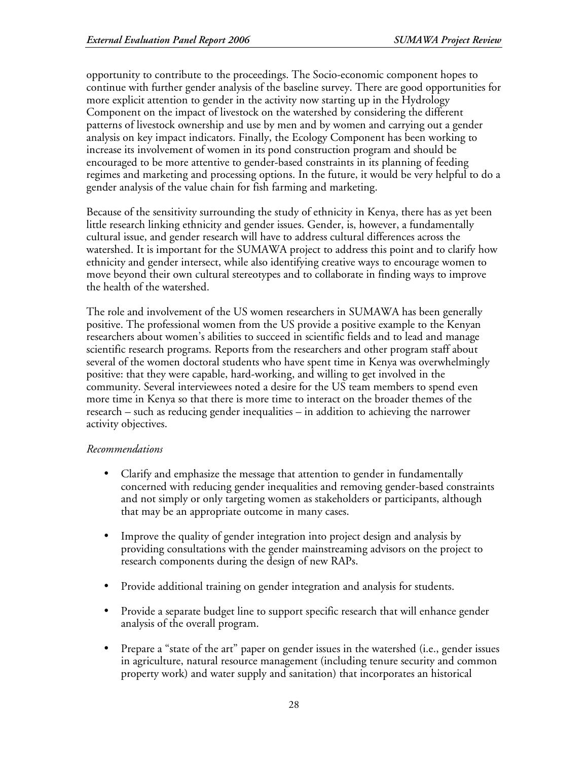opportunity to contribute to the proceedings. The Socio-economic component hopes to continue with further gender analysis of the baseline survey. There are good opportunities for more explicit attention to gender in the activity now starting up in the Hydrology Component on the impact of livestock on the watershed by considering the different patterns of livestock ownership and use by men and by women and carrying out a gender analysis on key impact indicators. Finally, the Ecology Component has been working to increase its involvement of women in its pond construction program and should be encouraged to be more attentive to gender-based constraints in its planning of feeding regimes and marketing and processing options. In the future, it would be very helpful to do a gender analysis of the value chain for fish farming and marketing.

Because of the sensitivity surrounding the study of ethnicity in Kenya, there has as yet been little research linking ethnicity and gender issues. Gender, is, however, a fundamentally cultural issue, and gender research will have to address cultural differences across the watershed. It is important for the SUMAWA project to address this point and to clarify how ethnicity and gender intersect, while also identifying creative ways to encourage women to move beyond their own cultural stereotypes and to collaborate in finding ways to improve the health of the watershed.

The role and involvement of the US women researchers in SUMAWA has been generally positive. The professional women from the US provide a positive example to the Kenyan researchers about women's abilities to succeed in scientific fields and to lead and manage scientific research programs. Reports from the researchers and other program staff about several of the women doctoral students who have spent time in Kenya was overwhelmingly positive: that they were capable, hard-working, and willing to get involved in the community. Several interviewees noted a desire for the US team members to spend even more time in Kenya so that there is more time to interact on the broader themes of the research – such as reducing gender inequalities – in addition to achieving the narrower activity objectives.

*Recommendations*

- Clarify and emphasize the message that attention to gender in fundamentally concerned with reducing gender inequalities and removing gender-based constraints and not simply or only targeting women as stakeholders or participants, although that may be an appropriate outcome in many cases.

- Improve the quality of gender integration into project design and analysis by providing consultations with the gender mainstreaming advisors on the project to research components during the design of new RAPs.

- Provide additional training on gender integration and analysis for students.

- Provide a separate budget line to support specific research that will enhance gender analysis of the overall program.

- Prepare a "state of the art" paper on gender issues in the watershed (i.e., gender issues in agriculture, natural resource management (including tenure security and common property work) and water supply and sanitation) that incorporates an historical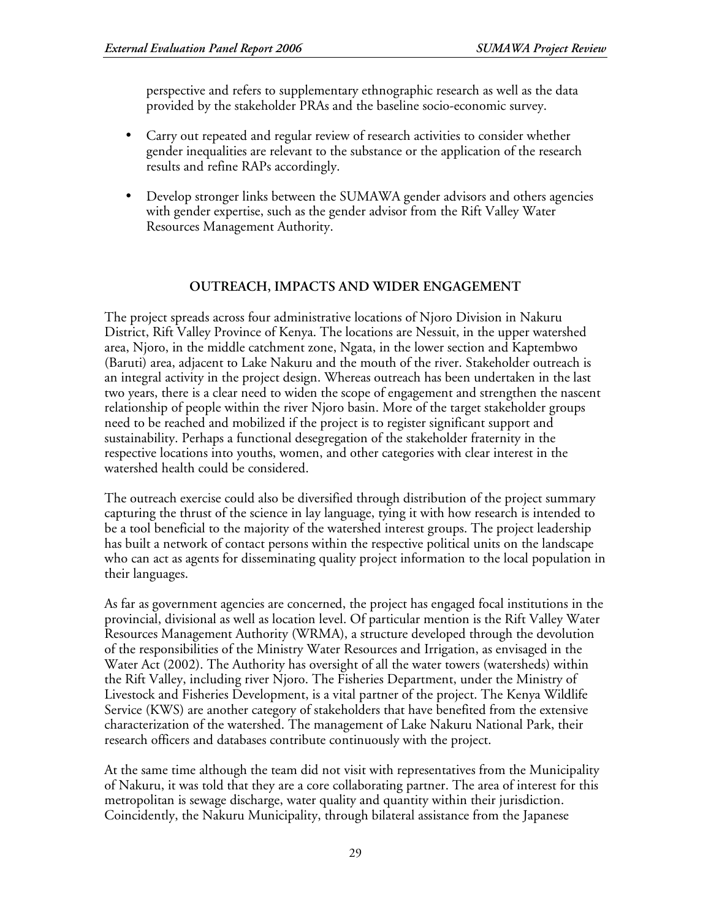perspective and refers to supplementary ethnographic research as well as the data provided by the stakeholder PRAs and the baseline socio-economic survey.

- Carry out repeated and regular review of research activities to consider whether gender inequalities are relevant to the substance or the application of the research results and refine RAPs accordingly.
- Develop stronger links between the SUMAWA gender advisors and others agencies with gender expertise, such as the gender advisor from the Rift Valley Water Resources Management Authority.

## OUTREACH, IMPACTS AND WIDER ENGAGEMENT

The project spreads across four administrative locations of Njoro Division in Nakuru District, Rift Valley Province of Kenya. The locations are Nessuit, in the upper watershed area, Njoro, in the middle catchment zone, Ngata, in the lower section and Kaptembwo (Baruti) area, adjacent to Lake Nakuru and the mouth of the river. Stakeholder outreach is an integral activity in the project design. Whereas outreach has been undertaken in the last two years, there is a clear need to widen the scope of engagement and strengthen the nascent relationship of people within the river Njoro basin. More of the target stakeholder groups need to be reached and mobilized if the project is to register significant support and sustainability. Perhaps a functional desegregation of the stakeholder fraternity in the respective locations into youths, women, and other categories with clear interest in the watershed health could be considered.

The outreach exercise could also be diversified through distribution of the project summary capturing the thrust of the science in lay language, tying it with how research is intended to be a tool beneficial to the majority of the watershed interest groups. The project leadership has built a network of contact persons within the respective political units on the landscape who can act as agents for disseminating quality project information to the local population in their languages.

As far as government agencies are concerned, the project has engaged focal institutions in the provincial, divisional as well as location level. Of particular mention is the Rift Valley Water Resources Management Authority (WRMA), a structure developed through the devolution of the responsibilities of the Ministry Water Resources and Irrigation, as envisaged in the Water Act (2002). The Authority has oversight of all the water towers (watersheds) within the Rift Valley, including river Njoro. The Fisheries Department, under the Ministry of Livestock and Fisheries Development, is a vital partner of the project. The Kenya Wildlife Service (KWS) are another category of stakeholders that have benefited from the extensive characterization of the watershed. The management of Lake Nakuru National Park, their research officers and databases contribute continuously with the project.

At the same time although the team did not visit with representatives from the Municipality of Nakuru, it was told that they are a core collaborating partner. The area of interest for this metropolitan is sewage discharge, water quality and quantity within their jurisdiction. Coincidently, the Nakuru Municipality, through bilateral assistance from the Japanese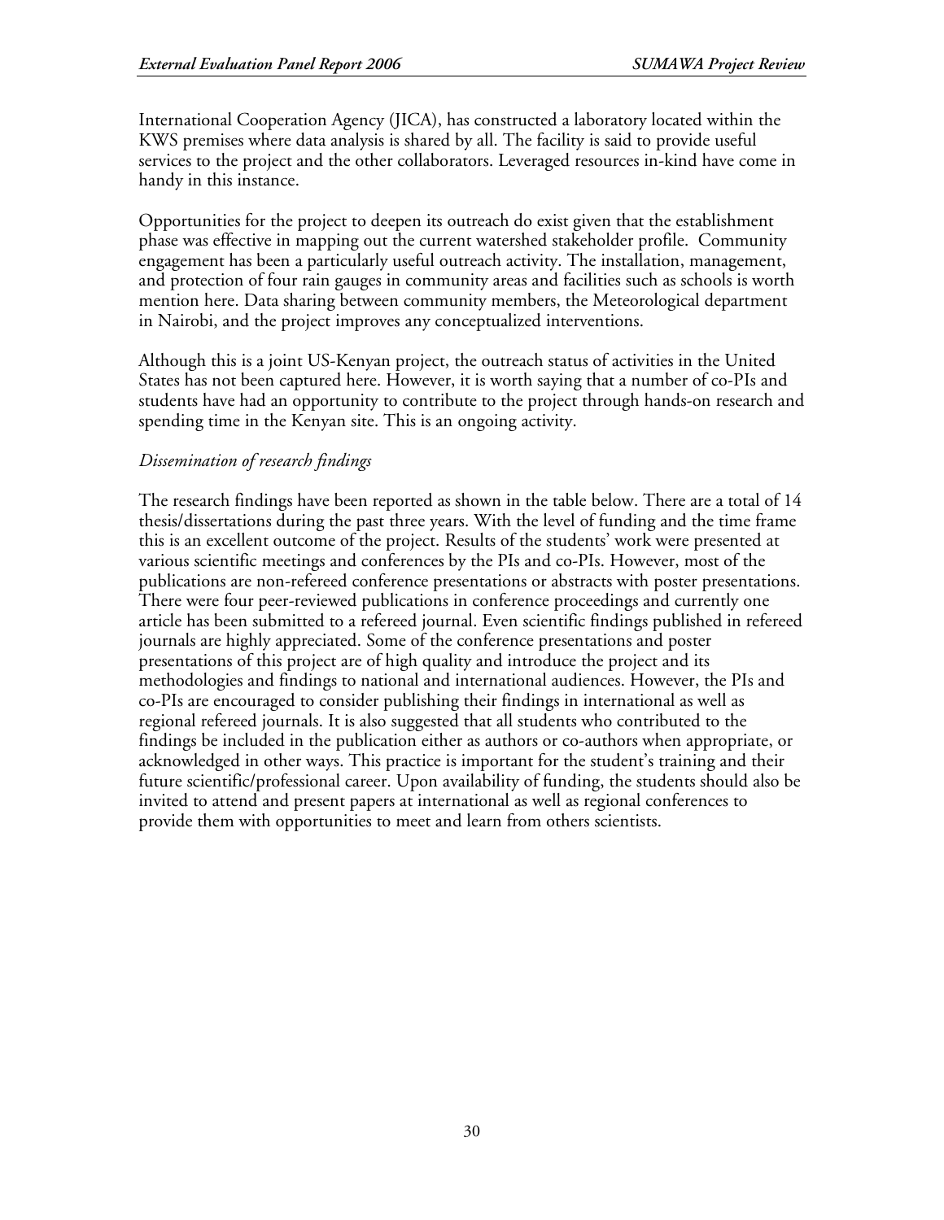International Cooperation Agency (JICA), has constructed a laboratory located within the KWS premises where data analysis is shared by all. The facility is said to provide useful services to the project and the other collaborators. Leveraged resources in-kind have come in handy in this instance.

Opportunities for the project to deepen its outreach do exist given that the establishment phase was effective in mapping out the current watershed stakeholder profile. Community engagement has been a particularly useful outreach activity. The installation, management, and protection of four rain gauges in community areas and facilities such as schools is worth mention here. Data sharing between community members, the Meteorological department in Nairobi, and the project improves any conceptualized interventions.

Although this is a joint US-Kenyan project, the outreach status of activities in the United States has not been captured here. However, it is worth saying that a number of co-PIs and students have had an opportunity to contribute to the project through hands-on research and spending time in the Kenyan site. This is an ongoing activity.

*Dissemination of research findings*

The research findings have been reported as shown in the table below. There are a total of 14 thesis/dissertations during the past three years. With the level of funding and the time frame this is an excellent outcome of the project. Results of the students' work were presented at various scientific meetings and conferences by the PIs and co-PIs. However, most of the publications are non-refereed conference presentations or abstracts with poster presentations. There were four peer-reviewed publications in conference proceedings and currently one article has been submitted to a refereed journal. Even scientific findings published in refereed journals are highly appreciated. Some of the conference presentations and poster presentations of this project are of high quality and introduce the project and its methodologies and findings to national and international audiences. However, the PIs and co-PIs are encouraged to consider publishing their findings in international as well as regional refereed journals. It is also suggested that all students who contributed to the findings be included in the publication either as authors or co-authors when appropriate, or acknowledged in other ways. This practice is important for the student's training and their future scientific/professional career. Upon availability of funding, the students should also be invited to attend and present papers at international as well as regional conferences to provide them with opportunities to meet and learn from others scientists.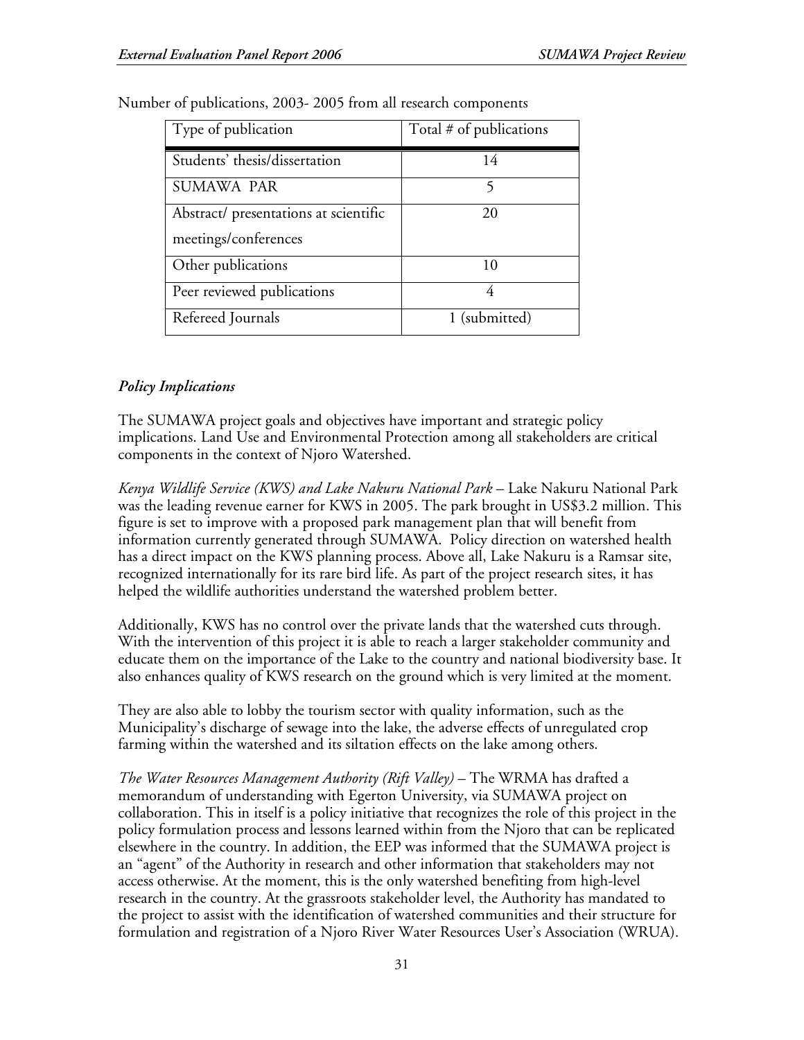Number of publications, 2003- 2005 from all research components

| Type of publication | Total # of publications |
|---|---|
| Students' thesis/dissertation | 14 |
| SUMAWA PAR | 5 |
| Abstract/ presentations at scientific meetings/conferences | 20 |
| Other publications | 10 |
| Peer reviewed publications | 4 |
| Refereed Journals | 1 (submitted) |

### *Policy Implications*

The SUMAWA project goals and objectives have important and strategic policy implications. Land Use and Environmental Protection among all stakeholders are critical components in the context of Njoro Watershed.

*Kenya Wildlife Service (KWS) and Lake Nakuru National Park* – Lake Nakuru National Park was the leading revenue earner for KWS in 2005. The park brought in US$3.2 million. This figure is set to improve with a proposed park management plan that will benefit from information currently generated through SUMAWA. Policy direction on watershed health has a direct impact on the KWS planning process. Above all, Lake Nakuru is a Ramsar site, recognized internationally for its rare bird life. As part of the project research sites, it has helped the wildlife authorities understand the watershed problem better.

Additionally, KWS has no control over the private lands that the watershed cuts through. With the intervention of this project it is able to reach a larger stakeholder community and educate them on the importance of the Lake to the country and national biodiversity base. It also enhances quality of KWS research on the ground which is very limited at the moment.

They are also able to lobby the tourism sector with quality information, such as the Municipality's discharge of sewage into the lake, the adverse effects of unregulated crop farming within the watershed and its siltation effects on the lake among others.

*The Water Resources Management Authority (Rift Valley)* – The WRMA has drafted a memorandum of understanding with Egerton University, via SUMAWA project on collaboration. This in itself is a policy initiative that recognizes the role of this project in the policy formulation process and lessons learned within from the Njoro that can be replicated elsewhere in the country. In addition, the EEP was informed that the SUMAWA project is an "agent" of the Authority in research and other information that stakeholders may not access otherwise. At the moment, this is the only watershed benefiting from high-level research in the country. At the grassroots stakeholder level, the Authority has mandated to the project to assist with the identification of watershed communities and their structure for formulation and registration of a Njoro River Water Resources User's Association (WRUA).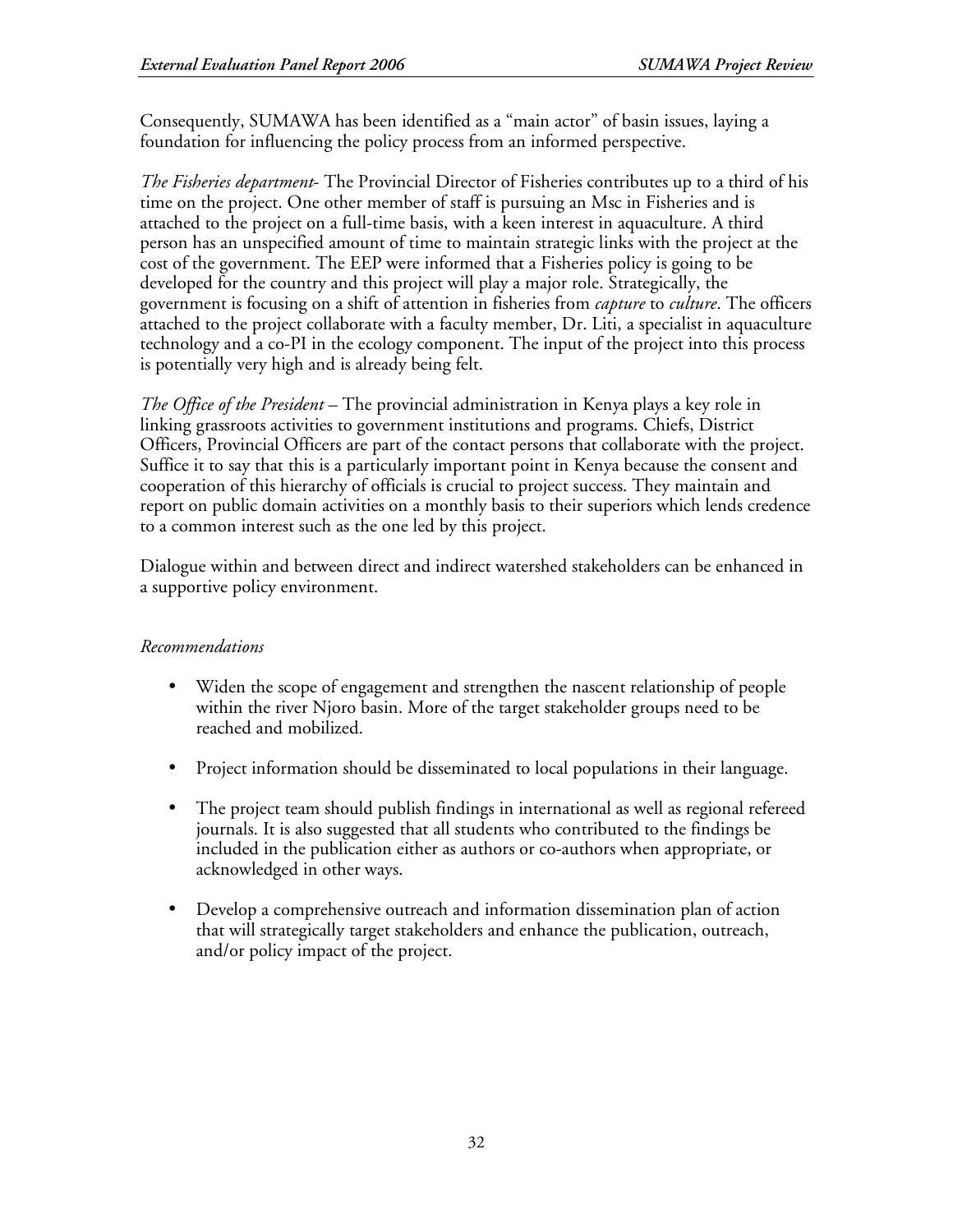Consequently, SUMAWA has been identified as a "main actor" of basin issues, laying a foundation for influencing the policy process from an informed perspective.

*The Fisheries department*- The Provincial Director of Fisheries contributes up to a third of his time on the project. One other member of staff is pursuing an Msc in Fisheries and is attached to the project on a full-time basis, with a keen interest in aquaculture. A third person has an unspecified amount of time to maintain strategic links with the project at the cost of the government. The EEP were informed that a Fisheries policy is going to be developed for the country and this project will play a major role. Strategically, the government is focusing on a shift of attention in fisheries from *capture* to *culture*. The officers attached to the project collaborate with a faculty member, Dr. Liti, a specialist in aquaculture technology and a co-PI in the ecology component. The input of the project into this process is potentially very high and is already being felt.

*The Office of the President* – The provincial administration in Kenya plays a key role in linking grassroots activities to government institutions and programs. Chiefs, District Officers, Provincial Officers are part of the contact persons that collaborate with the project. Suffice it to say that this is a particularly important point in Kenya because the consent and cooperation of this hierarchy of officials is crucial to project success. They maintain and report on public domain activities on a monthly basis to their superiors which lends credence to a common interest such as the one led by this project.

Dialogue within and between direct and indirect watershed stakeholders can be enhanced in a supportive policy environment.

*Recommendations*

- Widen the scope of engagement and strengthen the nascent relationship of people within the river Njoro basin. More of the target stakeholder groups need to be reached and mobilized.
- Project information should be disseminated to local populations in their language.
- The project team should publish findings in international as well as regional refereed journals. It is also suggested that all students who contributed to the findings be included in the publication either as authors or co-authors when appropriate, or acknowledged in other ways.
- Develop a comprehensive outreach and information dissemination plan of action that will strategically target stakeholders and enhance the publication, outreach, and/or policy impact of the project.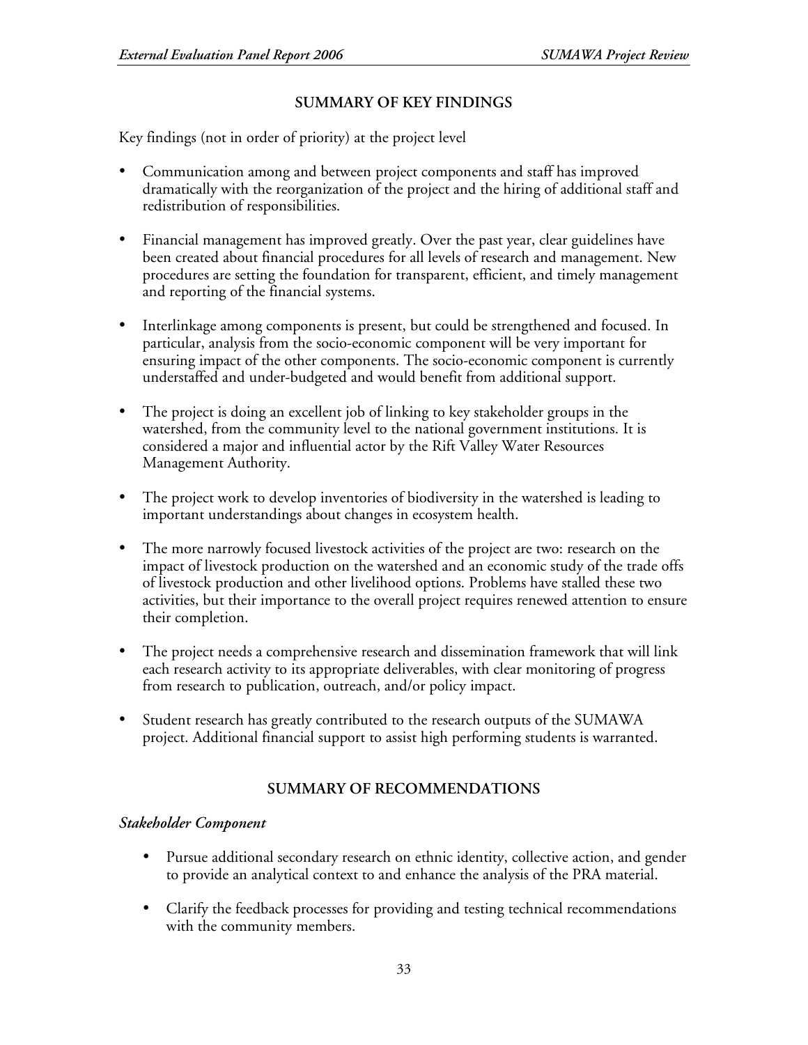## SUMMARY OF KEY FINDINGS

Key findings (not in order of priority) at the project level

- Communication among and between project components and staff has improved dramatically with the reorganization of the project and the hiring of additional staff and redistribution of responsibilities.
- Financial management has improved greatly. Over the past year, clear guidelines have been created about financial procedures for all levels of research and management. New procedures are setting the foundation for transparent, efficient, and timely management and reporting of the financial systems.
- Interlinkage among components is present, but could be strengthened and focused. In particular, analysis from the socio-economic component will be very important for ensuring impact of the other components. The socio-economic component is currently understaffed and under-budgeted and would benefit from additional support.
- The project is doing an excellent job of linking to key stakeholder groups in the watershed, from the community level to the national government institutions. It is considered a major and influential actor by the Rift Valley Water Resources Management Authority.
- The project work to develop inventories of biodiversity in the watershed is leading to important understandings about changes in ecosystem health.
- The more narrowly focused livestock activities of the project are two: research on the impact of livestock production on the watershed and an economic study of the trade offs of livestock production and other livelihood options. Problems have stalled these two activities, but their importance to the overall project requires renewed attention to ensure their completion.
- The project needs a comprehensive research and dissemination framework that will link each research activity to its appropriate deliverables, with clear monitoring of progress from research to publication, outreach, and/or policy impact.
- Student research has greatly contributed to the research outputs of the SUMAWA project. Additional financial support to assist high performing students is warranted.

## SUMMARY OF RECOMMENDATIONS

### *Stakeholder Component*

- Pursue additional secondary research on ethnic identity, collective action, and gender to provide an analytical context to and enhance the analysis of the PRA material.
- Clarify the feedback processes for providing and testing technical recommendations with the community members.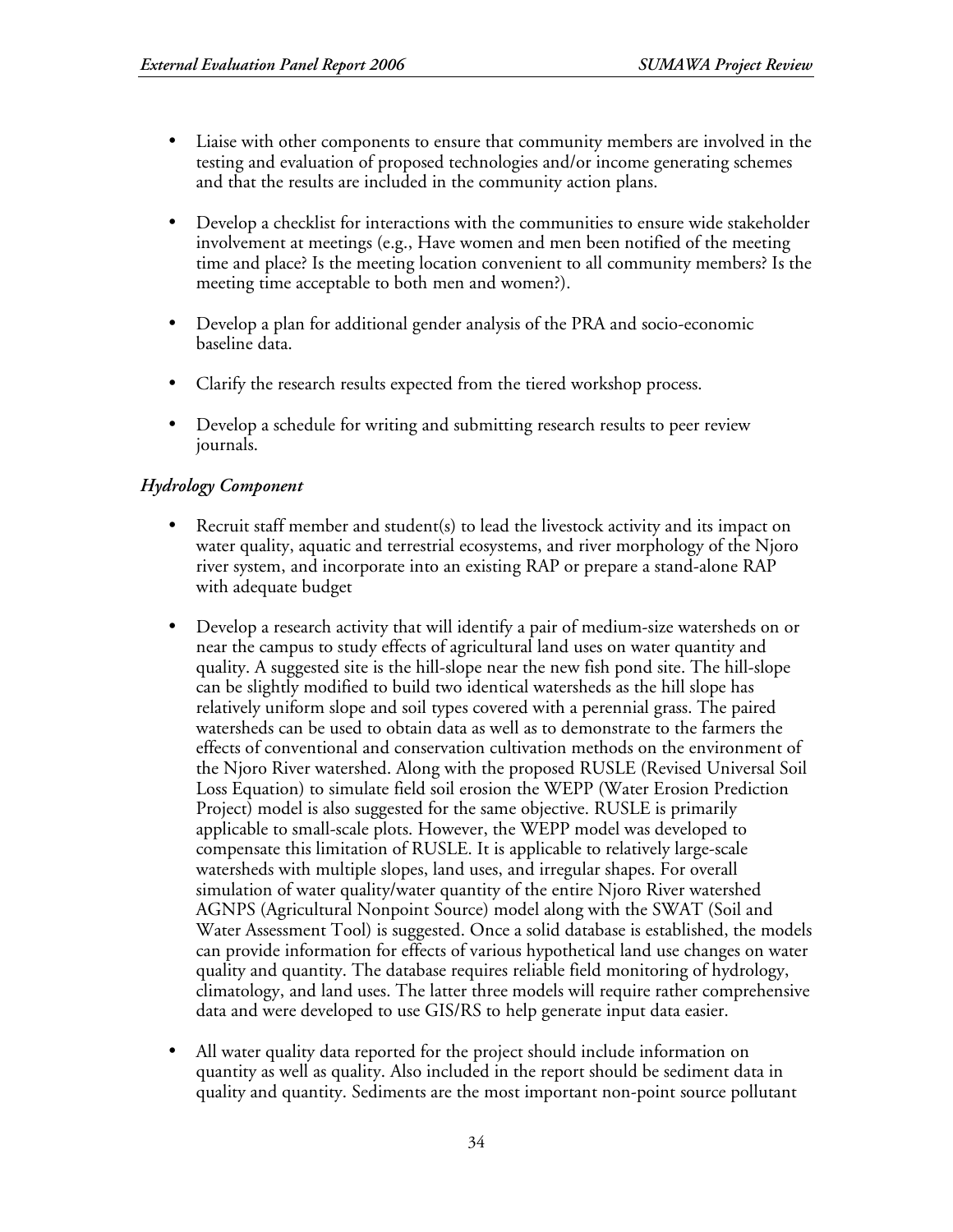- Liaise with other components to ensure that community members are involved in the testing and evaluation of proposed technologies and/or income generating schemes and that the results are included in the community action plans.

- Develop a checklist for interactions with the communities to ensure wide stakeholder involvement at meetings (e.g., Have women and men been notified of the meeting time and place? Is the meeting location convenient to all community members? Is the meeting time acceptable to both men and women?).

- Develop a plan for additional gender analysis of the PRA and socio-economic baseline data.

- Clarify the research results expected from the tiered workshop process.

- Develop a schedule for writing and submitting research results to peer review journals.

### *Hydrology Component*

- Recruit staff member and student(s) to lead the livestock activity and its impact on water quality, aquatic and terrestrial ecosystems, and river morphology of the Njoro river system, and incorporate into an existing RAP or prepare a stand-alone RAP with adequate budget

- Develop a research activity that will identify a pair of medium-size watersheds on or near the campus to study effects of agricultural land uses on water quantity and quality. A suggested site is the hill-slope near the new fish pond site. The hill-slope can be slightly modified to build two identical watersheds as the hill slope has relatively uniform slope and soil types covered with a perennial grass. The paired watersheds can be used to obtain data as well as to demonstrate to the farmers the effects of conventional and conservation cultivation methods on the environment of the Njoro River watershed. Along with the proposed RUSLE (Revised Universal Soil Loss Equation) to simulate field soil erosion the WEPP (Water Erosion Prediction Project) model is also suggested for the same objective. RUSLE is primarily applicable to small-scale plots. However, the WEPP model was developed to compensate this limitation of RUSLE. It is applicable to relatively large-scale watersheds with multiple slopes, land uses, and irregular shapes. For overall simulation of water quality/water quantity of the entire Njoro River watershed AGNPS (Agricultural Nonpoint Source) model along with the SWAT (Soil and Water Assessment Tool) is suggested. Once a solid database is established, the models can provide information for effects of various hypothetical land use changes on water quality and quantity. The database requires reliable field monitoring of hydrology, climatology, and land uses. The latter three models will require rather comprehensive data and were developed to use GIS/RS to help generate input data easier.

- All water quality data reported for the project should include information on quantity as well as quality. Also included in the report should be sediment data in quality and quantity. Sediments are the most important non-point source pollutant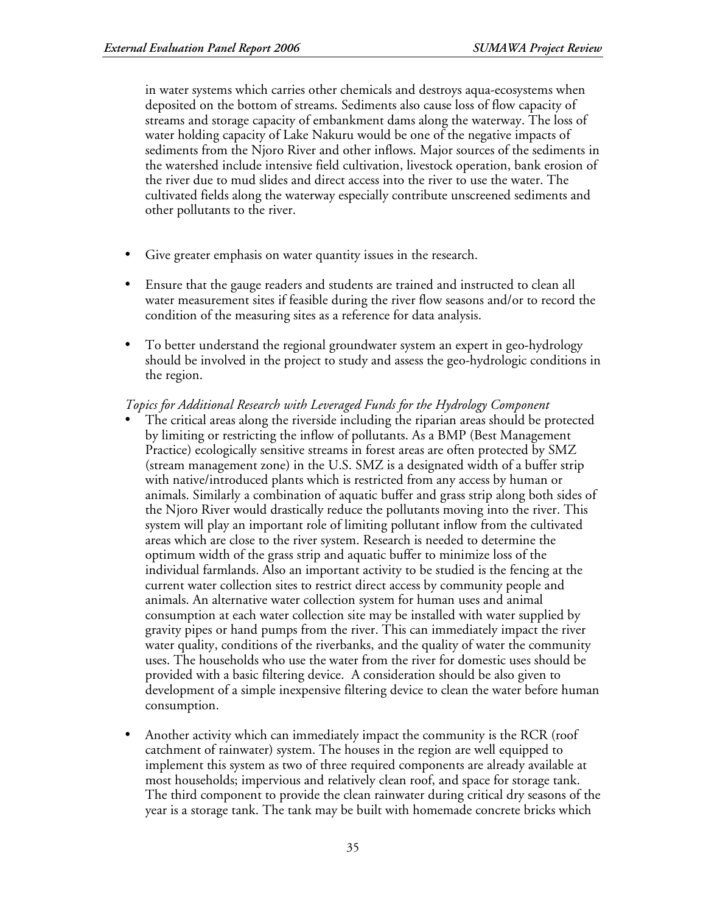in water systems which carries other chemicals and destroys aqua-ecosystems when deposited on the bottom of streams. Sediments also cause loss of flow capacity of streams and storage capacity of embankment dams along the waterway. The loss of water holding capacity of Lake Nakuru would be one of the negative impacts of sediments from the Njoro River and other inflows. Major sources of the sediments in the watershed include intensive field cultivation, livestock operation, bank erosion of the river due to mud slides and direct access into the river to use the water. The cultivated fields along the waterway especially contribute unscreened sediments and other pollutants to the river.

- Give greater emphasis on water quantity issues in the research.

- Ensure that the gauge readers and students are trained and instructed to clean all water measurement sites if feasible during the river flow seasons and/or to record the condition of the measuring sites as a reference for data analysis.

- To better understand the regional groundwater system an expert in geo-hydrology should be involved in the project to study and assess the geo-hydrologic conditions in the region.

*Topics for Additional Research with Leveraged Funds for the Hydrology Component*

- The critical areas along the riverside including the riparian areas should be protected by limiting or restricting the inflow of pollutants. As a BMP (Best Management Practice) ecologically sensitive streams in forest areas are often protected by SMZ (stream management zone) in the U.S. SMZ is a designated width of a buffer strip with native/introduced plants which is restricted from any access by human or animals. Similarly a combination of aquatic buffer and grass strip along both sides of the Njoro River would drastically reduce the pollutants moving into the river. This system will play an important role of limiting pollutant inflow from the cultivated areas which are close to the river system. Research is needed to determine the optimum width of the grass strip and aquatic buffer to minimize loss of the individual farmlands. Also an important activity to be studied is the fencing at the current water collection sites to restrict direct access by community people and animals. An alternative water collection system for human uses and animal consumption at each water collection site may be installed with water supplied by gravity pipes or hand pumps from the river. This can immediately impact the river water quality, conditions of the riverbanks, and the quality of water the community uses. The households who use the water from the river for domestic uses should be provided with a basic filtering device. A consideration should be also given to development of a simple inexpensive filtering device to clean the water before human consumption.

- Another activity which can immediately impact the community is the RCR (roof catchment of rainwater) system. The houses in the region are well equipped to implement this system as two of three required components are already available at most households; impervious and relatively clean roof, and space for storage tank. The third component to provide the clean rainwater during critical dry seasons of the year is a storage tank. The tank may be built with homemade concrete bricks which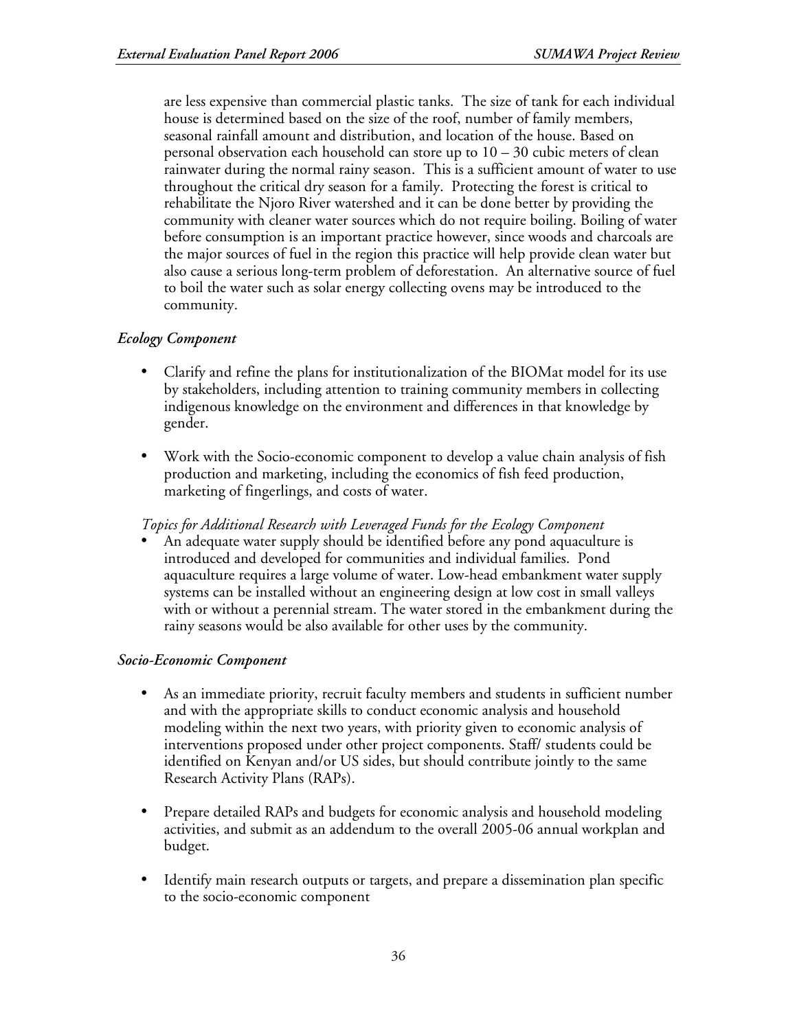are less expensive than commercial plastic tanks. The size of tank for each individual house is determined based on the size of the roof, number of family members, seasonal rainfall amount and distribution, and location of the house. Based on personal observation each household can store up to 10 – 30 cubic meters of clean rainwater during the normal rainy season. This is a sufficient amount of water to use throughout the critical dry season for a family. Protecting the forest is critical to rehabilitate the Njoro River watershed and it can be done better by providing the community with cleaner water sources which do not require boiling. Boiling of water before consumption is an important practice however, since woods and charcoals are the major sources of fuel in the region this practice will help provide clean water but also cause a serious long-term problem of deforestation. An alternative source of fuel to boil the water such as solar energy collecting ovens may be introduced to the community.

### *Ecology Component*

- Clarify and refine the plans for institutionalization of the BIOMat model for its use by stakeholders, including attention to training community members in collecting indigenous knowledge on the environment and differences in that knowledge by gender.

- Work with the Socio-economic component to develop a value chain analysis of fish production and marketing, including the economics of fish feed production, marketing of fingerlings, and costs of water.

*Topics for Additional Research with Leveraged Funds for the Ecology Component*

- An adequate water supply should be identified before any pond aquaculture is introduced and developed for communities and individual families. Pond aquaculture requires a large volume of water. Low-head embankment water supply systems can be installed without an engineering design at low cost in small valleys with or without a perennial stream. The water stored in the embankment during the rainy seasons would be also available for other uses by the community.

### *Socio-Economic Component*

- As an immediate priority, recruit faculty members and students in sufficient number and with the appropriate skills to conduct economic analysis and household modeling within the next two years, with priority given to economic analysis of interventions proposed under other project components. Staff/ students could be identified on Kenyan and/or US sides, but should contribute jointly to the same Research Activity Plans (RAPs).

- Prepare detailed RAPs and budgets for economic analysis and household modeling activities, and submit as an addendum to the overall 2005-06 annual workplan and budget.

- Identify main research outputs or targets, and prepare a dissemination plan specific to the socio-economic component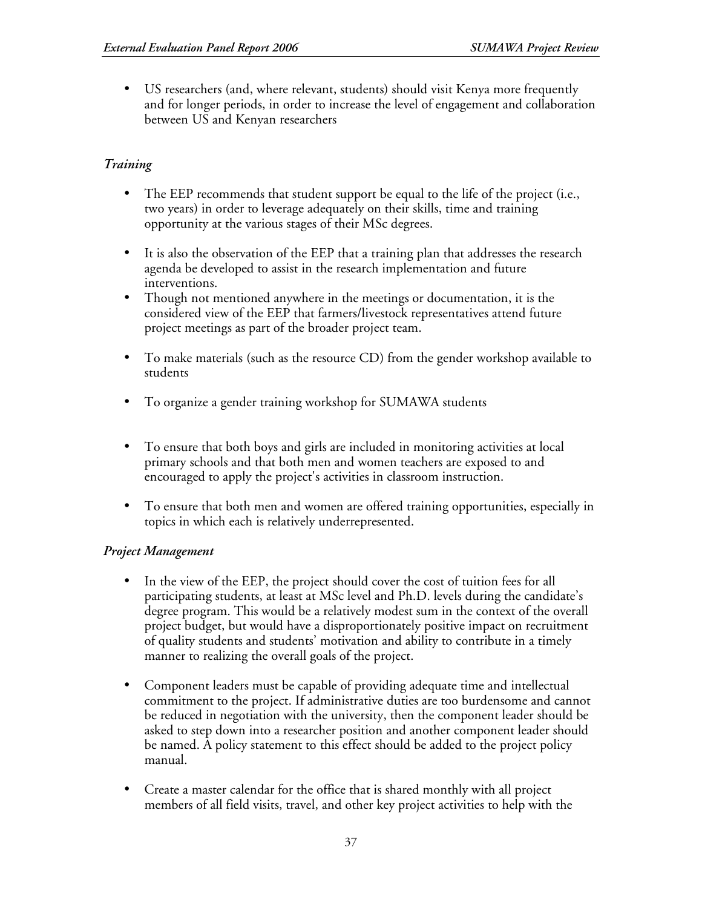- US researchers (and, where relevant, students) should visit Kenya more frequently and for longer periods, in order to increase the level of engagement and collaboration between US and Kenyan researchers

### *Training*

- The EEP recommends that student support be equal to the life of the project (i.e., two years) in order to leverage adequately on their skills, time and training opportunity at the various stages of their MSc degrees.

- It is also the observation of the EEP that a training plan that addresses the research agenda be developed to assist in the research implementation and future interventions.
- Though not mentioned anywhere in the meetings or documentation, it is the considered view of the EEP that farmers/livestock representatives attend future project meetings as part of the broader project team.

- To make materials (such as the resource CD) from the gender workshop available to students

- To organize a gender training workshop for SUMAWA students

- To ensure that both boys and girls are included in monitoring activities at local primary schools and that both men and women teachers are exposed to and encouraged to apply the project's activities in classroom instruction.

- To ensure that both men and women are offered training opportunities, especially in topics in which each is relatively underrepresented.

### *Project Management*

- In the view of the EEP, the project should cover the cost of tuition fees for all participating students, at least at MSc level and Ph.D. levels during the candidate's degree program. This would be a relatively modest sum in the context of the overall project budget, but would have a disproportionately positive impact on recruitment of quality students and students' motivation and ability to contribute in a timely manner to realizing the overall goals of the project.

- Component leaders must be capable of providing adequate time and intellectual commitment to the project. If administrative duties are too burdensome and cannot be reduced in negotiation with the university, then the component leader should be asked to step down into a researcher position and another component leader should be named. A policy statement to this effect should be added to the project policy manual.

- Create a master calendar for the office that is shared monthly with all project members of all field visits, travel, and other key project activities to help with the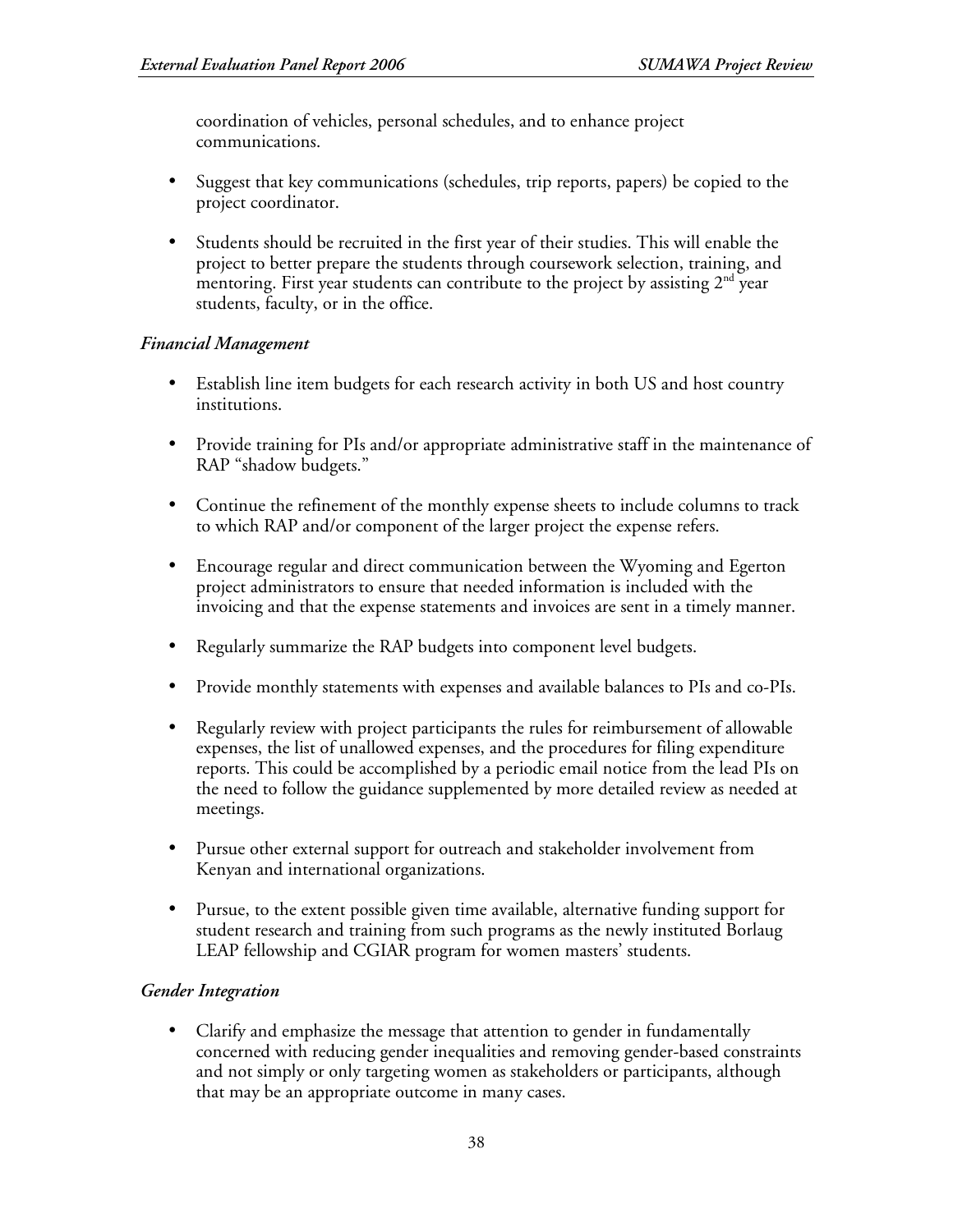coordination of vehicles, personal schedules, and to enhance project communications.

- Suggest that key communications (schedules, trip reports, papers) be copied to the project coordinator.
- Students should be recruited in the first year of their studies. This will enable the project to better prepare the students through coursework selection, training, and mentoring. First year students can contribute to the project by assisting 2nd year students, faculty, or in the office.

### *Financial Management*

- Establish line item budgets for each research activity in both US and host country institutions.
- Provide training for PIs and/or appropriate administrative staff in the maintenance of RAP "shadow budgets."
- Continue the refinement of the monthly expense sheets to include columns to track to which RAP and/or component of the larger project the expense refers.
- Encourage regular and direct communication between the Wyoming and Egerton project administrators to ensure that needed information is included with the invoicing and that the expense statements and invoices are sent in a timely manner.
- Regularly summarize the RAP budgets into component level budgets.
- Provide monthly statements with expenses and available balances to PIs and co-PIs.
- Regularly review with project participants the rules for reimbursement of allowable expenses, the list of unallowed expenses, and the procedures for filing expenditure reports. This could be accomplished by a periodic email notice from the lead PIs on the need to follow the guidance supplemented by more detailed review as needed at meetings.
- Pursue other external support for outreach and stakeholder involvement from Kenyan and international organizations.
- Pursue, to the extent possible given time available, alternative funding support for student research and training from such programs as the newly instituted Borlaug LEAP fellowship and CGIAR program for women masters' students.

### *Gender Integration*

- Clarify and emphasize the message that attention to gender in fundamentally concerned with reducing gender inequalities and removing gender-based constraints and not simply or only targeting women as stakeholders or participants, although that may be an appropriate outcome in many cases.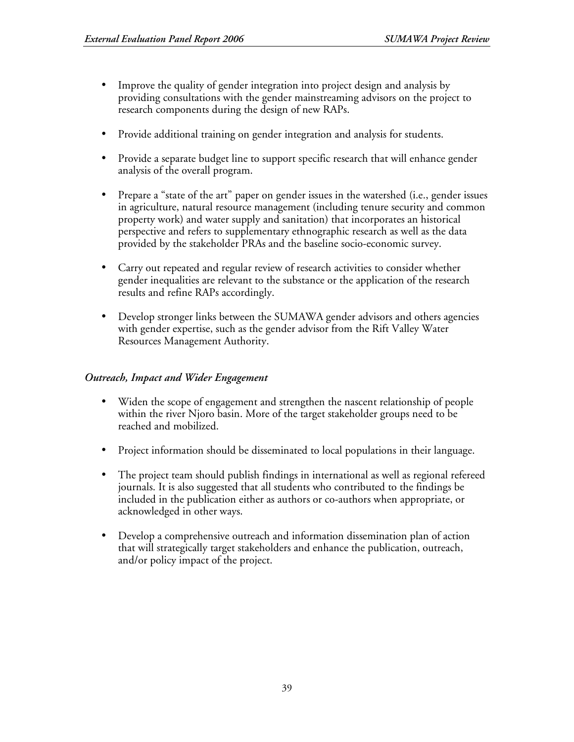- Improve the quality of gender integration into project design and analysis by providing consultations with the gender mainstreaming advisors on the project to research components during the design of new RAPs.
- Provide additional training on gender integration and analysis for students.
- Provide a separate budget line to support specific research that will enhance gender analysis of the overall program.
- Prepare a "state of the art" paper on gender issues in the watershed (i.e., gender issues in agriculture, natural resource management (including tenure security and common property work) and water supply and sanitation) that incorporates an historical perspective and refers to supplementary ethnographic research as well as the data provided by the stakeholder PRAs and the baseline socio-economic survey.
- Carry out repeated and regular review of research activities to consider whether gender inequalities are relevant to the substance or the application of the research results and refine RAPs accordingly.
- Develop stronger links between the SUMAWA gender advisors and others agencies with gender expertise, such as the gender advisor from the Rift Valley Water Resources Management Authority.

### *Outreach, Impact and Wider Engagement*

- Widen the scope of engagement and strengthen the nascent relationship of people within the river Njoro basin. More of the target stakeholder groups need to be reached and mobilized.
- Project information should be disseminated to local populations in their language.
- The project team should publish findings in international as well as regional refereed journals. It is also suggested that all students who contributed to the findings be included in the publication either as authors or co-authors when appropriate, or acknowledged in other ways.
- Develop a comprehensive outreach and information dissemination plan of action that will strategically target stakeholders and enhance the publication, outreach, and/or policy impact of the project.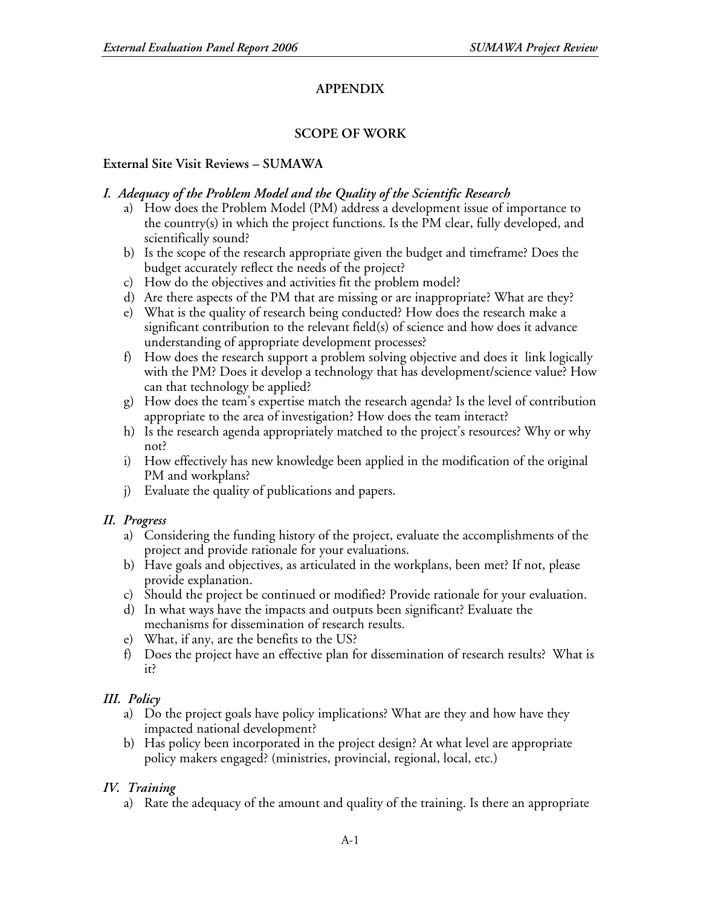## APPENDIX

## SCOPE OF WORK

**External Site Visit Reviews – SUMAWA**

### *I. Adequacy of the Problem Model and the Quality of the Scientific Research*

a) How does the Problem Model (PM) address a development issue of importance to the country(s) in which the project functions. Is the PM clear, fully developed, and scientifically sound?

b) Is the scope of the research appropriate given the budget and timeframe? Does the budget accurately reflect the needs of the project?

c) How do the objectives and activities fit the problem model?

d) Are there aspects of the PM that are missing or are inappropriate? What are they?

e) What is the quality of research being conducted? How does the research make a significant contribution to the relevant field(s) of science and how does it advance understanding of appropriate development processes?

f) How does the research support a problem solving objective and does it link logically with the PM? Does it develop a technology that has development/science value? How can that technology be applied?

g) How does the team's expertise match the research agenda? Is the level of contribution appropriate to the area of investigation? How does the team interact?

h) Is the research agenda appropriately matched to the project's resources? Why or why not?

i) How effectively has new knowledge been applied in the modification of the original PM and workplans?

j) Evaluate the quality of publications and papers.

### *II. Progress*

a) Considering the funding history of the project, evaluate the accomplishments of the project and provide rationale for your evaluations.

b) Have goals and objectives, as articulated in the workplans, been met? If not, please provide explanation.

c) Should the project be continued or modified? Provide rationale for your evaluation.

d) In what ways have the impacts and outputs been significant? Evaluate the mechanisms for dissemination of research results.

e) What, if any, are the benefits to the US?

f) Does the project have an effective plan for dissemination of research results? What is it?

### *III. Policy*

a) Do the project goals have policy implications? What are they and how have they impacted national development?

b) Has policy been incorporated in the project design? At what level are appropriate policy makers engaged? (ministries, provincial, regional, local, etc.)

### *IV. Training*

a) Rate the adequacy of the amount and quality of the training. Is there an appropriate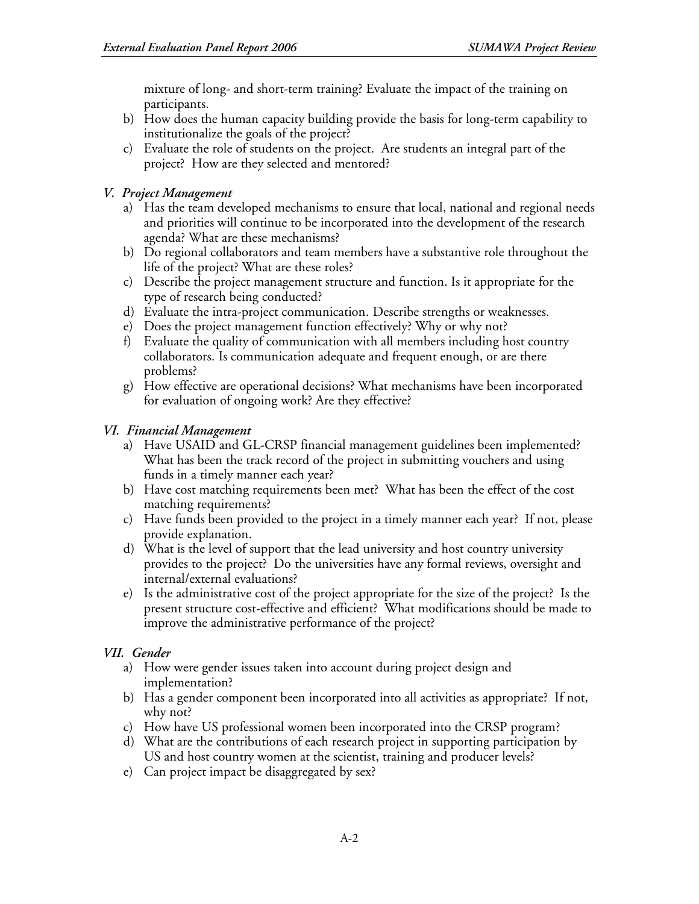mixture of long- and short-term training? Evaluate the impact of the training on participants.

b) How does the human capacity building provide the basis for long-term capability to institutionalize the goals of the project?
c) Evaluate the role of students on the project. Are students an integral part of the project? How are they selected and mentored?

### *V. Project Management*

a) Has the team developed mechanisms to ensure that local, national and regional needs and priorities will continue to be incorporated into the development of the research agenda? What are these mechanisms?
b) Do regional collaborators and team members have a substantive role throughout the life of the project? What are these roles?
c) Describe the project management structure and function. Is it appropriate for the type of research being conducted?
d) Evaluate the intra-project communication. Describe strengths or weaknesses.
e) Does the project management function effectively? Why or why not?
f) Evaluate the quality of communication with all members including host country collaborators. Is communication adequate and frequent enough, or are there problems?
g) How effective are operational decisions? What mechanisms have been incorporated for evaluation of ongoing work? Are they effective?

### *VI. Financial Management*

a) Have USAID and GL-CRSP financial management guidelines been implemented? What has been the track record of the project in submitting vouchers and using funds in a timely manner each year?
b) Have cost matching requirements been met? What has been the effect of the cost matching requirements?
c) Have funds been provided to the project in a timely manner each year? If not, please provide explanation.
d) What is the level of support that the lead university and host country university provides to the project? Do the universities have any formal reviews, oversight and internal/external evaluations?
e) Is the administrative cost of the project appropriate for the size of the project? Is the present structure cost-effective and efficient? What modifications should be made to improve the administrative performance of the project?

### *VII. Gender*

a) How were gender issues taken into account during project design and implementation?
b) Has a gender component been incorporated into all activities as appropriate? If not, why not?
c) How have US professional women been incorporated into the CRSP program?
d) What are the contributions of each research project in supporting participation by US and host country women at the scientist, training and producer levels?
e) Can project impact be disaggregated by sex?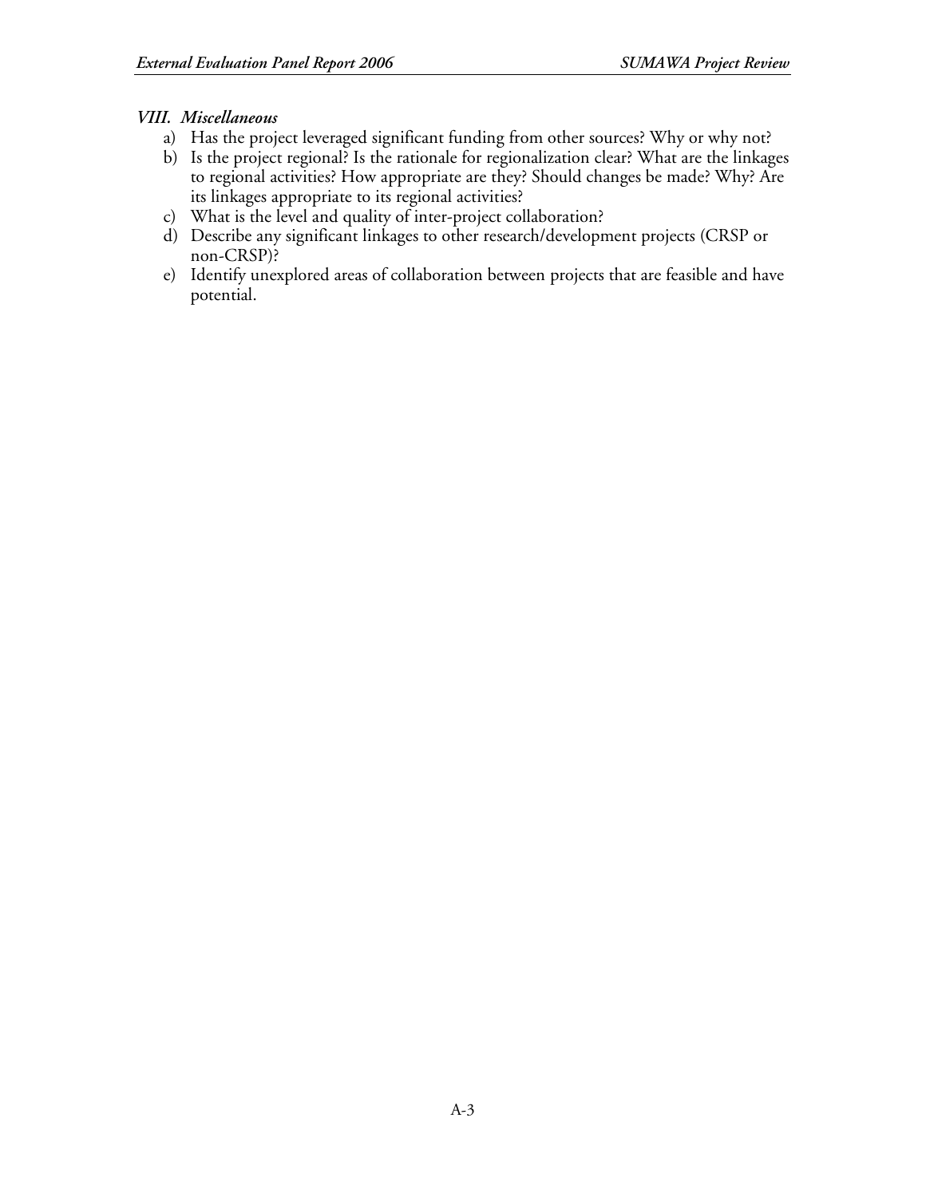### *VIII. Miscellaneous*

a) Has the project leveraged significant funding from other sources? Why or why not?
b) Is the project regional? Is the rationale for regionalization clear? What are the linkages to regional activities? How appropriate are they? Should changes be made? Why? Are its linkages appropriate to its regional activities?
c) What is the level and quality of inter-project collaboration?
d) Describe any significant linkages to other research/development projects (CRSP or non-CRSP)?
e) Identify unexplored areas of collaboration between projects that are feasible and have potential.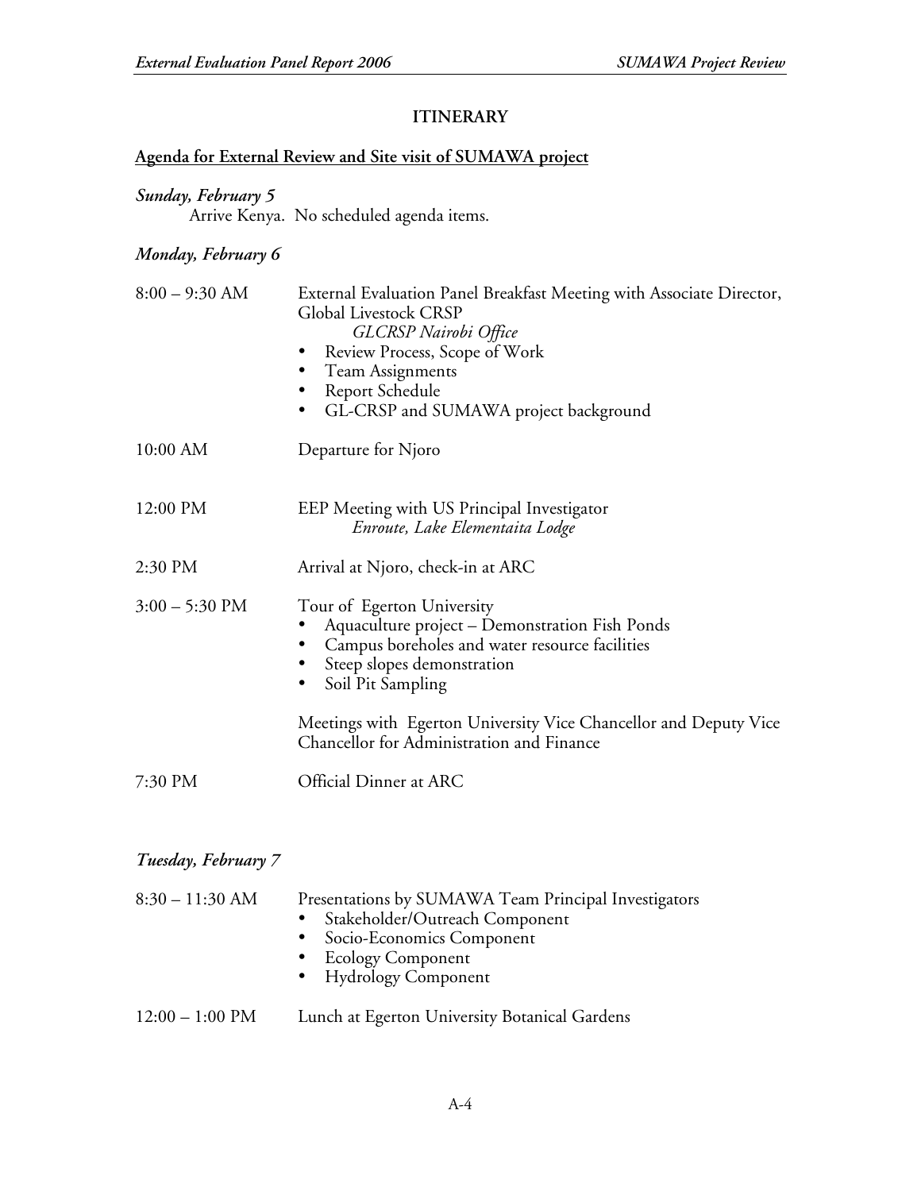**ITINERARY**

**Agenda for External Review and Site visit of SUMAWA project**

***Sunday, February 5***

Arrive Kenya. No scheduled agenda items.

***Monday, February 6***

8:00 – 9:30 AM External Evaluation Panel Breakfast Meeting with Associate Director, Global Livestock CRSP

*GLCRSP Nairobi Office*

- Review Process, Scope of Work
- Team Assignments
- Report Schedule
- GL-CRSP and SUMAWA project background

10:00 AM Departure for Njoro

12:00 PM EEP Meeting with US Principal Investigator

*Enroute, Lake Elementaita Lodge*

2:30 PM Arrival at Njoro, check-in at ARC

3:00 – 5:30 PM Tour of Egerton University

- Aquaculture project – Demonstration Fish Ponds
- Campus boreholes and water resource facilities
- Steep slopes demonstration
- Soil Pit Sampling

Meetings with Egerton University Vice Chancellor and Deputy Vice Chancellor for Administration and Finance

7:30 PM Official Dinner at ARC

***Tuesday, February 7***

8:30 – 11:30 AM Presentations by SUMAWA Team Principal Investigators

- Stakeholder/Outreach Component
- Socio-Economics Component
- Ecology Component
- Hydrology Component

12:00 – 1:00 PM Lunch at Egerton University Botanical Gardens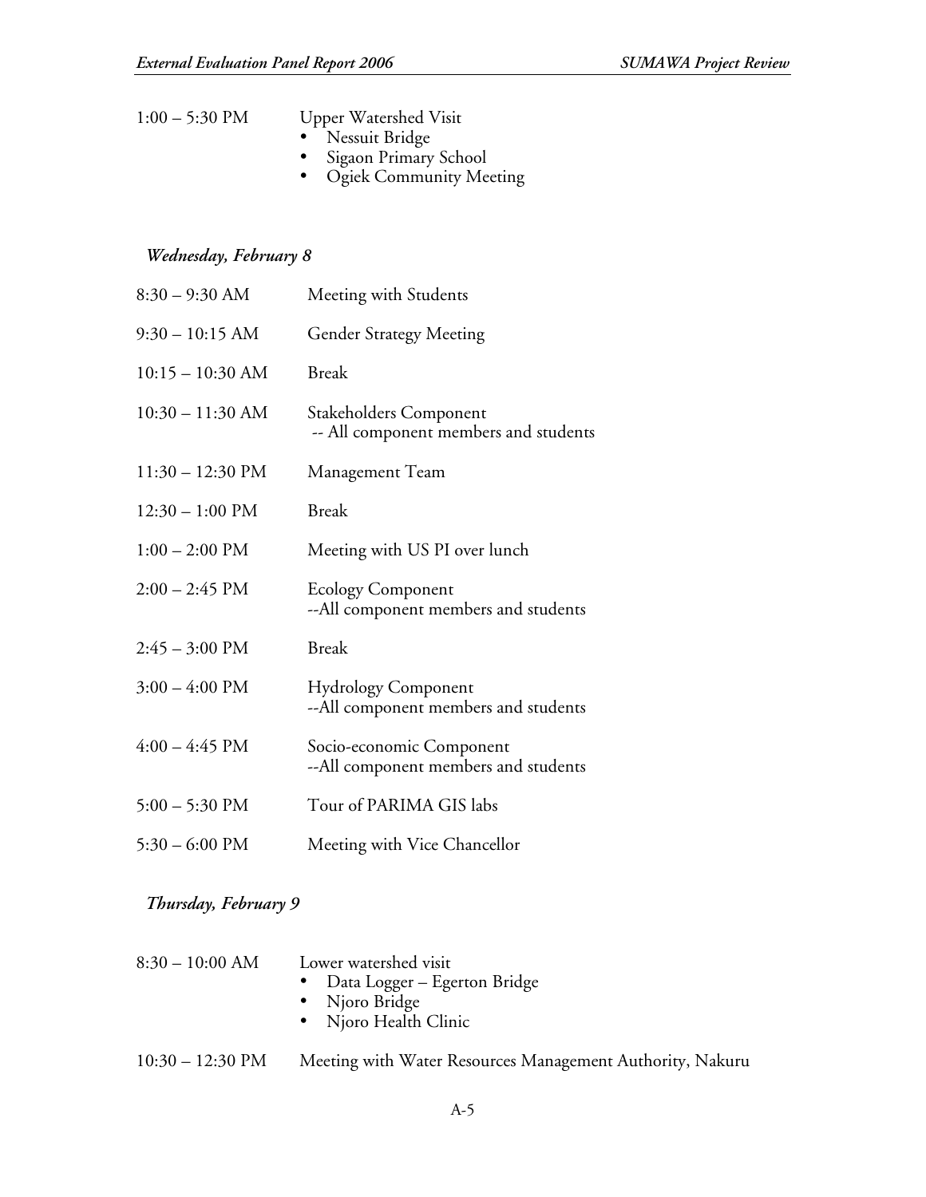| | |
|---|---|
| 1:00 – 5:30 PM | Upper Watershed Visit<br>• Nessuit Bridge<br>• Sigaon Primary School<br>• Ogiek Community Meeting |

*Wednesday, February 8*

| | |
|---|---|
| 8:30 – 9:30 AM | Meeting with Students |
| 9:30 – 10:15 AM | Gender Strategy Meeting |
| 10:15 – 10:30 AM | Break |
| 10:30 – 11:30 AM | Stakeholders Component<br>-- All component members and students |
| 11:30 – 12:30 PM | Management Team |
| 12:30 – 1:00 PM | Break |
| 1:00 – 2:00 PM | Meeting with US PI over lunch |
| 2:00 – 2:45 PM | Ecology Component<br>--All component members and students |
| 2:45 – 3:00 PM | Break |
| 3:00 – 4:00 PM | Hydrology Component<br>--All component members and students |
| 4:00 – 4:45 PM | Socio-economic Component<br>--All component members and students |
| 5:00 – 5:30 PM | Tour of PARIMA GIS labs |
| 5:30 – 6:00 PM | Meeting with Vice Chancellor |

*Thursday, February 9*

| | |
|---|---|
| 8:30 – 10:00 AM | Lower watershed visit<br>• Data Logger – Egerton Bridge<br>• Njoro Bridge<br>• Njoro Health Clinic |
| 10:30 – 12:30 PM | Meeting with Water Resources Management Authority, Nakuru |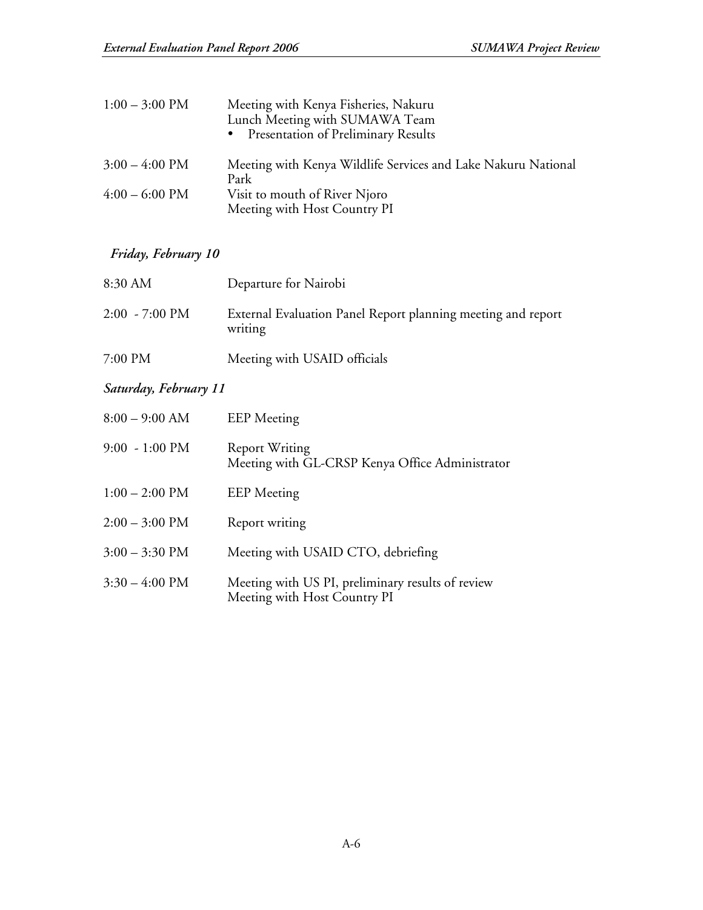| | |
|---|---|
| 1:00 – 3:00 PM | Meeting with Kenya Fisheries, Nakuru<br>Lunch Meeting with SUMAWA Team<br>• Presentation of Preliminary Results |
| 3:00 – 4:00 PM | Meeting with Kenya Wildlife Services and Lake Nakuru National Park |
| 4:00 – 6:00 PM | Visit to mouth of River Njoro<br>Meeting with Host Country PI |

*Friday, February 10*

| | |
|---|---|
| 8:30 AM | Departure for Nairobi |
| 2:00 - 7:00 PM | External Evaluation Panel Report planning meeting and report writing |
| 7:00 PM | Meeting with USAID officials |

*Saturday, February 11*

| | |
|---|---|
| 8:00 – 9:00 AM | EEP Meeting |
| 9:00 - 1:00 PM | Report Writing<br>Meeting with GL-CRSP Kenya Office Administrator |
| 1:00 – 2:00 PM | EEP Meeting |
| 2:00 – 3:00 PM | Report writing |
| 3:00 – 3:30 PM | Meeting with USAID CTO, debriefing |
| 3:30 – 4:00 PM | Meeting with US PI, preliminary results of review<br>Meeting with Host Country PI |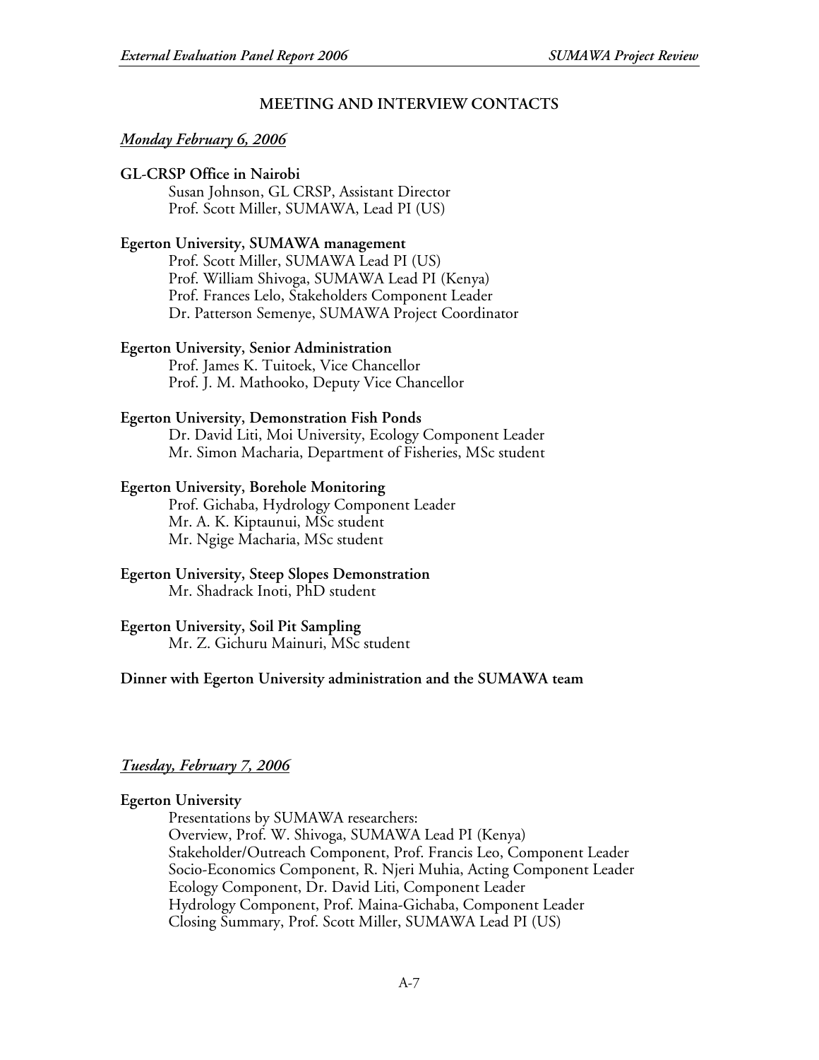## MEETING AND INTERVIEW CONTACTS

*__Monday February 6, 2006__*

**GL-CRSP Office in Nairobi**

Susan Johnson, GL CRSP, Assistant Director
Prof. Scott Miller, SUMAWA, Lead PI (US)

**Egerton University, SUMAWA management**

Prof. Scott Miller, SUMAWA Lead PI (US)
Prof. William Shivoga, SUMAWA Lead PI (Kenya)
Prof. Frances Lelo, Stakeholders Component Leader
Dr. Patterson Semenye, SUMAWA Project Coordinator

**Egerton University, Senior Administration**

Prof. James K. Tuitoek, Vice Chancellor
Prof. J. M. Mathooko, Deputy Vice Chancellor

**Egerton University, Demonstration Fish Ponds**

Dr. David Liti, Moi University, Ecology Component Leader
Mr. Simon Macharia, Department of Fisheries, MSc student

**Egerton University, Borehole Monitoring**

Prof. Gichaba, Hydrology Component Leader
Mr. A. K. Kiptaunui, MSc student
Mr. Ngige Macharia, MSc student

**Egerton University, Steep Slopes Demonstration**

Mr. Shadrack Inoti, PhD student

**Egerton University, Soil Pit Sampling**

Mr. Z. Gichuru Mainuri, MSc student

**Dinner with Egerton University administration and the SUMAWA team**

*__Tuesday, February 7, 2006__*

**Egerton University**

Presentations by SUMAWA researchers:
Overview, Prof. W. Shivoga, SUMAWA Lead PI (Kenya)
Stakeholder/Outreach Component, Prof. Francis Leo, Component Leader
Socio-Economics Component, R. Njeri Muhia, Acting Component Leader
Ecology Component, Dr. David Liti, Component Leader
Hydrology Component, Prof. Maina-Gichaba, Component Leader
Closing Summary, Prof. Scott Miller, SUMAWA Lead PI (US)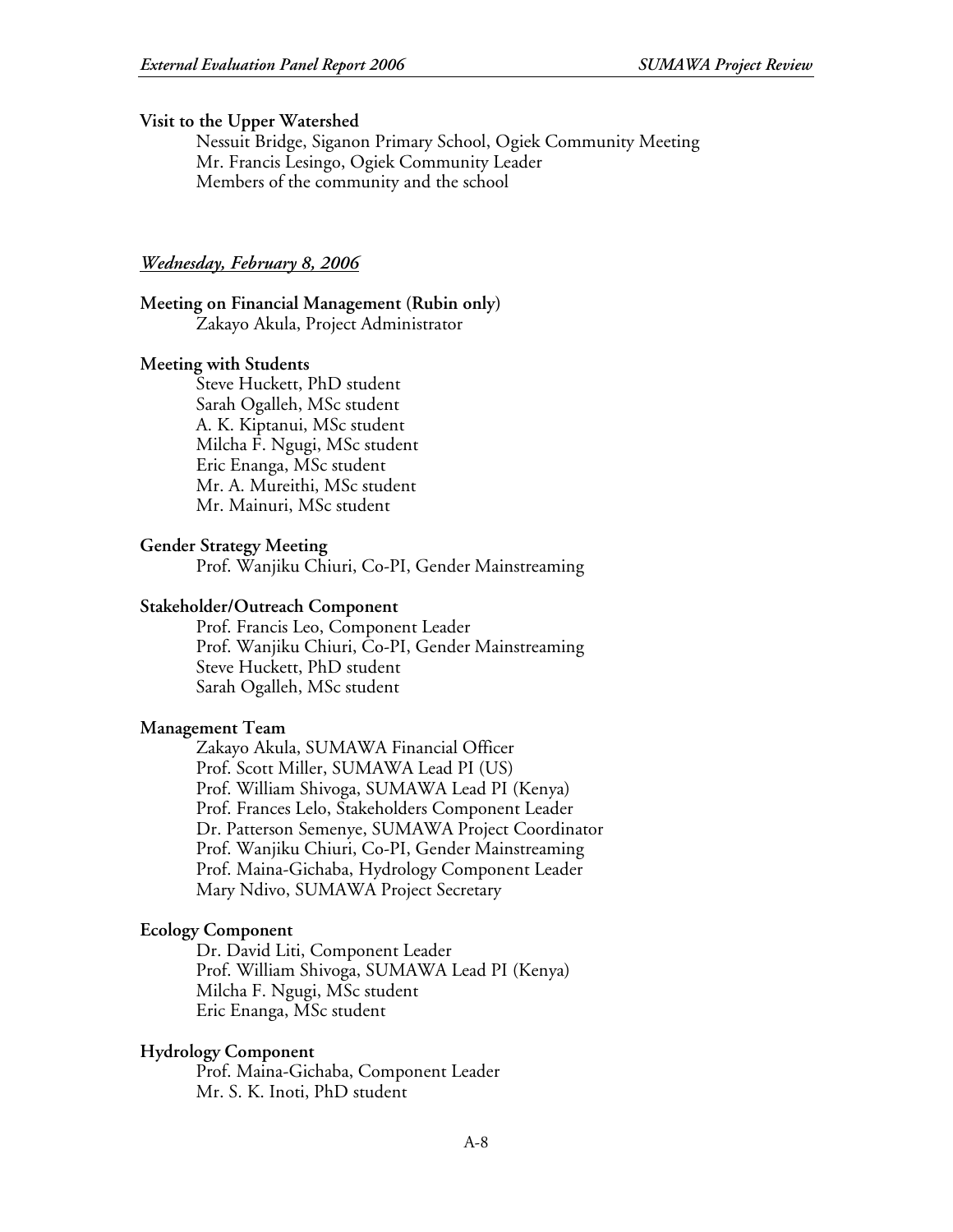**Visit to the Upper Watershed**

Nessuit Bridge, Siganon Primary School, Ogiek Community Meeting
Mr. Francis Lesingo, Ogiek Community Leader
Members of the community and the school

***Wednesday, February 8, 2006***

**Meeting on Financial Management (Rubin only)**

Zakayo Akula, Project Administrator

**Meeting with Students**

Steve Huckett, PhD student
Sarah Ogalleh, MSc student
A. K. Kiptanui, MSc student
Milcha F. Ngugi, MSc student
Eric Enanga, MSc student
Mr. A. Mureithi, MSc student
Mr. Mainuri, MSc student

**Gender Strategy Meeting**

Prof. Wanjiku Chiuri, Co-PI, Gender Mainstreaming

**Stakeholder/Outreach Component**

Prof. Francis Leo, Component Leader
Prof. Wanjiku Chiuri, Co-PI, Gender Mainstreaming
Steve Huckett, PhD student
Sarah Ogalleh, MSc student

**Management Team**

Zakayo Akula, SUMAWA Financial Officer
Prof. Scott Miller, SUMAWA Lead PI (US)
Prof. William Shivoga, SUMAWA Lead PI (Kenya)
Prof. Frances Lelo, Stakeholders Component Leader
Dr. Patterson Semenye, SUMAWA Project Coordinator
Prof. Wanjiku Chiuri, Co-PI, Gender Mainstreaming
Prof. Maina-Gichaba, Hydrology Component Leader
Mary Ndivo, SUMAWA Project Secretary

**Ecology Component**

Dr. David Liti, Component Leader
Prof. William Shivoga, SUMAWA Lead PI (Kenya)
Milcha F. Ngugi, MSc student
Eric Enanga, MSc student

**Hydrology Component**

Prof. Maina-Gichaba, Component Leader
Mr. S. K. Inoti, PhD student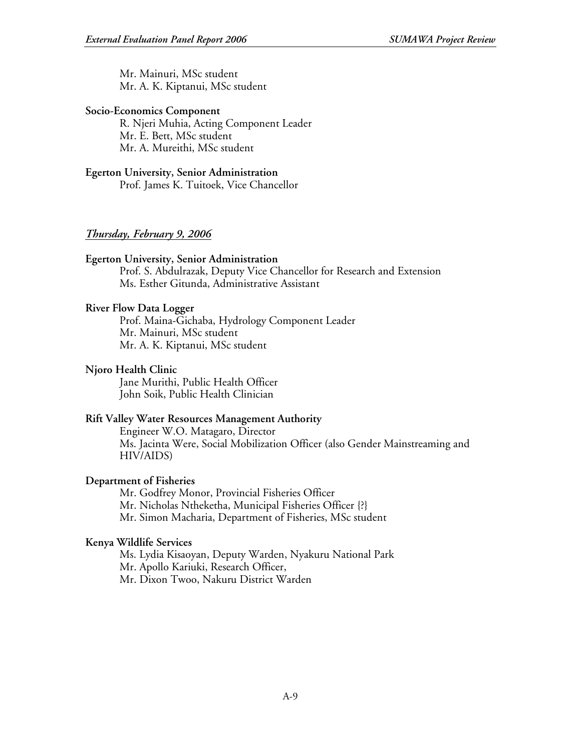Mr. Mainuri, MSc student
Mr. A. K. Kiptanui, MSc student

**Socio-Economics Component**

R. Njeri Muhia, Acting Component Leader
Mr. E. Bett, MSc student
Mr. A. Mureithi, MSc student

**Egerton University, Senior Administration**

Prof. James K. Tuitoek, Vice Chancellor

***Thursday, February 9, 2006***

**Egerton University, Senior Administration**

Prof. S. Abdulrazak, Deputy Vice Chancellor for Research and Extension
Ms. Esther Gitunda, Administrative Assistant

**River Flow Data Logger**

Prof. Maina-Gichaba, Hydrology Component Leader
Mr. Mainuri, MSc student
Mr. A. K. Kiptanui, MSc student

**Njoro Health Clinic**

Jane Murithi, Public Health Officer
John Soik, Public Health Clinician

**Rift Valley Water Resources Management Authority**

Engineer W.O. Matagaro, Director
Ms. Jacinta Were, Social Mobilization Officer (also Gender Mainstreaming and HIV/AIDS)

**Department of Fisheries**

Mr. Godfrey Monor, Provincial Fisheries Officer
Mr. Nicholas Ntheketha, Municipal Fisheries Officer {?}
Mr. Simon Macharia, Department of Fisheries, MSc student

**Kenya Wildlife Services**

Ms. Lydia Kisaoyan, Deputy Warden, Nyakuru National Park
Mr. Apollo Kariuki, Research Officer,
Mr. Dixon Twoo, Nakuru District Warden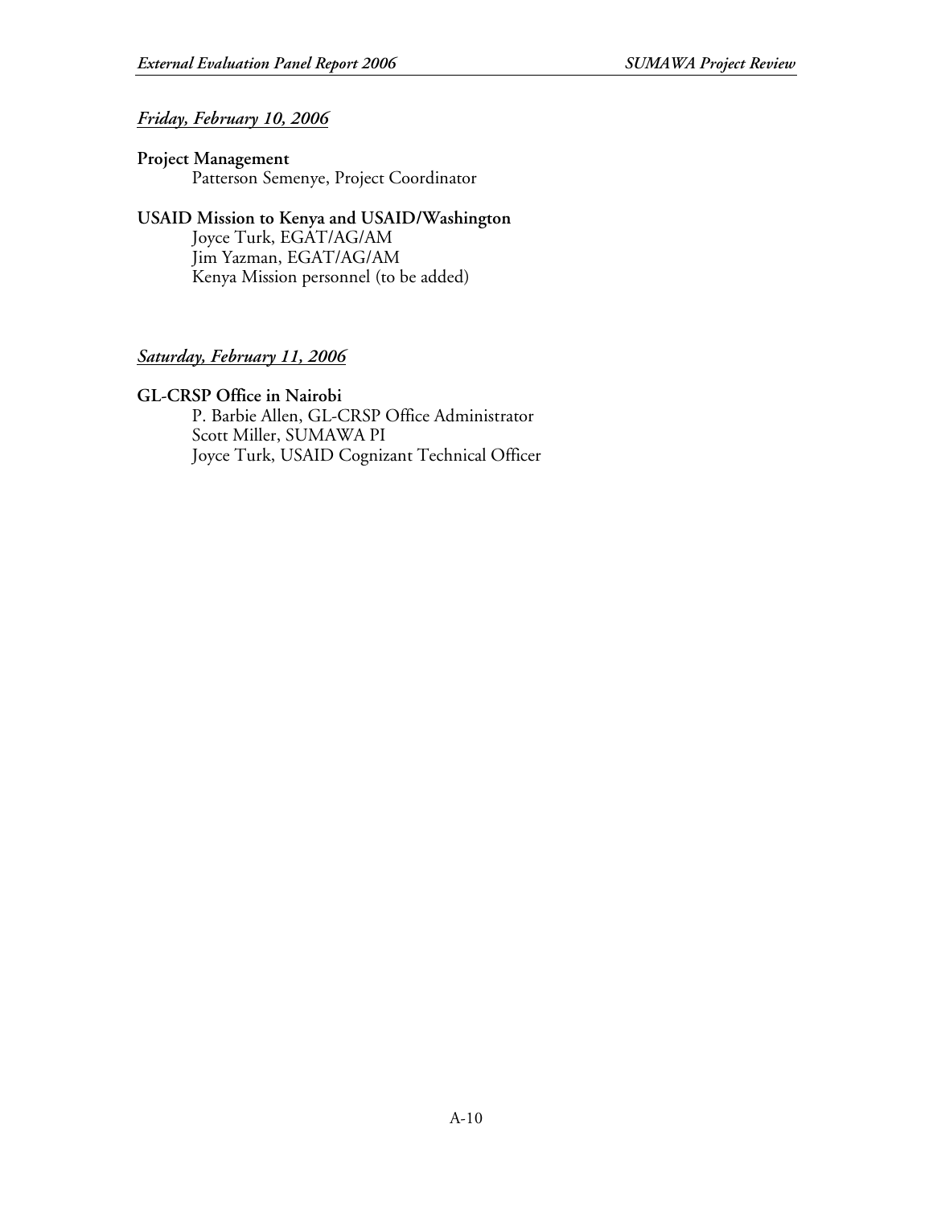***Friday, February 10, 2006***

**Project Management**

Patterson Semenye, Project Coordinator

**USAID Mission to Kenya and USAID/Washington**

Joyce Turk, EGAT/AG/AM
Jim Yazman, EGAT/AG/AM
Kenya Mission personnel (to be added)

***Saturday, February 11, 2006***

**GL-CRSP Office in Nairobi**

P. Barbie Allen, GL-CRSP Office Administrator
Scott Miller, SUMAWA PI
Joyce Turk, USAID Cognizant Technical Officer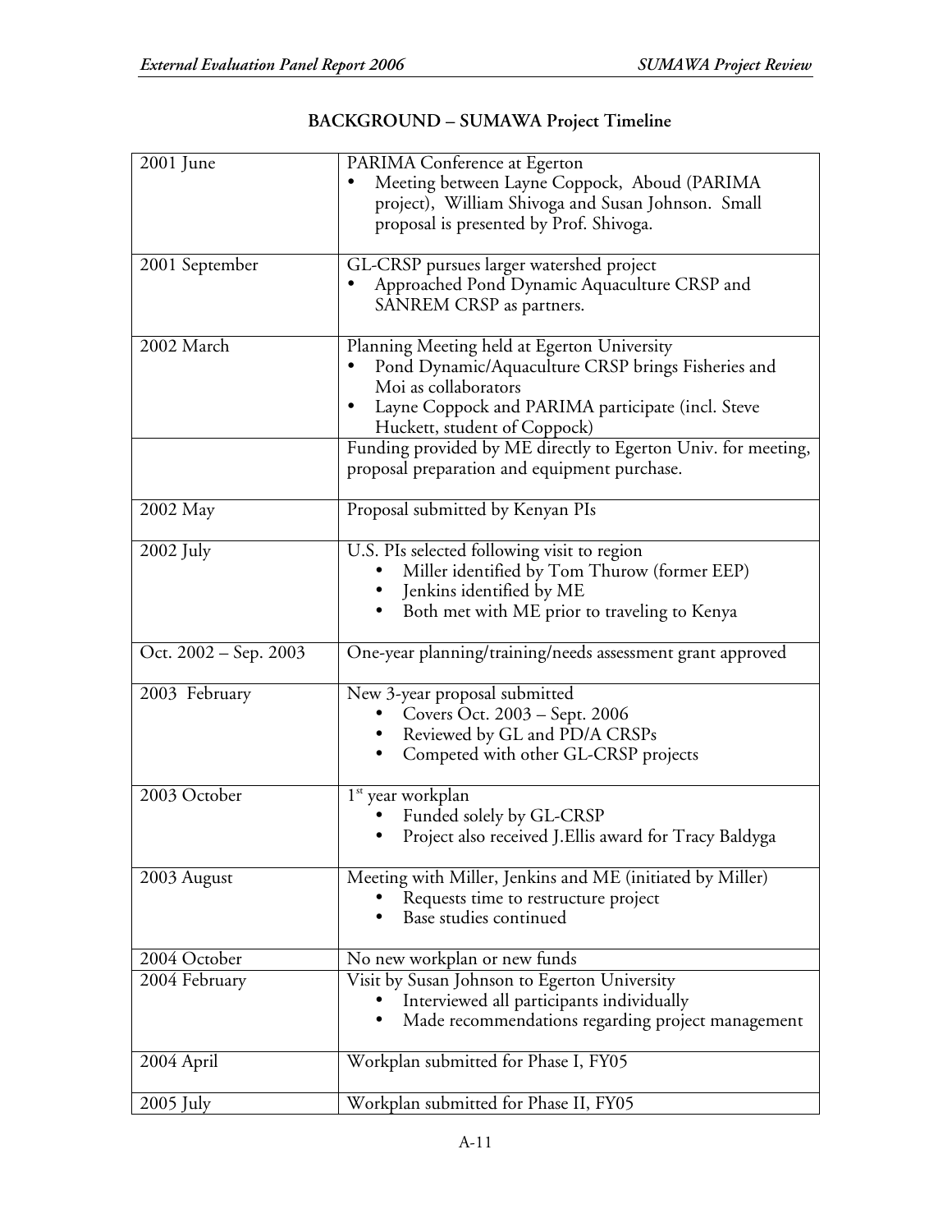## BACKGROUND – SUMAWA Project Timeline

| | |
|---|---|
| 2001 June | PARIMA Conference at Egerton<br>• Meeting between Layne Coppock, Aboud (PARIMA project), William Shivoga and Susan Johnson. Small proposal is presented by Prof. Shivoga. |
| 2001 September | GL-CRSP pursues larger watershed project<br>• Approached Pond Dynamic Aquaculture CRSP and SANREM CRSP as partners. |
| 2002 March | Planning Meeting held at Egerton University<br>• Pond Dynamic/Aquaculture CRSP brings Fisheries and Moi as collaborators<br>• Layne Coppock and PARIMA participate (incl. Steve Huckett, student of Coppock) |
| | Funding provided by ME directly to Egerton Univ. for meeting, proposal preparation and equipment purchase. |
| 2002 May | Proposal submitted by Kenyan PIs |
| 2002 July | U.S. PIs selected following visit to region<br>• Miller identified by Tom Thurow (former EEP)<br>• Jenkins identified by ME<br>• Both met with ME prior to traveling to Kenya |
| Oct. 2002 – Sep. 2003 | One-year planning/training/needs assessment grant approved |
| 2003 February | New 3-year proposal submitted<br>• Covers Oct. 2003 – Sept. 2006<br>• Reviewed by GL and PD/A CRSPs<br>• Competed with other GL-CRSP projects |
| 2003 October | 1st year workplan<br>• Funded solely by GL-CRSP<br>• Project also received J.Ellis award for Tracy Baldyga |
| 2003 August | Meeting with Miller, Jenkins and ME (initiated by Miller)<br>• Requests time to restructure project<br>• Base studies continued |
| 2004 October | No new workplan or new funds |
| 2004 February | Visit by Susan Johnson to Egerton University<br>• Interviewed all participants individually<br>• Made recommendations regarding project management |
| 2004 April | Workplan submitted for Phase I, FY05 |
| 2005 July | Workplan submitted for Phase II, FY05 |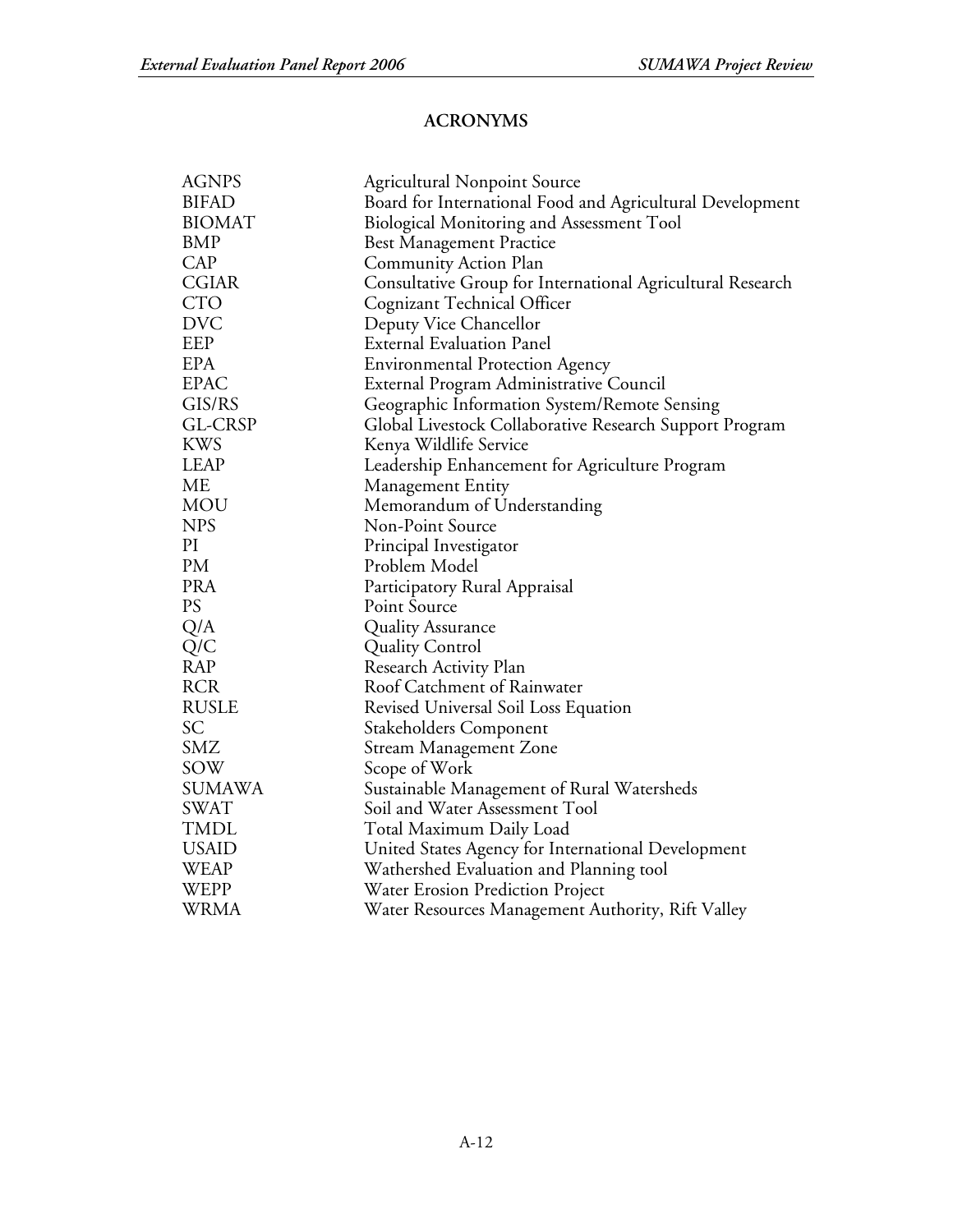## ACRONYMS

| | |
|---|---|
| AGNPS | Agricultural Nonpoint Source |
| BIFAD | Board for International Food and Agricultural Development |
| BIOMAT | Biological Monitoring and Assessment Tool |
| BMP | Best Management Practice |
| CAP | Community Action Plan |
| CGIAR | Consultative Group for International Agricultural Research |
| CTO | Cognizant Technical Officer |
| DVC | Deputy Vice Chancellor |
| EEP | External Evaluation Panel |
| EPA | Environmental Protection Agency |
| EPAC | External Program Administrative Council |
| GIS/RS | Geographic Information System/Remote Sensing |
| GL-CRSP | Global Livestock Collaborative Research Support Program |
| KWS | Kenya Wildlife Service |
| LEAP | Leadership Enhancement for Agriculture Program |
| ME | Management Entity |
| MOU | Memorandum of Understanding |
| NPS | Non-Point Source |
| PI | Principal Investigator |
| PM | Problem Model |
| PRA | Participatory Rural Appraisal |
| PS | Point Source |
| Q/A | Quality Assurance |
| Q/C | Quality Control |
| RAP | Research Activity Plan |
| RCR | Roof Catchment of Rainwater |
| RUSLE | Revised Universal Soil Loss Equation |
| SC | Stakeholders Component |
| SMZ | Stream Management Zone |
| SOW | Scope of Work |
| SUMAWA | Sustainable Management of Rural Watersheds |
| SWAT | Soil and Water Assessment Tool |
| TMDL | Total Maximum Daily Load |
| USAID | United States Agency for International Development |
| WEAP | Wathershed Evaluation and Planning tool |
| WEPP | Water Erosion Prediction Project |
| WRMA | Water Resources Management Authority, Rift Valley |